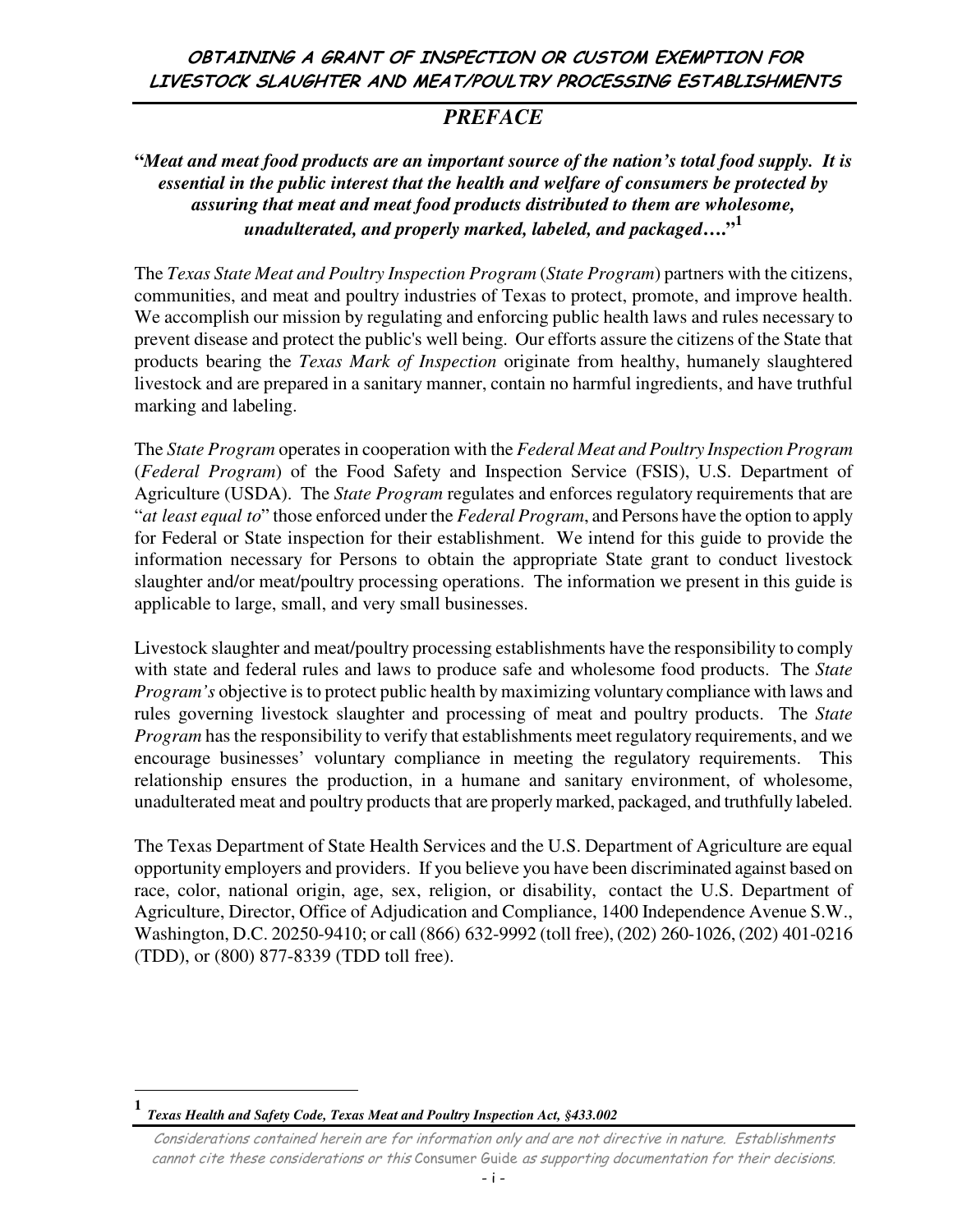## PREFACE

***"Meat and meat food products are an important source of the nation's total food supply. It is essential in the public interest that the health and welfare of consumers be protected by assuring that meat and meat food products distributed to them are wholesome, unadulterated, and properly marked, labeled, and packaged…."*** [1]

The *Texas State Meat and Poultry Inspection Program* (*State Program*) partners with the citizens, communities, and meat and poultry industries of Texas to protect, promote, and improve health. We accomplish our mission by regulating and enforcing public health laws and rules necessary to prevent disease and protect the public's well being. Our efforts assure the citizens of the State that products bearing the *Texas Mark of Inspection* originate from healthy, humanely slaughtered livestock and are prepared in a sanitary manner, contain no harmful ingredients, and have truthful marking and labeling.

The *State Program* operates in cooperation with the *Federal Meat and Poultry Inspection Program* (*Federal Program*) of the Food Safety and Inspection Service (FSIS), U.S. Department of Agriculture (USDA). The *State Program* regulates and enforces regulatory requirements that are "*at least equal to*" those enforced under the *Federal Program*, and Persons have the option to apply for Federal or State inspection for their establishment. We intend for this guide to provide the information necessary for Persons to obtain the appropriate State grant to conduct livestock slaughter and/or meat/poultry processing operations. The information we present in this guide is applicable to large, small, and very small businesses.

Livestock slaughter and meat/poultry processing establishments have the responsibility to comply with state and federal rules and laws to produce safe and wholesome food products. The *State Program's* objective is to protect public health by maximizing voluntary compliance with laws and rules governing livestock slaughter and processing of meat and poultry products. The *State Program* has the responsibility to verify that establishments meet regulatory requirements, and we encourage businesses' voluntary compliance in meeting the regulatory requirements. This relationship ensures the production, in a humane and sanitary environment, of wholesome, unadulterated meat and poultry products that are properly marked, packaged, and truthfully labeled.

The Texas Department of State Health Services and the U.S. Department of Agriculture are equal opportunity employers and providers. If you believe you have been discriminated against based on race, color, national origin, age, sex, religion, or disability, contact the U.S. Department of Agriculture, Director, Office of Adjudication and Compliance, 1400 Independence Avenue S.W., Washington, D.C. 20250-9410; or call (866) 632-9992 (toll free), (202) 260-1026, (202) 401-0216 (TDD), or (800) 877-8339 (TDD toll free).

---

[1] ***Texas Health and Safety Code, Texas Meat and Poultry Inspection Act, §433.002***

*Considerations contained herein are for information only and are not directive in nature. Establishments cannot cite these considerations or this* Consumer Guide *as supporting documentation for their decisions.*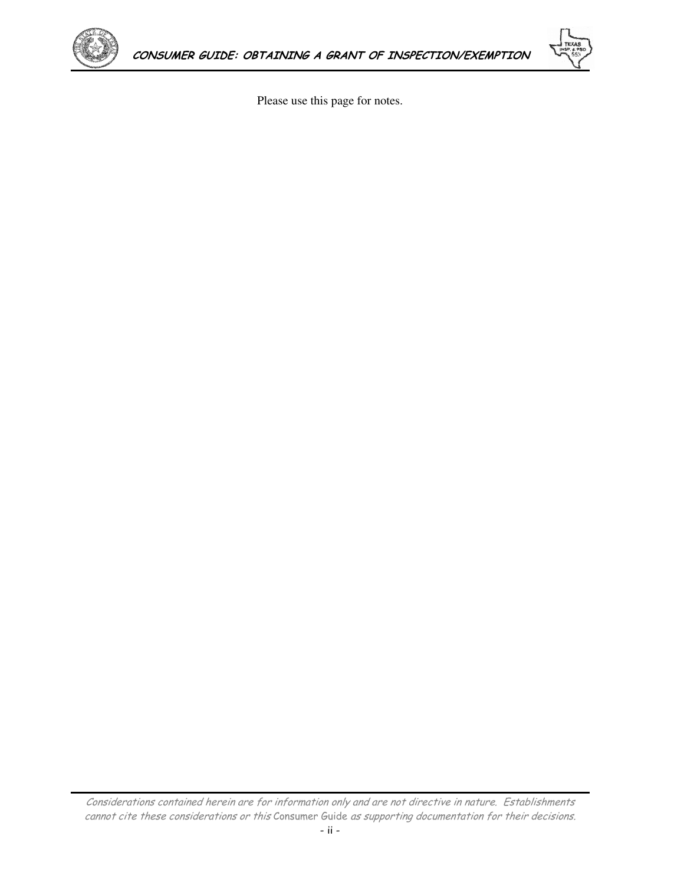Please use this page for notes.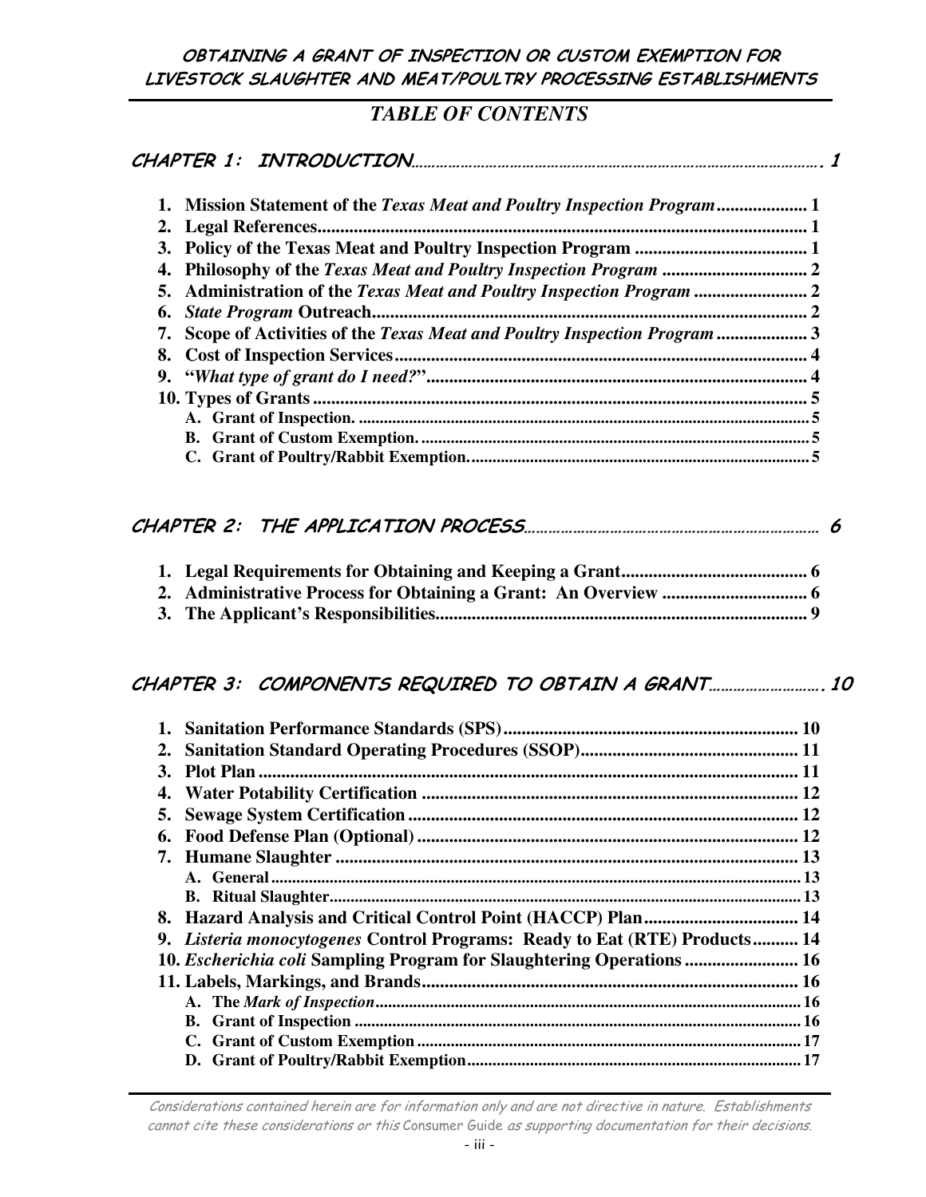## TABLE OF CONTENTS

### CHAPTER 1: INTRODUCTION .......... 1

1. Mission Statement of the *Texas Meat and Poultry Inspection Program* .......... 1
2. Legal References .......... 1
3. Policy of the Texas Meat and Poultry Inspection Program .......... 1
4. Philosophy of the *Texas Meat and Poultry Inspection Program* .......... 2
5. Administration of the *Texas Meat and Poultry Inspection Program* .......... 2
6. *State Program* Outreach .......... 2
7. Scope of Activities of the *Texas Meat and Poultry Inspection Program* .......... 3
8. Cost of Inspection Services .......... 4
9. "*What type of grant do I need?*" .......... 4
10. Types of Grants .......... 5
    - A. Grant of Inspection. .......... 5
    - B. Grant of Custom Exemption. .......... 5
    - C. Grant of Poultry/Rabbit Exemption. .......... 5

### CHAPTER 2: THE APPLICATION PROCESS .......... 6

1. Legal Requirements for Obtaining and Keeping a Grant .......... 6
2. Administrative Process for Obtaining a Grant: An Overview .......... 6
3. The Applicant's Responsibilities .......... 9

### CHAPTER 3: COMPONENTS REQUIRED TO OBTAIN A GRANT .......... 10

1. Sanitation Performance Standards (SPS) .......... 10
2. Sanitation Standard Operating Procedures (SSOP) .......... 11
3. Plot Plan .......... 11
4. Water Potability Certification .......... 12
5. Sewage System Certification .......... 12
6. Food Defense Plan (Optional) .......... 12
7. Humane Slaughter .......... 13
    - A. General .......... 13
    - B. Ritual Slaughter .......... 13
8. Hazard Analysis and Critical Control Point (HACCP) Plan .......... 14
9. *Listeria monocytogenes* Control Programs: Ready to Eat (RTE) Products .......... 14
10. *Escherichia coli* Sampling Program for Slaughtering Operations .......... 16
11. Labels, Markings, and Brands .......... 16
    - A. The *Mark of Inspection* .......... 16
    - B. Grant of Inspection .......... 16
    - C. Grant of Custom Exemption .......... 17
    - D. Grant of Poultry/Rabbit Exemption .......... 17

*Considerations contained herein are for information only and are not directive in nature. Establishments cannot cite these considerations or this* Consumer Guide *as supporting documentation for their decisions.*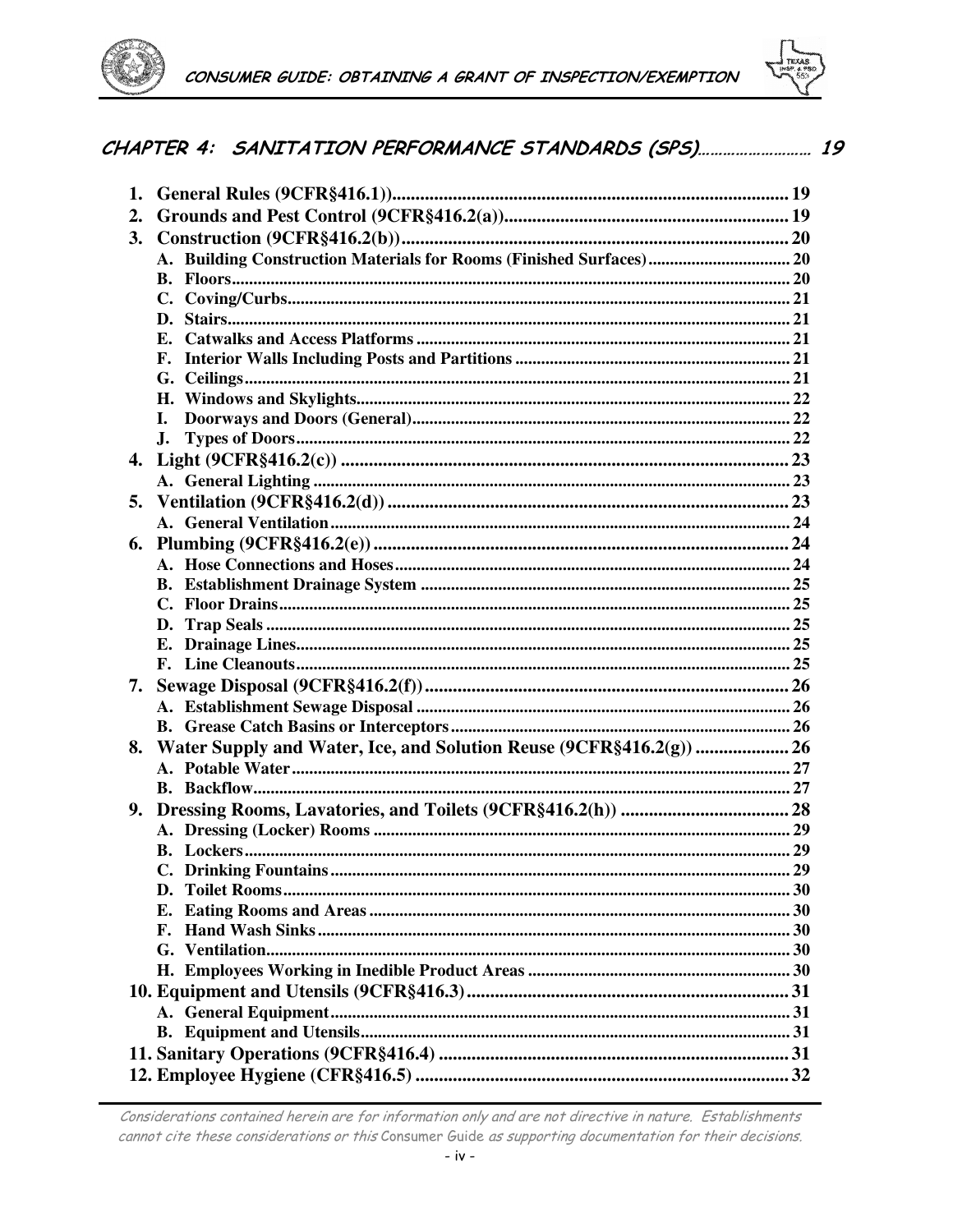## CHAPTER 4: SANITATION PERFORMANCE STANDARDS (SPS)........................ 19

1. **General Rules (9CFR§416.1)).................................................................................... 19**
2. **Grounds and Pest Control (9CFR§416.2(a))............................................................. 19**
3. **Construction (9CFR§416.2(b))................................................................................... 20**
   - A. Building Construction Materials for Rooms (Finished Surfaces)................................ 20
   - B. Floors.............................................................................................................. 20
   - C. Coving/Curbs.................................................................................................. 21
   - D. Stairs............................................................................................................... 21
   - E. Catwalks and Access Platforms ...................................................................... 21
   - F. Interior Walls Including Posts and Partitions .................................................. 21
   - G. Ceilings............................................................................................................ 21
   - H. Windows and Skylights.................................................................................... 22
   - I. Doorways and Doors (General)........................................................................ 22
   - J. Types of Doors.................................................................................................. 22
4. **Light (9CFR§416.2(c)) ............................................................................................... 23**
   - A. General Lighting ............................................................................................. 23
5. **Ventilation (9CFR§416.2(d)) ....................................................................................... 23**
   - A. General Ventilation.......................................................................................... 24
6. **Plumbing (9CFR§416.2(e)) ......................................................................................... 24**
   - A. Hose Connections and Hoses.......................................................................... 24
   - B. Establishment Drainage System ..................................................................... 25
   - C. Floor Drains...................................................................................................... 25
   - D. Trap Seals ........................................................................................................ 25
   - E. Drainage Lines.................................................................................................. 25
   - F. Line Cleanouts.................................................................................................. 25
7. **Sewage Disposal (9CFR§416.2(f))............................................................................ 26**
   - A. Establishment Sewage Disposal ...................................................................... 26
   - B. Grease Catch Basins or Interceptors.............................................................. 26
8. **Water Supply and Water, Ice, and Solution Reuse (9CFR§416.2(g)) .................... 26**
   - A. Potable Water................................................................................................... 27
   - B. Backflow........................................................................................................... 27
9. **Dressing Rooms, Lavatories, and Toilets (9CFR§416.2(h)) .................................... 28**
   - A. Dressing (Locker) Rooms ................................................................................ 29
   - B. Lockers............................................................................................................. 29
   - C. Drinking Fountains........................................................................................... 29
   - D. Toilet Rooms.................................................................................................... 30
   - E. Eating Rooms and Areas ................................................................................. 30
   - F. Hand Wash Sinks............................................................................................. 30
   - G. Ventilation......................................................................................................... 30
   - H. Employees Working in Inedible Product Areas ............................................. 30
10. **Equipment and Utensils (9CFR§416.3).................................................................... 31**
    - A. General Equipment.......................................................................................... 31
    - B. Equipment and Utensils................................................................................... 31
11. **Sanitary Operations (9CFR§416.4) .......................................................................... 31**
12. **Employee Hygiene (CFR§416.5) ............................................................................... 32**

*Considerations contained herein are for information only and are not directive in nature. Establishments cannot cite these considerations or this* Consumer Guide *as supporting documentation for their decisions.*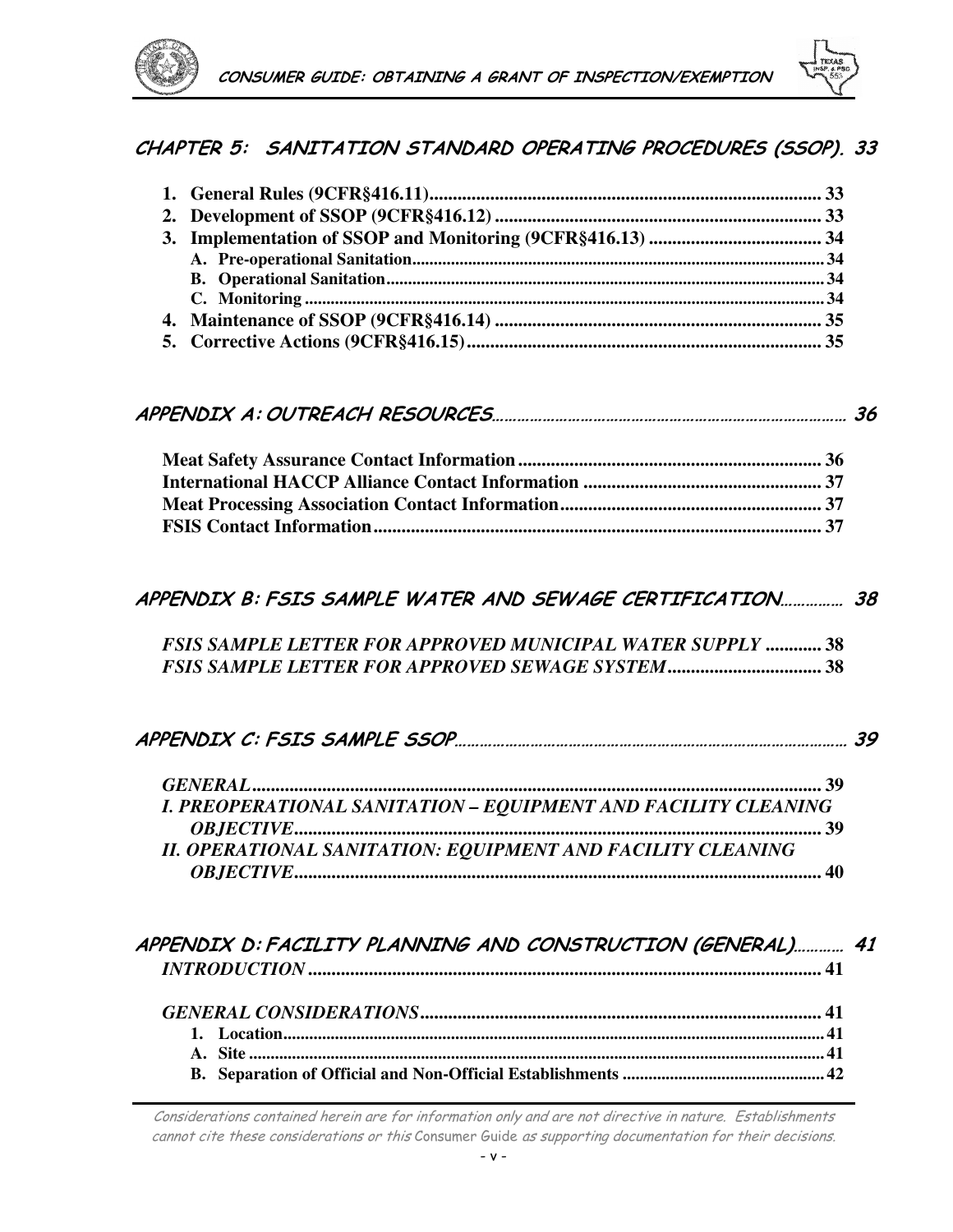**CHAPTER 5: SANITATION STANDARD OPERATING PROCEDURES (SSOP). 33**

1. **General Rules (9CFR§416.11)........................................................................................ 33**
2. **Development of SSOP (9CFR§416.12) ......................................................................... 33**
3. **Implementation of SSOP and Monitoring (9CFR§416.13) ....................................... 34**
   - **A. Pre-operational Sanitation.............................................................................................. 34**
   - **B. Operational Sanitation.................................................................................................... 34**
   - **C. Monitoring ....................................................................................................................... 34**
4. **Maintenance of SSOP (9CFR§416.14) ........................................................................ 35**
5. **Corrective Actions (9CFR§416.15)............................................................................... 35**

**APPENDIX A: OUTREACH RESOURCES...................................................................................... 36**

- **Meat Safety Assurance Contact Information ................................................................. 36**
- **International HACCP Alliance Contact Information .................................................... 37**
- **Meat Processing Association Contact Information........................................................ 37**
- **FSIS Contact Information................................................................................................. 37**

**APPENDIX B: FSIS SAMPLE WATER AND SEWAGE CERTIFICATION............... 38**

- ***FSIS SAMPLE LETTER FOR APPROVED MUNICIPAL WATER SUPPLY ............ 38***
- ***FSIS SAMPLE LETTER FOR APPROVED SEWAGE SYSTEM................................. 38***

**APPENDIX C: FSIS SAMPLE SSOP............................................................................................ 39**

- ***GENERAL.......................................................................................................................... 39***
- ***I. PREOPERATIONAL SANITATION – EQUIPMENT AND FACILITY CLEANING OBJECTIVE.................................................................................................................. 39***
- ***II. OPERATIONAL SANITATION: EQUIPMENT AND FACILITY CLEANING OBJECTIVE................................................................................................................. 40***

**APPENDIX D: FACILITY PLANNING AND CONSTRUCTION (GENERAL)............ 41**

- ***INTRODUCTION .............................................................................................................. 41***
- ***GENERAL CONSIDERATIONS...................................................................................... 41***
  1. **Location............................................................................................................................ 41**
     - **A. Site .................................................................................................................................... 41**
     - **B. Separation of Official and Non-Official Establishments .............................................. 42**

*Considerations contained herein are for information only and are not directive in nature. Establishments cannot cite these considerations or this* Consumer Guide *as supporting documentation for their decisions.*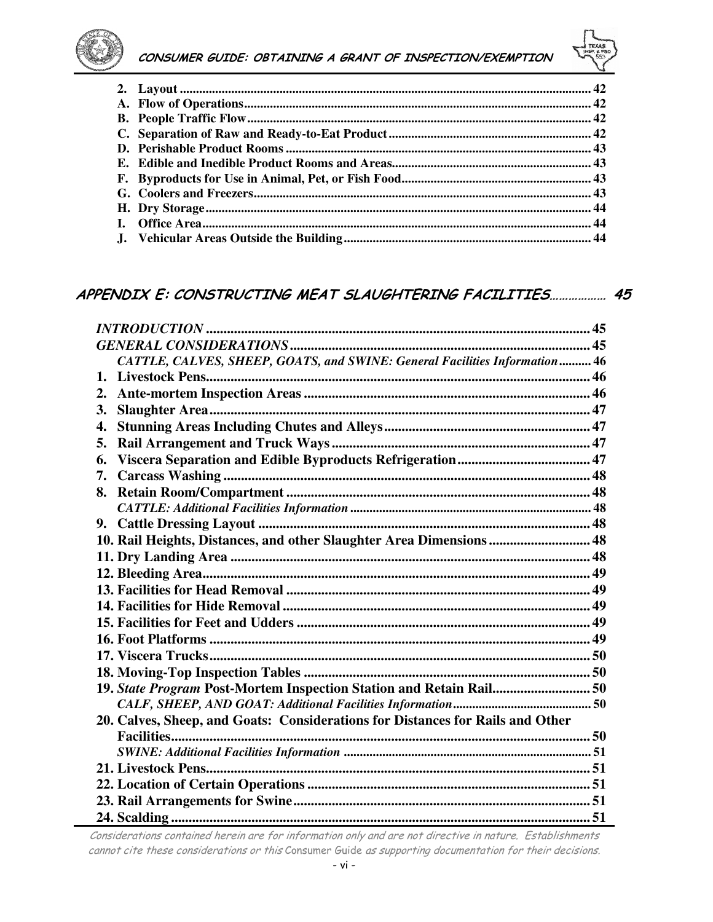2. **Layout** ... 42
A. **Flow of Operations** ... 42
B. **People Traffic Flow** ... 42
C. **Separation of Raw and Ready-to-Eat Product** ... 42
D. **Perishable Product Rooms** ... 43
E. **Edible and Inedible Product Rooms and Areas** ... 43
F. **Byproducts for Use in Animal, Pet, or Fish Food** ... 43
G. **Coolers and Freezers** ... 43
H. **Dry Storage** ... 44
I. **Office Area** ... 44
J. **Vehicular Areas Outside the Building** ... 44

## APPENDIX E: CONSTRUCTING MEAT SLAUGHTERING FACILITIES ... 45

***INTRODUCTION*** ... 45
***GENERAL CONSIDERATIONS*** ... 45
***CATTLE, CALVES, SHEEP, GOATS, and SWINE: General Facilities Information*** ... 46
1. **Livestock Pens** ... 46
2. **Ante-mortem Inspection Areas** ... 46
3. **Slaughter Area** ... 47
4. **Stunning Areas Including Chutes and Alleys** ... 47
5. **Rail Arrangement and Truck Ways** ... 47
6. **Viscera Separation and Edible Byproducts Refrigeration** ... 47
7. **Carcass Washing** ... 48
8. **Retain Room/Compartment** ... 48
***CATTLE: Additional Facilities Information*** ... 48
9. **Cattle Dressing Layout** ... 48
10. **Rail Heights, Distances, and other Slaughter Area Dimensions** ... 48
11. **Dry Landing Area** ... 48
12. **Bleeding Area** ... 49
13. **Facilities for Head Removal** ... 49
14. **Facilities for Hide Removal** ... 49
15. **Facilities for Feet and Udders** ... 49
16. **Foot Platforms** ... 49
17. **Viscera Trucks** ... 50
18. **Moving-Top Inspection Tables** ... 50
19. ***State Program* Post-Mortem Inspection Station and Retain Rail** ... 50
***CALF, SHEEP, AND GOAT: Additional Facilities Information*** ... 50
20. **Calves, Sheep, and Goats: Considerations for Distances for Rails and Other Facilities** ... 50
***SWINE: Additional Facilities Information*** ... 51
21. **Livestock Pens** ... 51
22. **Location of Certain Operations** ... 51
23. **Rail Arrangements for Swine** ... 51
24. **Scalding** ... 51

*Considerations contained herein are for information only and are not directive in nature. Establishments cannot cite these considerations or this* Consumer Guide *as supporting documentation for their decisions.*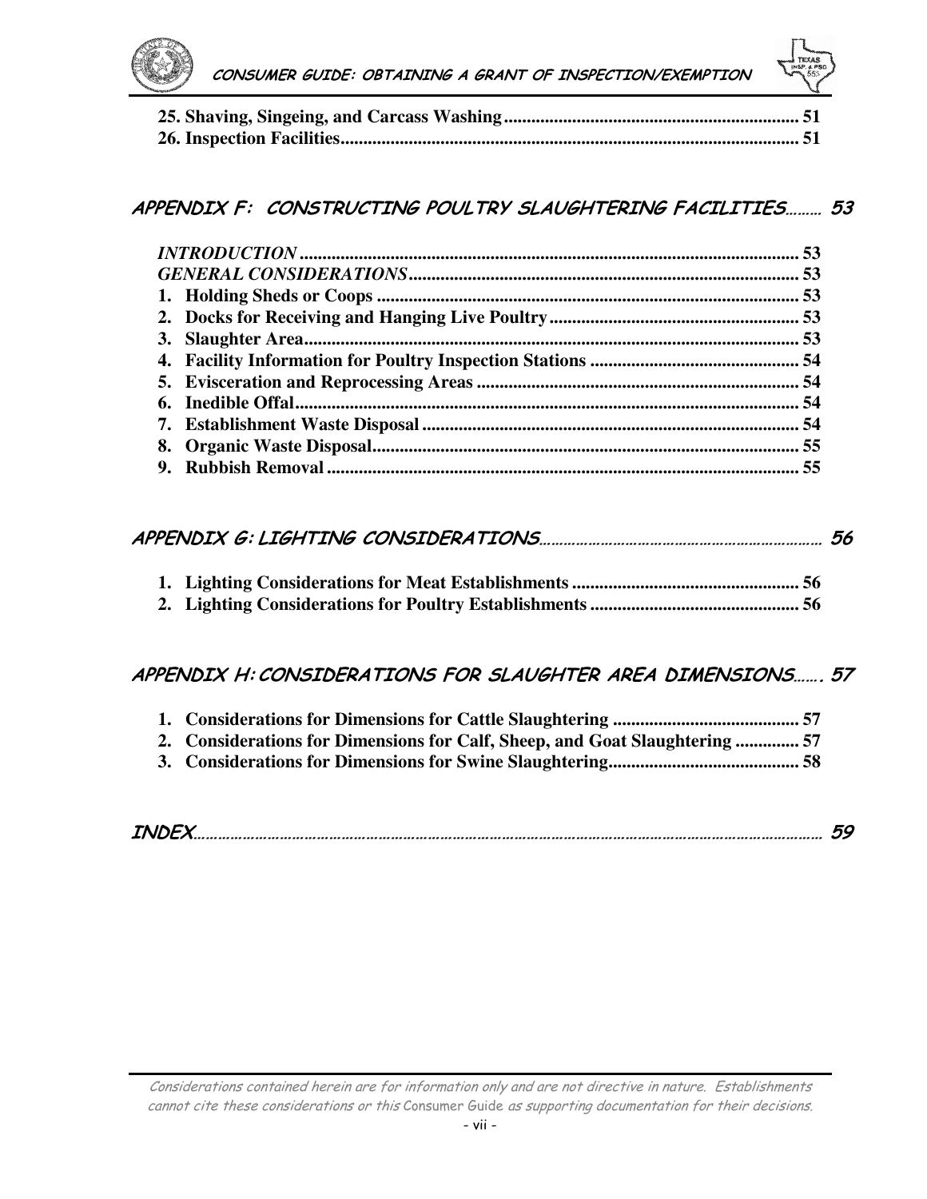**25. Shaving, Singeing, and Carcass Washing ................................................................. 51**
**26. Inspection Facilities.................................................................................................... 51**

## APPENDIX F: CONSTRUCTING POULTRY SLAUGHTERING FACILITIES......... 53

***INTRODUCTION*** **............................................................................................................ 53**
***GENERAL CONSIDERATIONS*** **...................................................................................... 53**
**1. Holding Sheds or Coops ............................................................................................ 53**
**2. Docks for Receiving and Hanging Live Poultry....................................................... 53**
**3. Slaughter Area............................................................................................................ 53**
**4. Facility Information for Poultry Inspection Stations .............................................. 54**
**5. Evisceration and Reprocessing Areas ....................................................................... 54**
**6. Inedible Offal.............................................................................................................. 54**
**7. Establishment Waste Disposal .................................................................................. 54**
**8. Organic Waste Disposal............................................................................................. 55**
**9. Rubbish Removal ....................................................................................................... 55**

## APPENDIX G: LIGHTING CONSIDERATIONS........................................................................ 56

**1. Lighting Considerations for Meat Establishments .................................................. 56**
**2. Lighting Considerations for Poultry Establishments .............................................. 56**

## APPENDIX H: CONSIDERATIONS FOR SLAUGHTER AREA DIMENSIONS....... 57

**1. Considerations for Dimensions for Cattle Slaughtering ......................................... 57**
**2. Considerations for Dimensions for Calf, Sheep, and Goat Slaughtering .............. 57**
**3. Considerations for Dimensions for Swine Slaughtering.......................................... 58**

## INDEX.................................................................................................................................................. 59

*Considerations contained herein are for information only and are not directive in nature. Establishments cannot cite these considerations or this* Consumer Guide *as supporting documentation for their decisions.*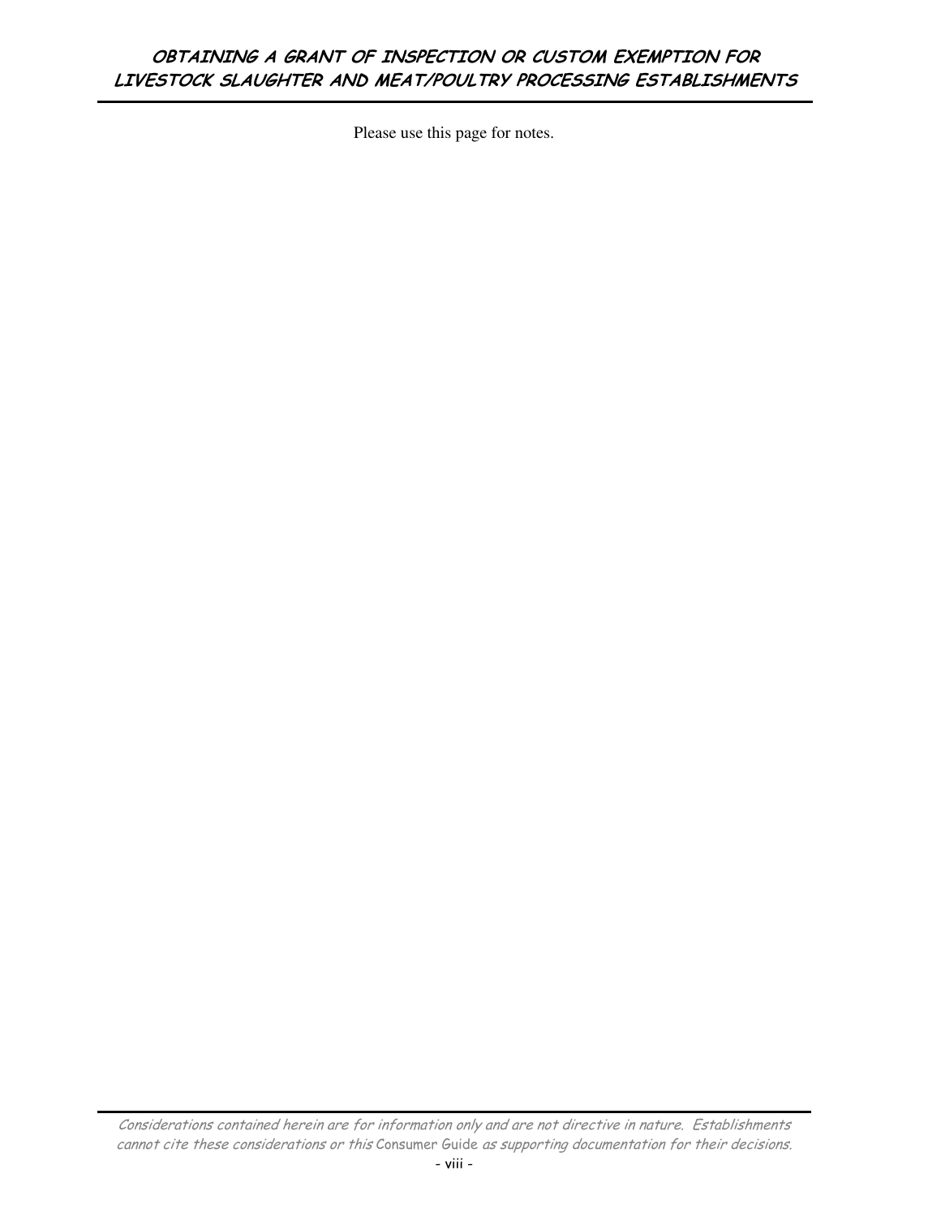Please use this page for notes.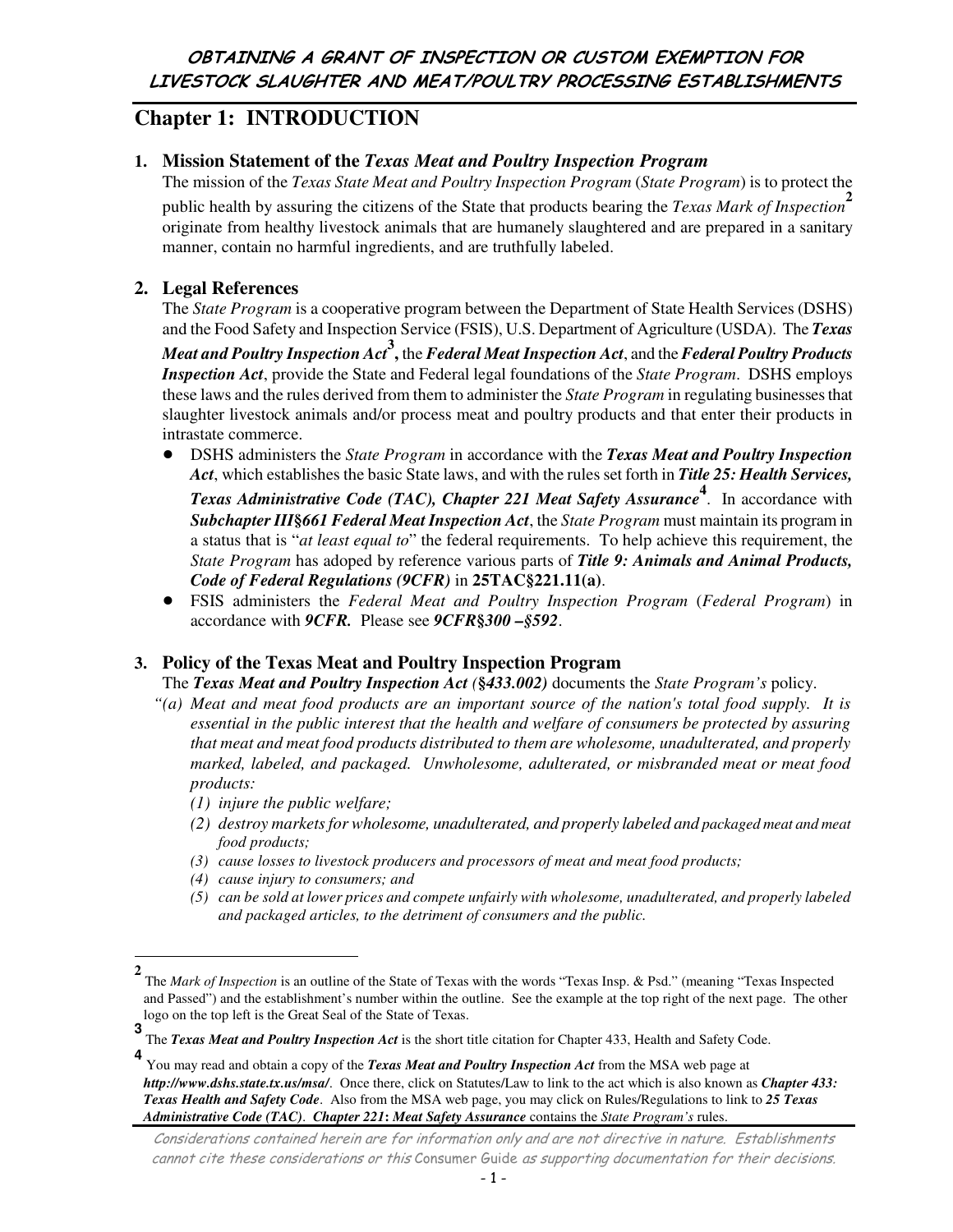# Chapter 1: INTRODUCTION

## 1. Mission Statement of the *Texas Meat and Poultry Inspection Program*

The mission of the *Texas State Meat and Poultry Inspection Program* (*State Program*) is to protect the public health by assuring the citizens of the State that products bearing the *Texas Mark of Inspection*[2] originate from healthy livestock animals that are humanely slaughtered and are prepared in a sanitary manner, contain no harmful ingredients, and are truthfully labeled.

## 2. Legal References

The *State Program* is a cooperative program between the Department of State Health Services (DSHS) and the Food Safety and Inspection Service (FSIS), U.S. Department of Agriculture (USDA). The ***Texas Meat and Poultry Inspection Act***[3]**,** the ***Federal Meat Inspection Act***, and the ***Federal Poultry Products Inspection Act***, provide the State and Federal legal foundations of the *State Program*. DSHS employs these laws and the rules derived from them to administer the *State Program* in regulating businesses that slaughter livestock animals and/or process meat and poultry products and that enter their products in intrastate commerce.

- DSHS administers the *State Program* in accordance with the ***Texas Meat and Poultry Inspection Act***, which establishes the basic State laws, and with the rules set forth in ***Title 25: Health Services, Texas Administrative Code (TAC), Chapter 221 Meat Safety Assurance***[4]. In accordance with ***Subchapter III§661 Federal Meat Inspection Act***, the *State Program* must maintain its program in a status that is "*at least equal to*" the federal requirements. To help achieve this requirement, the *State Program* has adoped by reference various parts of ***Title 9: Animals and Animal Products, Code of Federal Regulations (9CFR)*** in **25TAC§221.11(a)**.
- FSIS administers the *Federal Meat and Poultry Inspection Program* (*Federal Program*) in accordance with ***9CFR.*** Please see ***9CFR§300 –§592***.

## 3. Policy of the Texas Meat and Poultry Inspection Program

The ***Texas Meat and Poultry Inspection Act (§433.002)*** documents the *State Program's* policy.

*"(a) Meat and meat food products are an important source of the nation's total food supply. It is essential in the public interest that the health and welfare of consumers be protected by assuring that meat and meat food products distributed to them are wholesome, unadulterated, and properly marked, labeled, and packaged. Unwholesome, adulterated, or misbranded meat or meat food products:*

*(1) injure the public welfare;*

*(2) destroy markets for wholesome, unadulterated, and properly labeled and packaged meat and meat food products;*

*(3) cause losses to livestock producers and processors of meat and meat food products;*

*(4) cause injury to consumers; and*

*(5) can be sold at lower prices and compete unfairly with wholesome, unadulterated, and properly labeled and packaged articles, to the detriment of consumers and the public.*

---

[2] The *Mark of Inspection* is an outline of the State of Texas with the words "Texas Insp. & Psd." (meaning "Texas Inspected and Passed") and the establishment's number within the outline. See the example at the top right of the next page. The other logo on the top left is the Great Seal of the State of Texas.

[3] The ***Texas Meat and Poultry Inspection Act*** is the short title citation for Chapter 433, Health and Safety Code.

[4] You may read and obtain a copy of the ***Texas Meat and Poultry Inspection Act*** from the MSA web page at ***http://www.dshs.state.tx.us/msa/***. Once there, click on Statutes/Law to link to the act which is also known as ***Chapter 433: Texas Health and Safety Code***. Also from the MSA web page, you may click on Rules/Regulations to link to ***25 Texas Administrative Code (TAC)***. ***Chapter 221*****:** ***Meat Safety Assurance*** contains the *State Program's* rules.

*Considerations contained herein are for information only and are not directive in nature. Establishments cannot cite these considerations or this Consumer Guide as supporting documentation for their decisions.*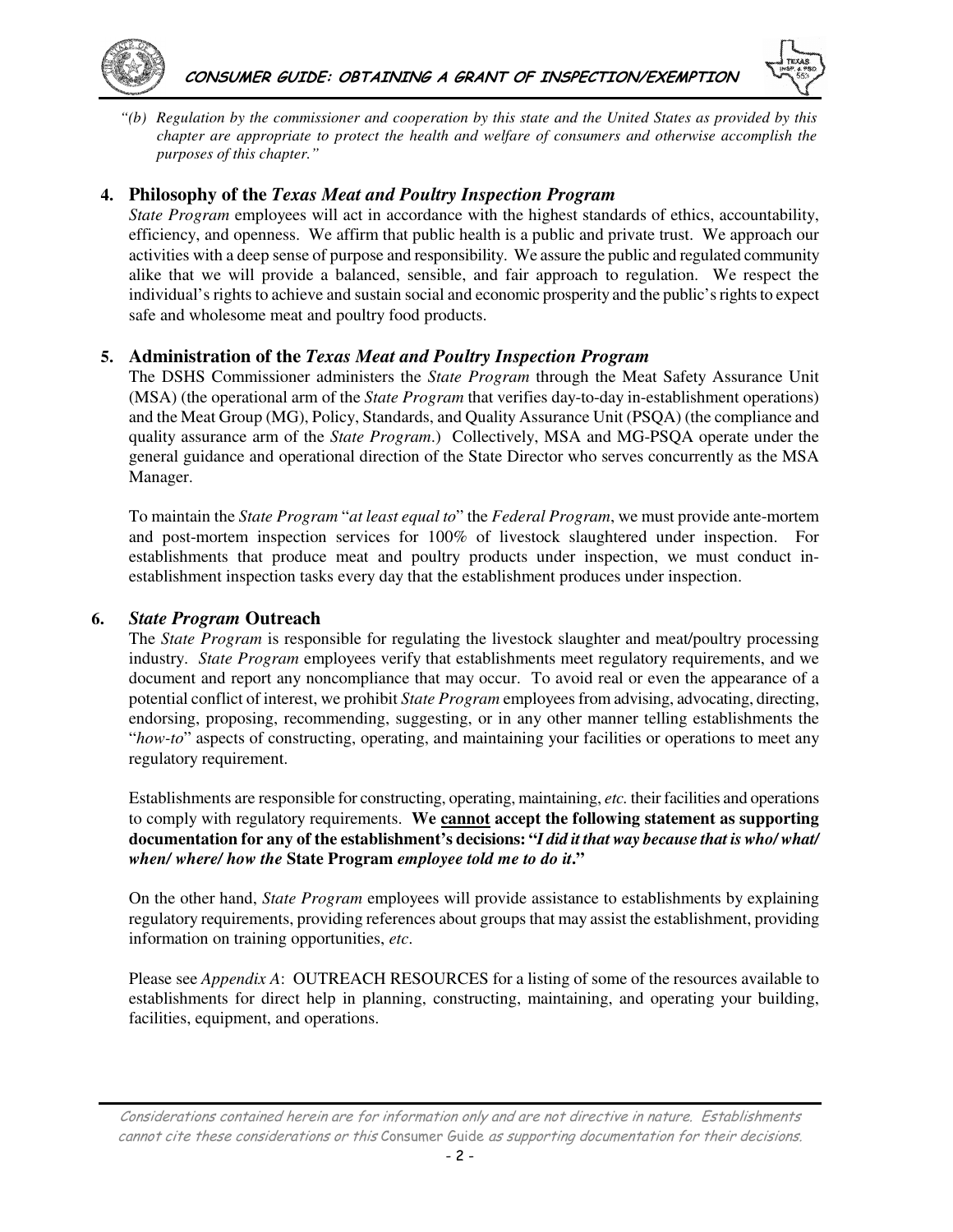*"(b) Regulation by the commissioner and cooperation by this state and the United States as provided by this chapter are appropriate to protect the health and welfare of consumers and otherwise accomplish the purposes of this chapter."*

## 4. Philosophy of the *Texas Meat and Poultry Inspection Program*

*State Program* employees will act in accordance with the highest standards of ethics, accountability, efficiency, and openness. We affirm that public health is a public and private trust. We approach our activities with a deep sense of purpose and responsibility. We assure the public and regulated community alike that we will provide a balanced, sensible, and fair approach to regulation. We respect the individual's rights to achieve and sustain social and economic prosperity and the public's rights to expect safe and wholesome meat and poultry food products.

## 5. Administration of the *Texas Meat and Poultry Inspection Program*

The DSHS Commissioner administers the *State Program* through the Meat Safety Assurance Unit (MSA) (the operational arm of the *State Program* that verifies day-to-day in-establishment operations) and the Meat Group (MG), Policy, Standards, and Quality Assurance Unit (PSQA) (the compliance and quality assurance arm of the *State Program*.) Collectively, MSA and MG-PSQA operate under the general guidance and operational direction of the State Director who serves concurrently as the MSA Manager.

To maintain the *State Program* "*at least equal to*" the *Federal Program*, we must provide ante-mortem and post-mortem inspection services for 100% of livestock slaughtered under inspection. For establishments that produce meat and poultry products under inspection, we must conduct in-establishment inspection tasks every day that the establishment produces under inspection.

## 6. *State Program* Outreach

The *State Program* is responsible for regulating the livestock slaughter and meat/poultry processing industry. *State Program* employees verify that establishments meet regulatory requirements, and we document and report any noncompliance that may occur. To avoid real or even the appearance of a potential conflict of interest, we prohibit *State Program* employees from advising, advocating, directing, endorsing, proposing, recommending, suggesting, or in any other manner telling establishments the "*how-to*" aspects of constructing, operating, and maintaining your facilities or operations to meet any regulatory requirement.

Establishments are responsible for constructing, operating, maintaining, *etc.* their facilities and operations to comply with regulatory requirements. **We cannot accept the following statement as supporting documentation for any of the establishment's decisions: "*I did it that way because that is who/ what/ when/ where/ how the* State Program *employee told me to do it*."**

On the other hand, *State Program* employees will provide assistance to establishments by explaining regulatory requirements, providing references about groups that may assist the establishment, providing information on training opportunities, *etc*.

Please see *Appendix A*: OUTREACH RESOURCES for a listing of some of the resources available to establishments for direct help in planning, constructing, maintaining, and operating your building, facilities, equipment, and operations.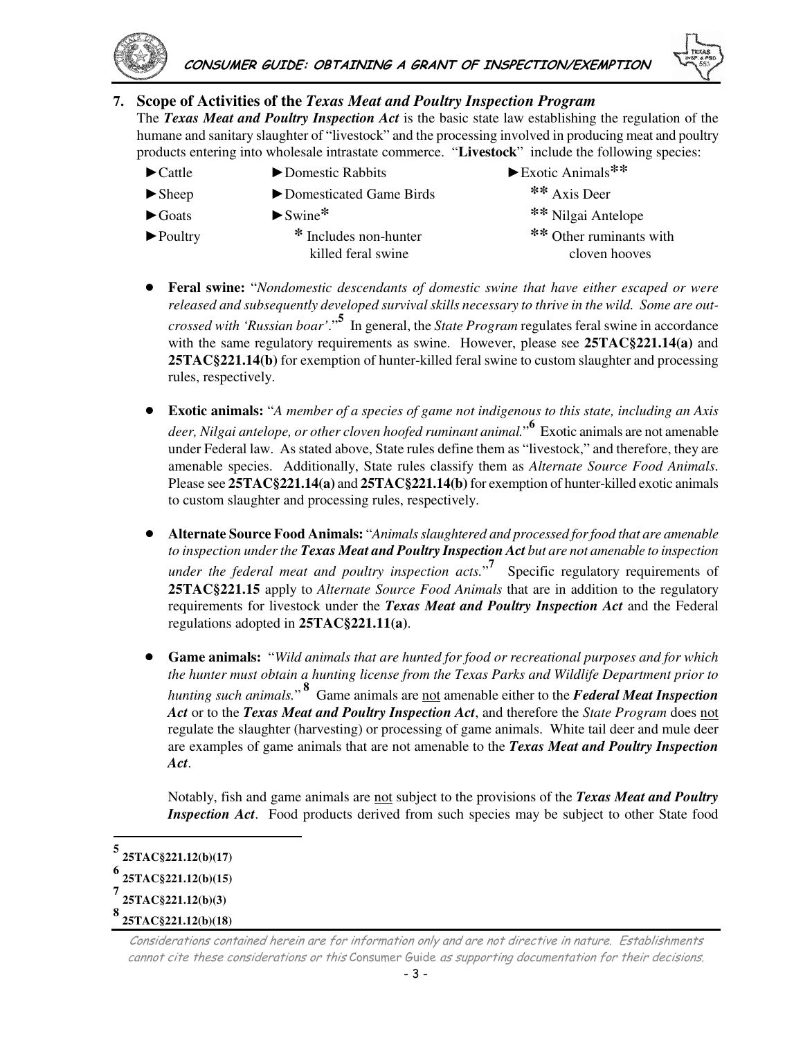## 7. Scope of Activities of the *Texas Meat and Poultry Inspection Program*

The ***Texas Meat and Poultry Inspection Act*** is the basic state law establishing the regulation of the humane and sanitary slaughter of "livestock" and the processing involved in producing meat and poultry products entering into wholesale intrastate commerce. "**Livestock**" include the following species:

| | | |
|---|---|---|
| ►Cattle | ►Domestic Rabbits | ►Exotic Animals** |
| ►Sheep | ►Domesticated Game Birds | ** Axis Deer |
| ►Goats | ►Swine* | ** Nilgai Antelope |
| ►Poultry | * Includes non-hunter killed feral swine | ** Other ruminants with cloven hooves |

- **Feral swine:** "*Nondomestic descendants of domestic swine that have either escaped or were released and subsequently developed survival skills necessary to thrive in the wild. Some are out-crossed with 'Russian boar'.*"[5] In general, the *State Program* regulates feral swine in accordance with the same regulatory requirements as swine. However, please see **25TAC§221.14(a)** and **25TAC§221.14(b)** for exemption of hunter-killed feral swine to custom slaughter and processing rules, respectively.

- **Exotic animals:** "*A member of a species of game not indigenous to this state, including an Axis deer, Nilgai antelope, or other cloven hoofed ruminant animal.*"[6] Exotic animals are not amenable under Federal law. As stated above, State rules define them as "livestock," and therefore, they are amenable species. Additionally, State rules classify them as *Alternate Source Food Animals*. Please see **25TAC§221.14(a)** and **25TAC§221.14(b)** for exemption of hunter-killed exotic animals to custom slaughter and processing rules, respectively.

- **Alternate Source Food Animals:** "*Animals slaughtered and processed for food that are amenable to inspection under the **Texas Meat and Poultry Inspection Act** but are not amenable to inspection under the federal meat and poultry inspection acts.*"[7] Specific regulatory requirements of **25TAC§221.15** apply to *Alternate Source Food Animals* that are in addition to the regulatory requirements for livestock under the ***Texas Meat and Poultry Inspection Act*** and the Federal regulations adopted in **25TAC§221.11(a)**.

- **Game animals:** "*Wild animals that are hunted for food or recreational purposes and for which the hunter must obtain a hunting license from the Texas Parks and Wildlife Department prior to hunting such animals.*"[8] Game animals are not amenable either to the ***Federal Meat Inspection Act*** or to the ***Texas Meat and Poultry Inspection Act***, and therefore the *State Program* does not regulate the slaughter (harvesting) or processing of game animals. White tail deer and mule deer are examples of game animals that are not amenable to the ***Texas Meat and Poultry Inspection Act***.

  Notably, fish and game animals are not subject to the provisions of the ***Texas Meat and Poultry Inspection Act***. Food products derived from such species may be subject to other State food

---

[5] **25TAC§221.12(b)(17)**

[6] **25TAC§221.12(b)(15)**

[7] **25TAC§221.12(b)(3)**

[8] **25TAC§221.12(b)(18)**

*Considerations contained herein are for information only and are not directive in nature. Establishments cannot cite these considerations or this Consumer Guide as supporting documentation for their decisions.*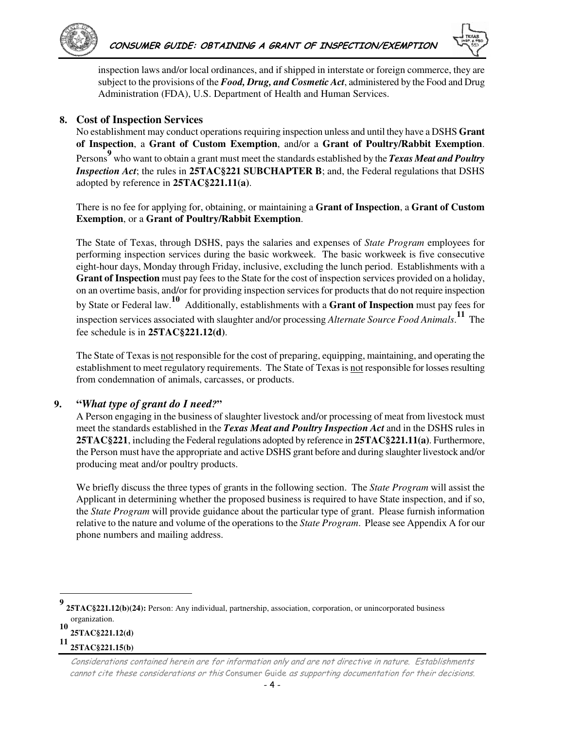inspection laws and/or local ordinances, and if shipped in interstate or foreign commerce, they are subject to the provisions of the ***Food, Drug, and Cosmetic Act***, administered by the Food and Drug Administration (FDA), U.S. Department of Health and Human Services.

## 8. Cost of Inspection Services

No establishment may conduct operations requiring inspection unless and until they have a DSHS **Grant of Inspection**, a **Grant of Custom Exemption**, and/or a **Grant of Poultry/Rabbit Exemption**. Persons[9] who want to obtain a grant must meet the standards established by the ***Texas Meat and Poultry Inspection Act***; the rules in **25TAC§221 SUBCHAPTER B**; and, the Federal regulations that DSHS adopted by reference in **25TAC§221.11(a)**.

There is no fee for applying for, obtaining, or maintaining a **Grant of Inspection**, a **Grant of Custom Exemption**, or a **Grant of Poultry/Rabbit Exemption**.

The State of Texas, through DSHS, pays the salaries and expenses of *State Program* employees for performing inspection services during the basic workweek. The basic workweek is five consecutive eight-hour days, Monday through Friday, inclusive, excluding the lunch period. Establishments with a **Grant of Inspection** must pay fees to the State for the cost of inspection services provided on a holiday, on an overtime basis, and/or for providing inspection services for products that do not require inspection by State or Federal law.[10] Additionally, establishments with a **Grant of Inspection** must pay fees for inspection services associated with slaughter and/or processing *Alternate Source Food Animals*.[11] The fee schedule is in **25TAC§221.12(d)**.

The State of Texas is not responsible for the cost of preparing, equipping, maintaining, and operating the establishment to meet regulatory requirements. The State of Texas is not responsible for losses resulting from condemnation of animals, carcasses, or products.

## 9. "*What type of grant do I need?*"

A Person engaging in the business of slaughter livestock and/or processing of meat from livestock must meet the standards established in the ***Texas Meat and Poultry Inspection Act*** and in the DSHS rules in **25TAC§221**, including the Federal regulations adopted by reference in **25TAC§221.11(a)**. Furthermore, the Person must have the appropriate and active DSHS grant before and during slaughter livestock and/or producing meat and/or poultry products.

We briefly discuss the three types of grants in the following section. The *State Program* will assist the Applicant in determining whether the proposed business is required to have State inspection, and if so, the *State Program* will provide guidance about the particular type of grant. Please furnish information relative to the nature and volume of the operations to the *State Program*. Please see Appendix A for our phone numbers and mailing address.

---

[9] **25TAC§221.12(b)(24):** Person: Any individual, partnership, association, corporation, or unincorporated business organization.

[10] **25TAC§221.12(d)**

[11] **25TAC§221.15(b)**

*Considerations contained herein are for information only and are not directive in nature. Establishments cannot cite these considerations or this* Consumer Guide *as supporting documentation for their decisions.*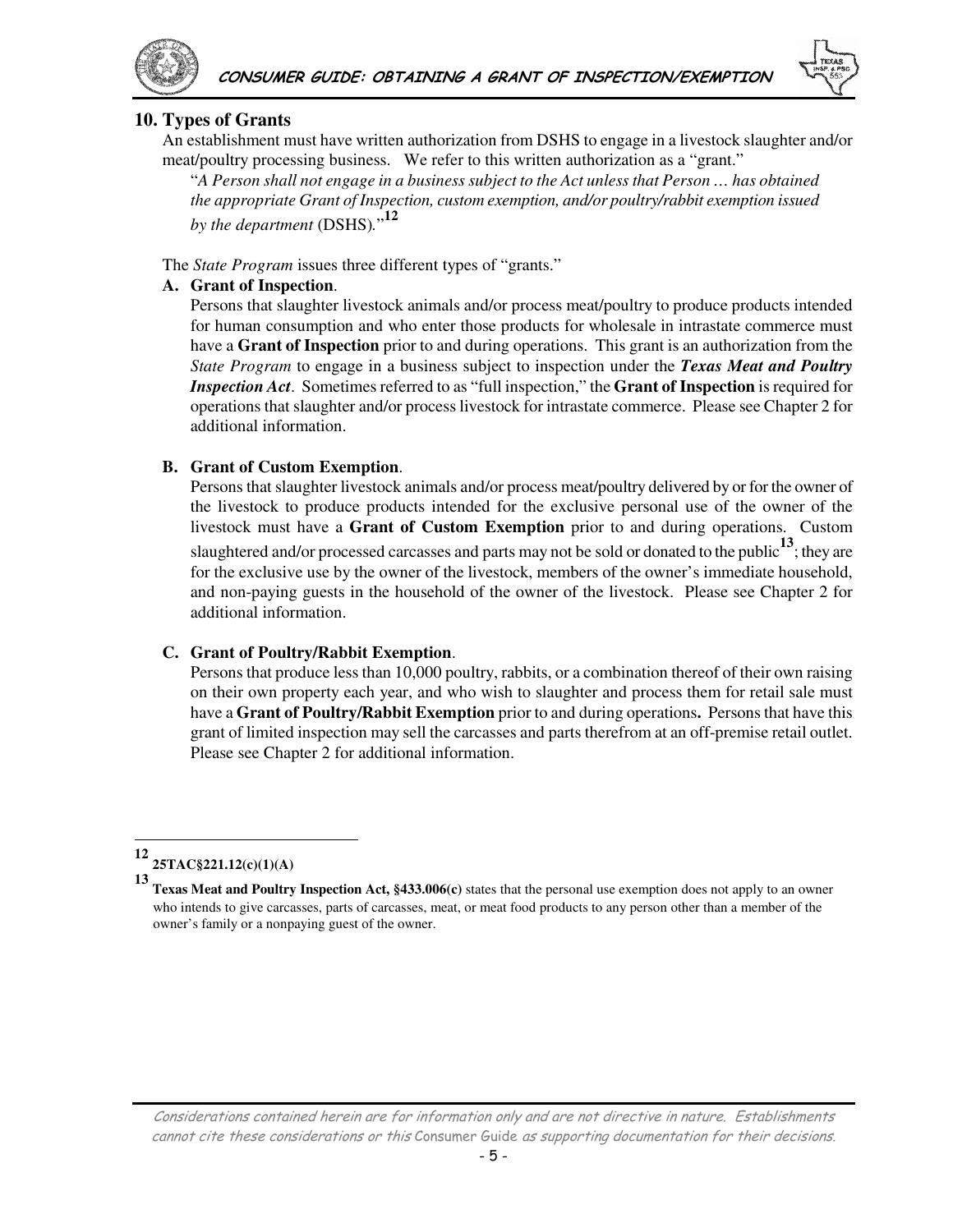## 10. Types of Grants

An establishment must have written authorization from DSHS to engage in a livestock slaughter and/or meat/poultry processing business. We refer to this written authorization as a "grant."

> "*A Person shall not engage in a business subject to the Act unless that Person … has obtained the appropriate Grant of Inspection, custom exemption, and/or poultry/rabbit exemption issued by the department* (DSHS)."[12]

The *State Program* issues three different types of "grants."

**A. Grant of Inspection**.

Persons that slaughter livestock animals and/or process meat/poultry to produce products intended for human consumption and who enter those products for wholesale in intrastate commerce must have a **Grant of Inspection** prior to and during operations. This grant is an authorization from the *State Program* to engage in a business subject to inspection under the ***Texas Meat and Poultry Inspection Act***. Sometimes referred to as "full inspection," the **Grant of Inspection** is required for operations that slaughter and/or process livestock for intrastate commerce. Please see Chapter 2 for additional information.

**B. Grant of Custom Exemption**.

Persons that slaughter livestock animals and/or process meat/poultry delivered by or for the owner of the livestock to produce products intended for the exclusive personal use of the owner of the livestock must have a **Grant of Custom Exemption** prior to and during operations. Custom slaughtered and/or processed carcasses and parts may not be sold or donated to the public[13]; they are for the exclusive use by the owner of the livestock, members of the owner's immediate household, and non-paying guests in the household of the owner of the livestock. Please see Chapter 2 for additional information.

**C. Grant of Poultry/Rabbit Exemption**.

Persons that produce less than 10,000 poultry, rabbits, or a combination thereof of their own raising on their own property each year, and who wish to slaughter and process them for retail sale must have a **Grant of Poultry/Rabbit Exemption** prior to and during operations**.** Persons that have this grant of limited inspection may sell the carcasses and parts therefrom at an off-premise retail outlet. Please see Chapter 2 for additional information.

---

[12] **25TAC§221.12(c)(1)(A)**

[13] **Texas Meat and Poultry Inspection Act, §433.006(c)** states that the personal use exemption does not apply to an owner who intends to give carcasses, parts of carcasses, meat, or meat food products to any person other than a member of the owner's family or a nonpaying guest of the owner.

*Considerations contained herein are for information only and are not directive in nature. Establishments cannot cite these considerations or this Consumer Guide as supporting documentation for their decisions.*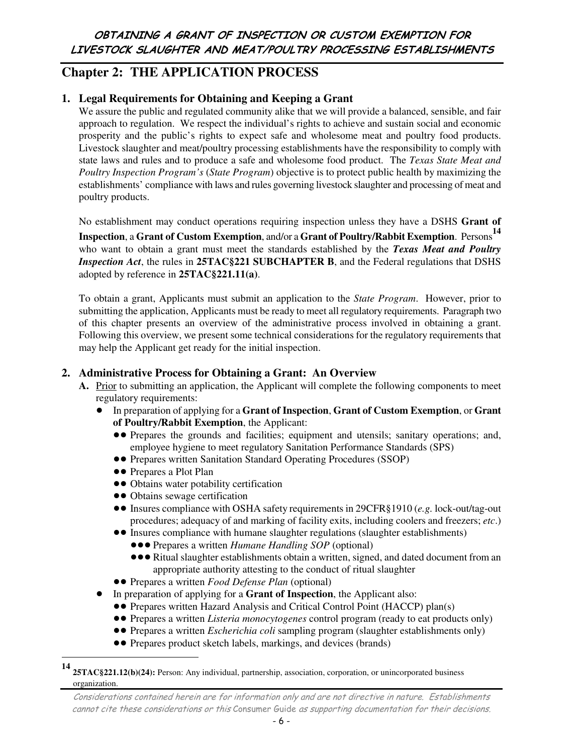## Chapter 2: THE APPLICATION PROCESS

### 1. Legal Requirements for Obtaining and Keeping a Grant

We assure the public and regulated community alike that we will provide a balanced, sensible, and fair approach to regulation. We respect the individual's rights to achieve and sustain social and economic prosperity and the public's rights to expect safe and wholesome meat and poultry food products. Livestock slaughter and meat/poultry processing establishments have the responsibility to comply with state laws and rules and to produce a safe and wholesome food product. The *Texas State Meat and Poultry Inspection Program's* (*State Program*) objective is to protect public health by maximizing the establishments' compliance with laws and rules governing livestock slaughter and processing of meat and poultry products.

No establishment may conduct operations requiring inspection unless they have a DSHS **Grant of Inspection**, a **Grant of Custom Exemption**, and/or a **Grant of Poultry/Rabbit Exemption**. Persons[14] who want to obtain a grant must meet the standards established by the ***Texas Meat and Poultry Inspection Act***, the rules in **25TAC§221 SUBCHAPTER B**, and the Federal regulations that DSHS adopted by reference in **25TAC§221.11(a)**.

To obtain a grant, Applicants must submit an application to the *State Program*. However, prior to submitting the application, Applicants must be ready to meet all regulatory requirements. Paragraph two of this chapter presents an overview of the administrative process involved in obtaining a grant. Following this overview, we present some technical considerations for the regulatory requirements that may help the Applicant get ready for the initial inspection.

### 2. Administrative Process for Obtaining a Grant: An Overview

**A.** Prior to submitting an application, the Applicant will complete the following components to meet regulatory requirements:

- In preparation of applying for a **Grant of Inspection**, **Grant of Custom Exemption**, or **Grant of Poultry/Rabbit Exemption**, the Applicant:
  - Prepares the grounds and facilities; equipment and utensils; sanitary operations; and, employee hygiene to meet regulatory Sanitation Performance Standards (SPS)
  - Prepares written Sanitation Standard Operating Procedures (SSOP)
  - Prepares a Plot Plan
  - Obtains water potability certification
  - Obtains sewage certification
  - Insures compliance with OSHA safety requirements in 29CFR§1910 (*e.g.* lock-out/tag-out procedures; adequacy of and marking of facility exits, including coolers and freezers; *etc*.)
  - Insures compliance with humane slaughter regulations (slaughter establishments)
    - Prepares a written *Humane Handling SOP* (optional)
    - Ritual slaughter establishments obtain a written, signed, and dated document from an appropriate authority attesting to the conduct of ritual slaughter
  - Prepares a written *Food Defense Plan* (optional)
- In preparation of applying for a **Grant of Inspection**, the Applicant also:
  - Prepares written Hazard Analysis and Critical Control Point (HACCP) plan(s)
  - Prepares a written *Listeria monocytogenes* control program (ready to eat products only)
  - Prepares a written *Escherichia coli* sampling program (slaughter establishments only)
  - Prepares product sketch labels, markings, and devices (brands)

---

[14] **25TAC§221.12(b)(24):** Person: Any individual, partnership, association, corporation, or unincorporated business organization.

*Considerations contained herein are for information only and are not directive in nature. Establishments cannot cite these considerations or this Consumer Guide as supporting documentation for their decisions.*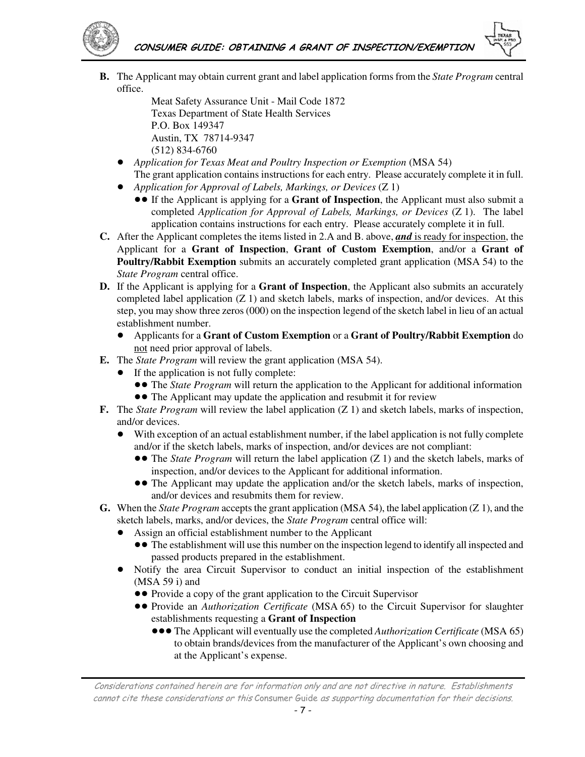**B.** The Applicant may obtain current grant and label application forms from the *State Program* central office.

> Meat Safety Assurance Unit - Mail Code 1872
> Texas Department of State Health Services
> P.O. Box 149347
> Austin, TX 78714-9347
> (512) 834-6760

- *Application for Texas Meat and Poultry Inspection or Exemption* (MSA 54)
  The grant application contains instructions for each entry. Please accurately complete it in full.
- *Application for Approval of Labels, Markings, or Devices* (Z 1)
  - If the Applicant is applying for a **Grant of Inspection**, the Applicant must also submit a completed *Application for Approval of Labels, Markings, or Devices* (Z 1). The label application contains instructions for each entry. Please accurately complete it in full.

**C.** After the Applicant completes the items listed in 2.A and B. above, ***and*** is ready for inspection, the Applicant for a **Grant of Inspection**, **Grant of Custom Exemption**, and/or a **Grant of Poultry/Rabbit Exemption** submits an accurately completed grant application (MSA 54) to the *State Program* central office.

**D.** If the Applicant is applying for a **Grant of Inspection**, the Applicant also submits an accurately completed label application (Z 1) and sketch labels, marks of inspection, and/or devices. At this step, you may show three zeros (000) on the inspection legend of the sketch label in lieu of an actual establishment number.

- Applicants for a **Grant of Custom Exemption** or a **Grant of Poultry/Rabbit Exemption** do not need prior approval of labels.

**E.** The *State Program* will review the grant application (MSA 54).

- If the application is not fully complete:
  - The *State Program* will return the application to the Applicant for additional information
  - The Applicant may update the application and resubmit it for review

**F.** The *State Program* will review the label application (Z 1) and sketch labels, marks of inspection, and/or devices.

- With exception of an actual establishment number, if the label application is not fully complete and/or if the sketch labels, marks of inspection, and/or devices are not compliant:
  - The *State Program* will return the label application (Z 1) and the sketch labels, marks of inspection, and/or devices to the Applicant for additional information.
  - The Applicant may update the application and/or the sketch labels, marks of inspection, and/or devices and resubmits them for review.

**G.** When the *State Program* accepts the grant application (MSA 54), the label application (Z 1), and the sketch labels, marks, and/or devices, the *State Program* central office will:

- Assign an official establishment number to the Applicant
  - The establishment will use this number on the inspection legend to identify all inspected and passed products prepared in the establishment.
- Notify the area Circuit Supervisor to conduct an initial inspection of the establishment (MSA 59 i) and
  - Provide a copy of the grant application to the Circuit Supervisor
  - Provide an *Authorization Certificate* (MSA 65) to the Circuit Supervisor for slaughter establishments requesting a **Grant of Inspection**
    - The Applicant will eventually use the completed *Authorization Certificate* (MSA 65) to obtain brands/devices from the manufacturer of the Applicant's own choosing and at the Applicant's expense.

*Considerations contained herein are for information only and are not directive in nature. Establishments cannot cite these considerations or this* Consumer Guide *as supporting documentation for their decisions.*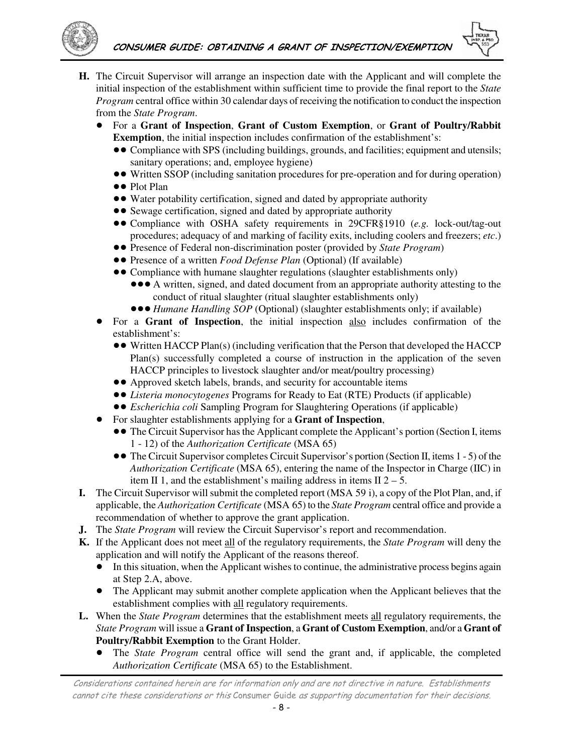**H.** The Circuit Supervisor will arrange an inspection date with the Applicant and will complete the initial inspection of the establishment within sufficient time to provide the final report to the *State Program* central office within 30 calendar days of receiving the notification to conduct the inspection from the *State Program*.

- For a **Grant of Inspection**, **Grant of Custom Exemption**, or **Grant of Poultry/Rabbit Exemption**, the initial inspection includes confirmation of the establishment's:
  - Compliance with SPS (including buildings, grounds, and facilities; equipment and utensils; sanitary operations; and, employee hygiene)
  - Written SSOP (including sanitation procedures for pre-operation and for during operation)
  - Plot Plan
  - Water potability certification, signed and dated by appropriate authority
  - Sewage certification, signed and dated by appropriate authority
  - Compliance with OSHA safety requirements in 29CFR§1910 (*e.g.* lock-out/tag-out procedures; adequacy of and marking of facility exits, including coolers and freezers; *etc*.)
  - Presence of Federal non-discrimination poster (provided by *State Program*)
  - Presence of a written *Food Defense Plan* (Optional) (If available)
  - Compliance with humane slaughter regulations (slaughter establishments only)
    - A written, signed, and dated document from an appropriate authority attesting to the conduct of ritual slaughter (ritual slaughter establishments only)
    - *Humane Handling SOP* (Optional) (slaughter establishments only; if available)
- For a **Grant of Inspection**, the initial inspection <u>also</u> includes confirmation of the establishment's:
  - Written HACCP Plan(s) (including verification that the Person that developed the HACCP Plan(s) successfully completed a course of instruction in the application of the seven HACCP principles to livestock slaughter and/or meat/poultry processing)
  - Approved sketch labels, brands, and security for accountable items
  - *Listeria monocytogenes* Programs for Ready to Eat (RTE) Products (if applicable)
  - *Escherichia coli* Sampling Program for Slaughtering Operations (if applicable)
- For slaughter establishments applying for a **Grant of Inspection**,
  - The Circuit Supervisor has the Applicant complete the Applicant's portion (Section I, items 1 - 12) of the *Authorization Certificate* (MSA 65)
  - The Circuit Supervisor completes Circuit Supervisor's portion (Section II, items 1 - 5) of the *Authorization Certificate* (MSA 65), entering the name of the Inspector in Charge (IIC) in item II 1, and the establishment's mailing address in items II 2 – 5.

**I.** The Circuit Supervisor will submit the completed report (MSA 59 i), a copy of the Plot Plan, and, if applicable, the *Authorization Certificate* (MSA 65) to the *State Program* central office and provide a recommendation of whether to approve the grant application.

**J.** The *State Program* will review the Circuit Supervisor's report and recommendation.

**K.** If the Applicant does not meet <u>all</u> of the regulatory requirements, the *State Program* will deny the application and will notify the Applicant of the reasons thereof.

- In this situation, when the Applicant wishes to continue, the administrative process begins again at Step 2.A, above.
- The Applicant may submit another complete application when the Applicant believes that the establishment complies with <u>all</u> regulatory requirements.

**L.** When the *State Program* determines that the establishment meets <u>all</u> regulatory requirements, the *State Program* will issue a **Grant of Inspection**, a **Grant of Custom Exemption**, and/or a **Grant of Poultry/Rabbit Exemption** to the Grant Holder.

- The *State Program* central office will send the grant and, if applicable, the completed *Authorization Certificate* (MSA 65) to the Establishment.

*Considerations contained herein are for information only and are not directive in nature. Establishments cannot cite these considerations or this* Consumer Guide *as supporting documentation for their decisions.*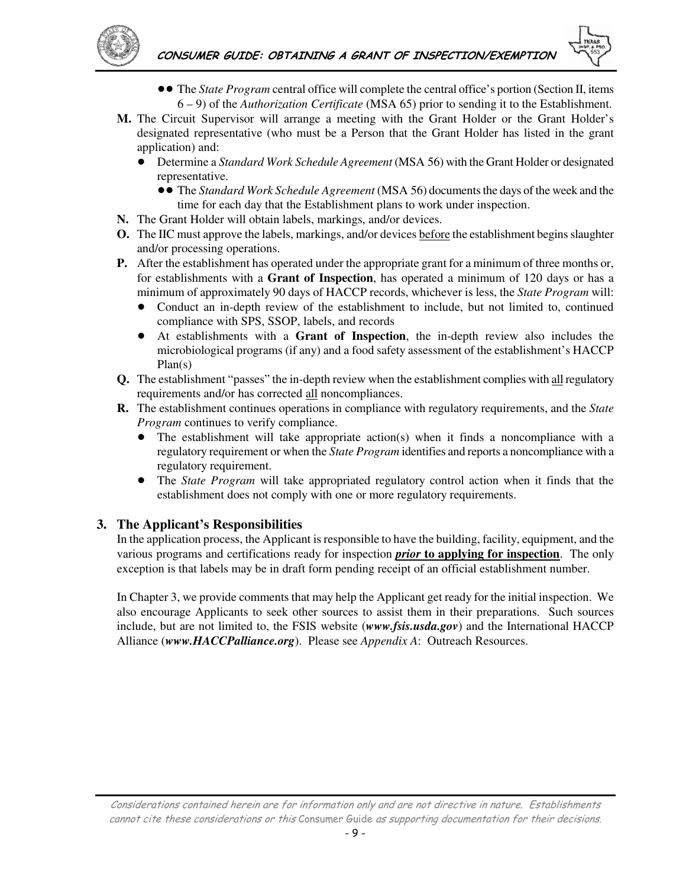- - The *State Program* central office will complete the central office's portion (Section II, items 6 – 9) of the *Authorization Certificate* (MSA 65) prior to sending it to the Establishment.

**M.** The Circuit Supervisor will arrange a meeting with the Grant Holder or the Grant Holder's designated representative (who must be a Person that the Grant Holder has listed in the grant application) and:

- Determine a *Standard Work Schedule Agreement* (MSA 56) with the Grant Holder or designated representative.
  - The *Standard Work Schedule Agreement* (MSA 56) documents the days of the week and the time for each day that the Establishment plans to work under inspection.

**N.** The Grant Holder will obtain labels, markings, and/or devices.

**O.** The IIC must approve the labels, markings, and/or devices <u>before</u> the establishment begins slaughter and/or processing operations.

**P.** After the establishment has operated under the appropriate grant for a minimum of three months or, for establishments with a **Grant of Inspection**, has operated a minimum of 120 days or has a minimum of approximately 90 days of HACCP records, whichever is less, the *State Program* will:

- Conduct an in-depth review of the establishment to include, but not limited to, continued compliance with SPS, SSOP, labels, and records
- At establishments with a **Grant of Inspection**, the in-depth review also includes the microbiological programs (if any) and a food safety assessment of the establishment's HACCP Plan(s)

**Q.** The establishment "passes" the in-depth review when the establishment complies with <u>all</u> regulatory requirements and/or has corrected <u>all</u> noncompliances.

**R.** The establishment continues operations in compliance with regulatory requirements, and the *State Program* continues to verify compliance.

- The establishment will take appropriate action(s) when it finds a noncompliance with a regulatory requirement or when the *State Program* identifies and reports a noncompliance with a regulatory requirement.
- The *State Program* will take appropriated regulatory control action when it finds that the establishment does not comply with one or more regulatory requirements.

## 3. The Applicant's Responsibilities

In the application process, the Applicant is responsible to have the building, facility, equipment, and the various programs and certifications ready for inspection ***<u>prior</u>* <u>to applying for inspection</u>**. The only exception is that labels may be in draft form pending receipt of an official establishment number.

In Chapter 3, we provide comments that may help the Applicant get ready for the initial inspection. We also encourage Applicants to seek other sources to assist them in their preparations. Such sources include, but are not limited to, the FSIS website (***www.fsis.usda.gov***) and the International HACCP Alliance (***www.HACCPalliance.org***). Please see *Appendix A*: Outreach Resources.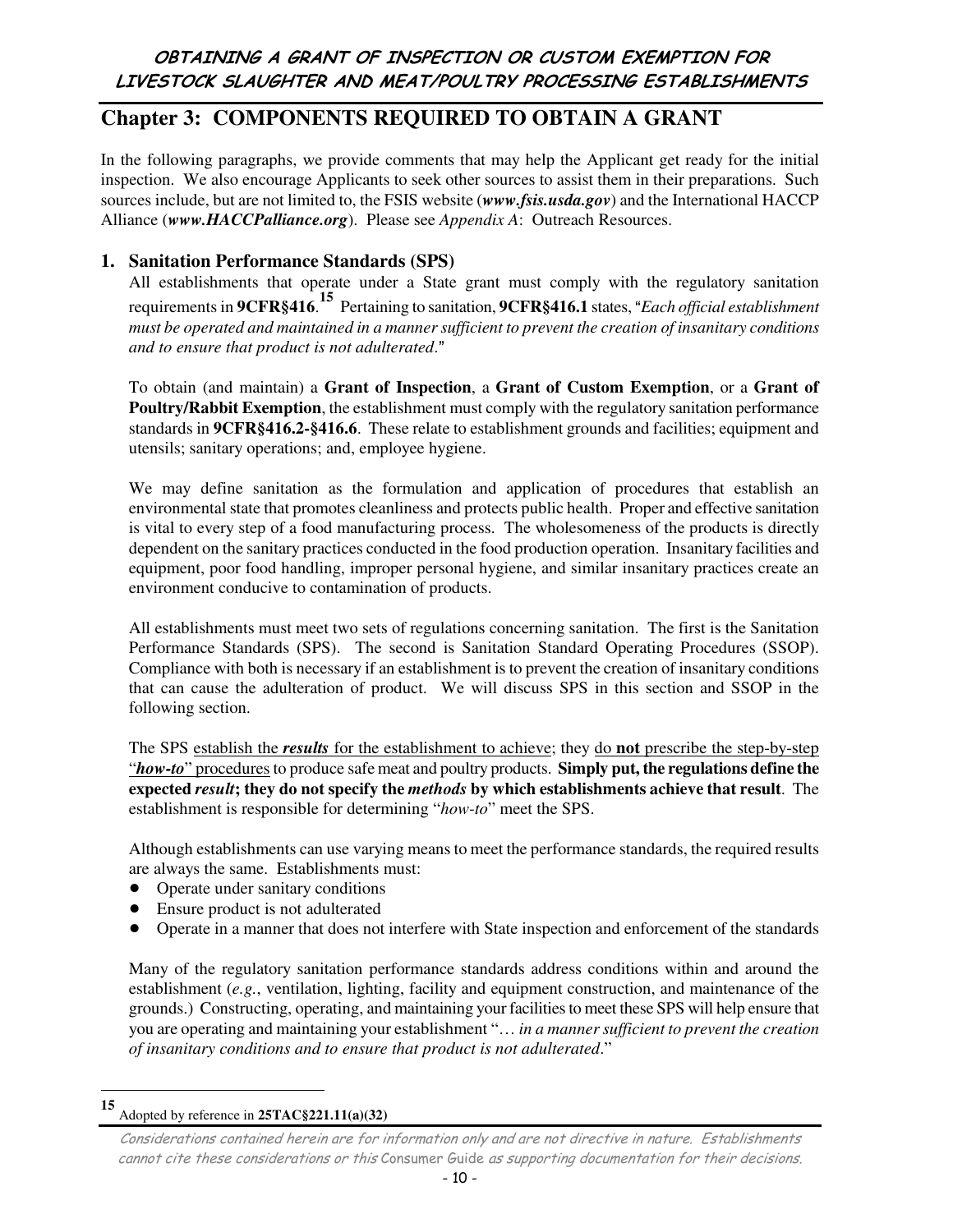## Chapter 3: COMPONENTS REQUIRED TO OBTAIN A GRANT

In the following paragraphs, we provide comments that may help the Applicant get ready for the initial inspection. We also encourage Applicants to seek other sources to assist them in their preparations. Such sources include, but are not limited to, the FSIS website (***www.fsis.usda.gov***) and the International HACCP Alliance (***www.HACCPalliance.org***). Please see *Appendix A*: Outreach Resources.

### 1. Sanitation Performance Standards (SPS)

All establishments that operate under a State grant must comply with the regulatory sanitation requirements in **9CFR§416**.[15] Pertaining to sanitation, **9CFR§416.1** states, "*Each official establishment must be operated and maintained in a manner sufficient to prevent the creation of insanitary conditions and to ensure that product is not adulterated*."

To obtain (and maintain) a **Grant of Inspection**, a **Grant of Custom Exemption**, or a **Grant of Poultry/Rabbit Exemption**, the establishment must comply with the regulatory sanitation performance standards in **9CFR§416.2-§416.6**. These relate to establishment grounds and facilities; equipment and utensils; sanitary operations; and, employee hygiene.

We may define sanitation as the formulation and application of procedures that establish an environmental state that promotes cleanliness and protects public health. Proper and effective sanitation is vital to every step of a food manufacturing process. The wholesomeness of the products is directly dependent on the sanitary practices conducted in the food production operation. Insanitary facilities and equipment, poor food handling, improper personal hygiene, and similar insanitary practices create an environment conducive to contamination of products.

All establishments must meet two sets of regulations concerning sanitation. The first is the Sanitation Performance Standards (SPS). The second is Sanitation Standard Operating Procedures (SSOP). Compliance with both is necessary if an establishment is to prevent the creation of insanitary conditions that can cause the adulteration of product. We will discuss SPS in this section and SSOP in the following section.

The SPS establish the ***results*** for the establishment to achieve; they do **not** prescribe the step-by-step "***how-to***" procedures to produce safe meat and poultry products. **Simply put, the regulations define the expected *result*; they do not specify the *methods* by which establishments achieve that result**. The establishment is responsible for determining "*how-to*" meet the SPS.

Although establishments can use varying means to meet the performance standards, the required results are always the same. Establishments must:

- Operate under sanitary conditions
- Ensure product is not adulterated
- Operate in a manner that does not interfere with State inspection and enforcement of the standards

Many of the regulatory sanitation performance standards address conditions within and around the establishment (*e.g.*, ventilation, lighting, facility and equipment construction, and maintenance of the grounds.) Constructing, operating, and maintaining your facilities to meet these SPS will help ensure that you are operating and maintaining your establishment "*… in a manner sufficient to prevent the creation of insanitary conditions and to ensure that product is not adulterated*."

---

[15] Adopted by reference in **25TAC§221.11(a)(32)**

*Considerations contained herein are for information only and are not directive in nature. Establishments cannot cite these considerations or this* Consumer Guide *as supporting documentation for their decisions.*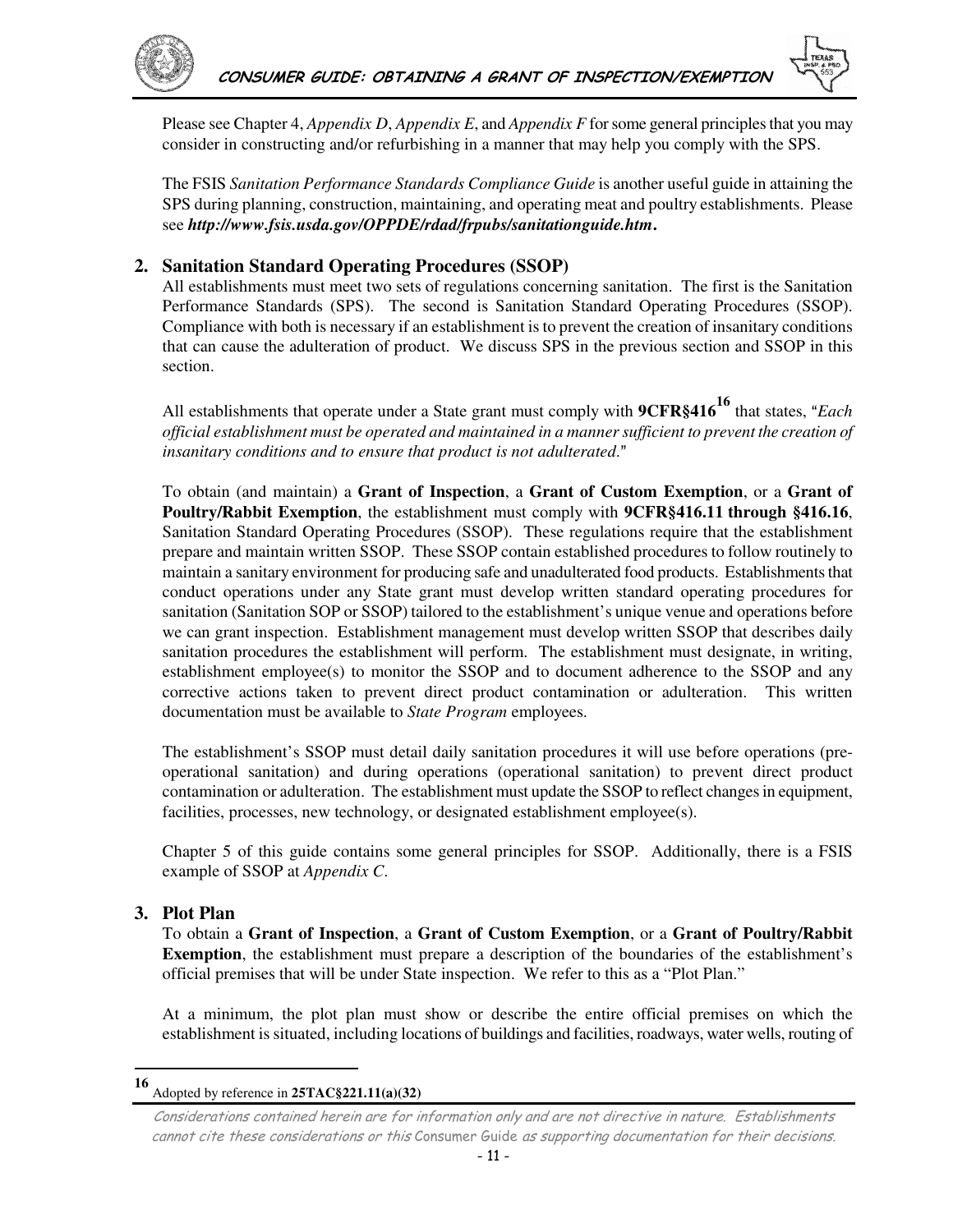Please see Chapter 4, *Appendix D*, *Appendix E*, and *Appendix F* for some general principles that you may consider in constructing and/or refurbishing in a manner that may help you comply with the SPS.

The FSIS *Sanitation Performance Standards Compliance Guide* is another useful guide in attaining the SPS during planning, construction, maintaining, and operating meat and poultry establishments. Please see ***http://www.fsis.usda.gov/OPPDE/rdad/frpubs/sanitationguide.htm*.**

## 2. Sanitation Standard Operating Procedures (SSOP)

All establishments must meet two sets of regulations concerning sanitation. The first is the Sanitation Performance Standards (SPS). The second is Sanitation Standard Operating Procedures (SSOP). Compliance with both is necessary if an establishment is to prevent the creation of insanitary conditions that can cause the adulteration of product. We discuss SPS in the previous section and SSOP in this section.

All establishments that operate under a State grant must comply with **9CFR§416**[16] that states, "*Each official establishment must be operated and maintained in a manner sufficient to prevent the creation of insanitary conditions and to ensure that product is not adulterated*."

To obtain (and maintain) a **Grant of Inspection**, a **Grant of Custom Exemption**, or a **Grant of Poultry/Rabbit Exemption**, the establishment must comply with **9CFR§416.11 through §416.16**, Sanitation Standard Operating Procedures (SSOP). These regulations require that the establishment prepare and maintain written SSOP. These SSOP contain established procedures to follow routinely to maintain a sanitary environment for producing safe and unadulterated food products. Establishments that conduct operations under any State grant must develop written standard operating procedures for sanitation (Sanitation SOP or SSOP) tailored to the establishment's unique venue and operations before we can grant inspection. Establishment management must develop written SSOP that describes daily sanitation procedures the establishment will perform. The establishment must designate, in writing, establishment employee(s) to monitor the SSOP and to document adherence to the SSOP and any corrective actions taken to prevent direct product contamination or adulteration. This written documentation must be available to *State Program* employees.

The establishment's SSOP must detail daily sanitation procedures it will use before operations (pre-operational sanitation) and during operations (operational sanitation) to prevent direct product contamination or adulteration. The establishment must update the SSOP to reflect changes in equipment, facilities, processes, new technology, or designated establishment employee(s).

Chapter 5 of this guide contains some general principles for SSOP. Additionally, there is a FSIS example of SSOP at *Appendix C*.

## 3. Plot Plan

To obtain a **Grant of Inspection**, a **Grant of Custom Exemption**, or a **Grant of Poultry/Rabbit Exemption**, the establishment must prepare a description of the boundaries of the establishment's official premises that will be under State inspection. We refer to this as a "Plot Plan."

At a minimum, the plot plan must show or describe the entire official premises on which the establishment is situated, including locations of buildings and facilities, roadways, water wells, routing of

---

[16] Adopted by reference in **25TAC§221.11(a)(32)**

*Considerations contained herein are for information only and are not directive in nature. Establishments cannot cite these considerations or this* Consumer Guide *as supporting documentation for their decisions.*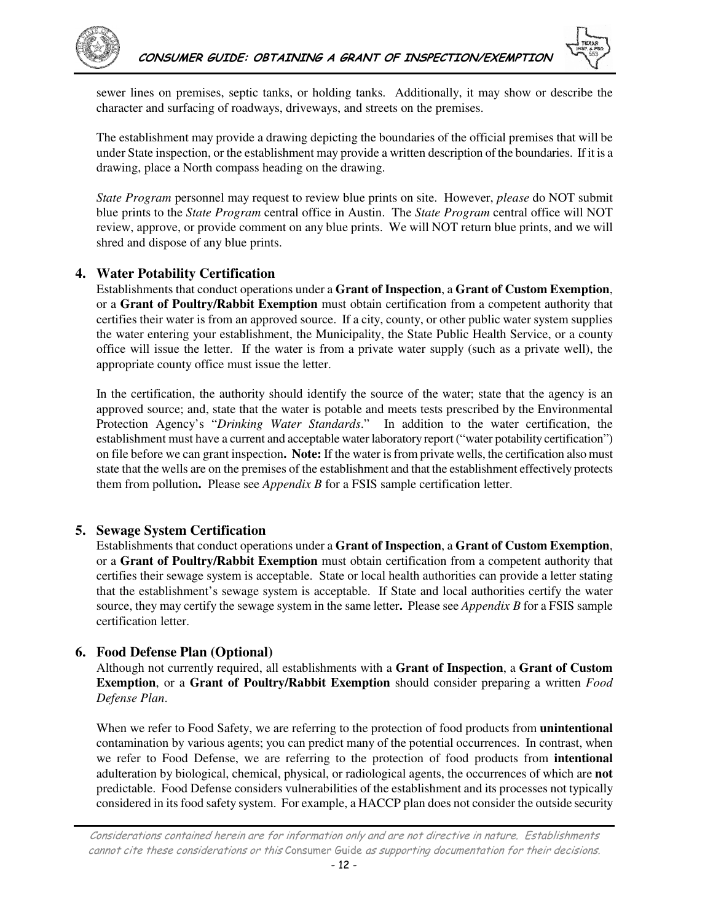sewer lines on premises, septic tanks, or holding tanks. Additionally, it may show or describe the character and surfacing of roadways, driveways, and streets on the premises.

The establishment may provide a drawing depicting the boundaries of the official premises that will be under State inspection, or the establishment may provide a written description of the boundaries. If it is a drawing, place a North compass heading on the drawing.

*State Program* personnel may request to review blue prints on site. However, *please* do NOT submit blue prints to the *State Program* central office in Austin. The *State Program* central office will NOT review, approve, or provide comment on any blue prints. We will NOT return blue prints, and we will shred and dispose of any blue prints.

### 4. Water Potability Certification

Establishments that conduct operations under a **Grant of Inspection**, a **Grant of Custom Exemption**, or a **Grant of Poultry/Rabbit Exemption** must obtain certification from a competent authority that certifies their water is from an approved source. If a city, county, or other public water system supplies the water entering your establishment, the Municipality, the State Public Health Service, or a county office will issue the letter. If the water is from a private water supply (such as a private well), the appropriate county office must issue the letter.

In the certification, the authority should identify the source of the water; state that the agency is an approved source; and, state that the water is potable and meets tests prescribed by the Environmental Protection Agency's "*Drinking Water Standards*." In addition to the water certification, the establishment must have a current and acceptable water laboratory report ("water potability certification") on file before we can grant inspection**. Note:** If the water is from private wells, the certification also must state that the wells are on the premises of the establishment and that the establishment effectively protects them from pollution**.** Please see *Appendix B* for a FSIS sample certification letter.

### 5. Sewage System Certification

Establishments that conduct operations under a **Grant of Inspection**, a **Grant of Custom Exemption**, or a **Grant of Poultry/Rabbit Exemption** must obtain certification from a competent authority that certifies their sewage system is acceptable. State or local health authorities can provide a letter stating that the establishment's sewage system is acceptable. If State and local authorities certify the water source, they may certify the sewage system in the same letter**.** Please see *Appendix B* for a FSIS sample certification letter.

### 6. Food Defense Plan (Optional)

Although not currently required, all establishments with a **Grant of Inspection**, a **Grant of Custom Exemption**, or a **Grant of Poultry/Rabbit Exemption** should consider preparing a written *Food Defense Plan*.

When we refer to Food Safety, we are referring to the protection of food products from **unintentional** contamination by various agents; you can predict many of the potential occurrences. In contrast, when we refer to Food Defense, we are referring to the protection of food products from **intentional** adulteration by biological, chemical, physical, or radiological agents, the occurrences of which are **not** predictable. Food Defense considers vulnerabilities of the establishment and its processes not typically considered in its food safety system. For example, a HACCP plan does not consider the outside security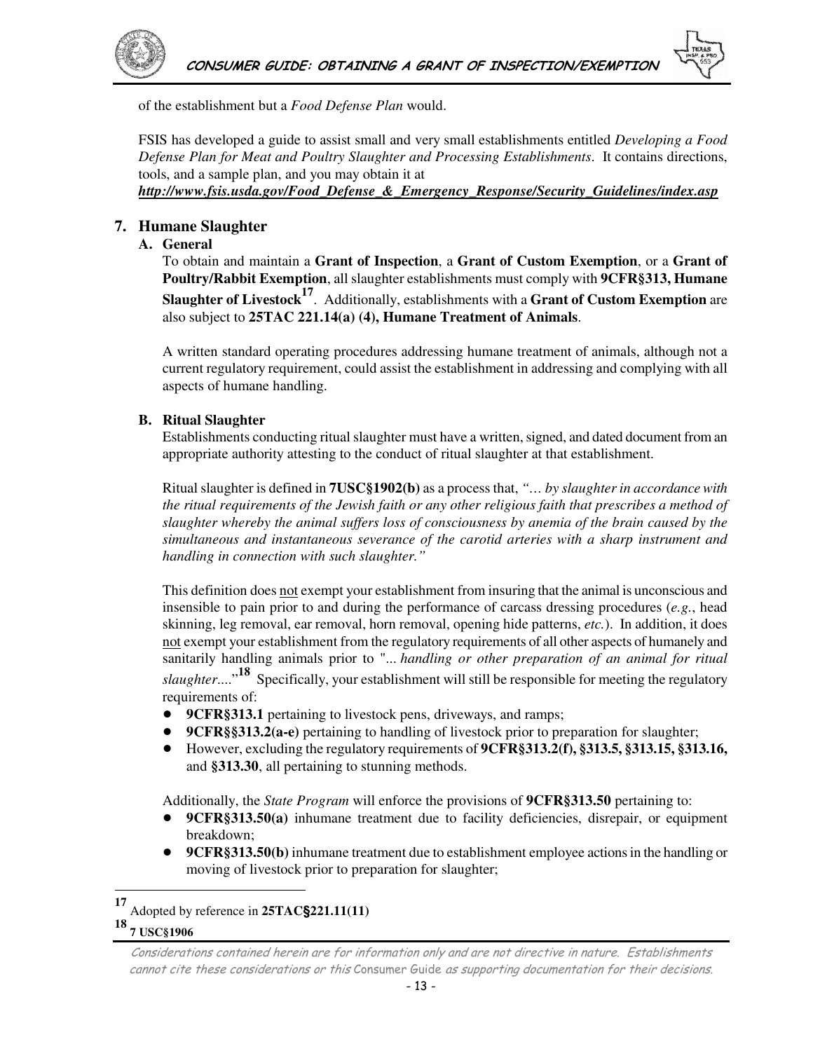of the establishment but a *Food Defense Plan* would.

FSIS has developed a guide to assist small and very small establishments entitled *Developing a Food Defense Plan for Meat and Poultry Slaughter and Processing Establishments*. It contains directions, tools, and a sample plan, and you may obtain it at
***http://www.fsis.usda.gov/Food_Defense_&_Emergency_Response/Security_Guidelines/index.asp***

## 7. Humane Slaughter

### A. General

To obtain and maintain a **Grant of Inspection**, a **Grant of Custom Exemption**, or a **Grant of Poultry/Rabbit Exemption**, all slaughter establishments must comply with **9CFR§313, Humane Slaughter of Livestock**[17]. Additionally, establishments with a **Grant of Custom Exemption** are also subject to **25TAC 221.14(a) (4), Humane Treatment of Animals**.

A written standard operating procedures addressing humane treatment of animals, although not a current regulatory requirement, could assist the establishment in addressing and complying with all aspects of humane handling.

### B. Ritual Slaughter

Establishments conducting ritual slaughter must have a written, signed, and dated document from an appropriate authority attesting to the conduct of ritual slaughter at that establishment.

Ritual slaughter is defined in **7USC§1902(b)** as a process that, *"… by slaughter in accordance with the ritual requirements of the Jewish faith or any other religious faith that prescribes a method of slaughter whereby the animal suffers loss of consciousness by anemia of the brain caused by the simultaneous and instantaneous severance of the carotid arteries with a sharp instrument and handling in connection with such slaughter."*

This definition does not exempt your establishment from insuring that the animal is unconscious and insensible to pain prior to and during the performance of carcass dressing procedures (*e.g.*, head skinning, leg removal, ear removal, horn removal, opening hide patterns, *etc.*). In addition, it does not exempt your establishment from the regulatory requirements of all other aspects of humanely and sanitarily handling animals prior to "*... handling or other preparation of an animal for ritual slaughter....*"[18] Specifically, your establishment will still be responsible for meeting the regulatory requirements of:

- **9CFR§313.1** pertaining to livestock pens, driveways, and ramps;
- **9CFR§§313.2(a-e)** pertaining to handling of livestock prior to preparation for slaughter;
- However, excluding the regulatory requirements of **9CFR§313.2(f), §313.5, §313.15, §313.16,** and **§313.30**, all pertaining to stunning methods.

Additionally, the *State Program* will enforce the provisions of **9CFR§313.50** pertaining to:

- **9CFR§313.50(a)** inhumane treatment due to facility deficiencies, disrepair, or equipment breakdown;
- **9CFR§313.50(b)** inhumane treatment due to establishment employee actions in the handling or moving of livestock prior to preparation for slaughter;

---

[17] Adopted by reference in **25TAC§221.11(11)**

[18] **7 USC§1906**

*Considerations contained herein are for information only and are not directive in nature. Establishments cannot cite these considerations or this Consumer Guide as supporting documentation for their decisions.*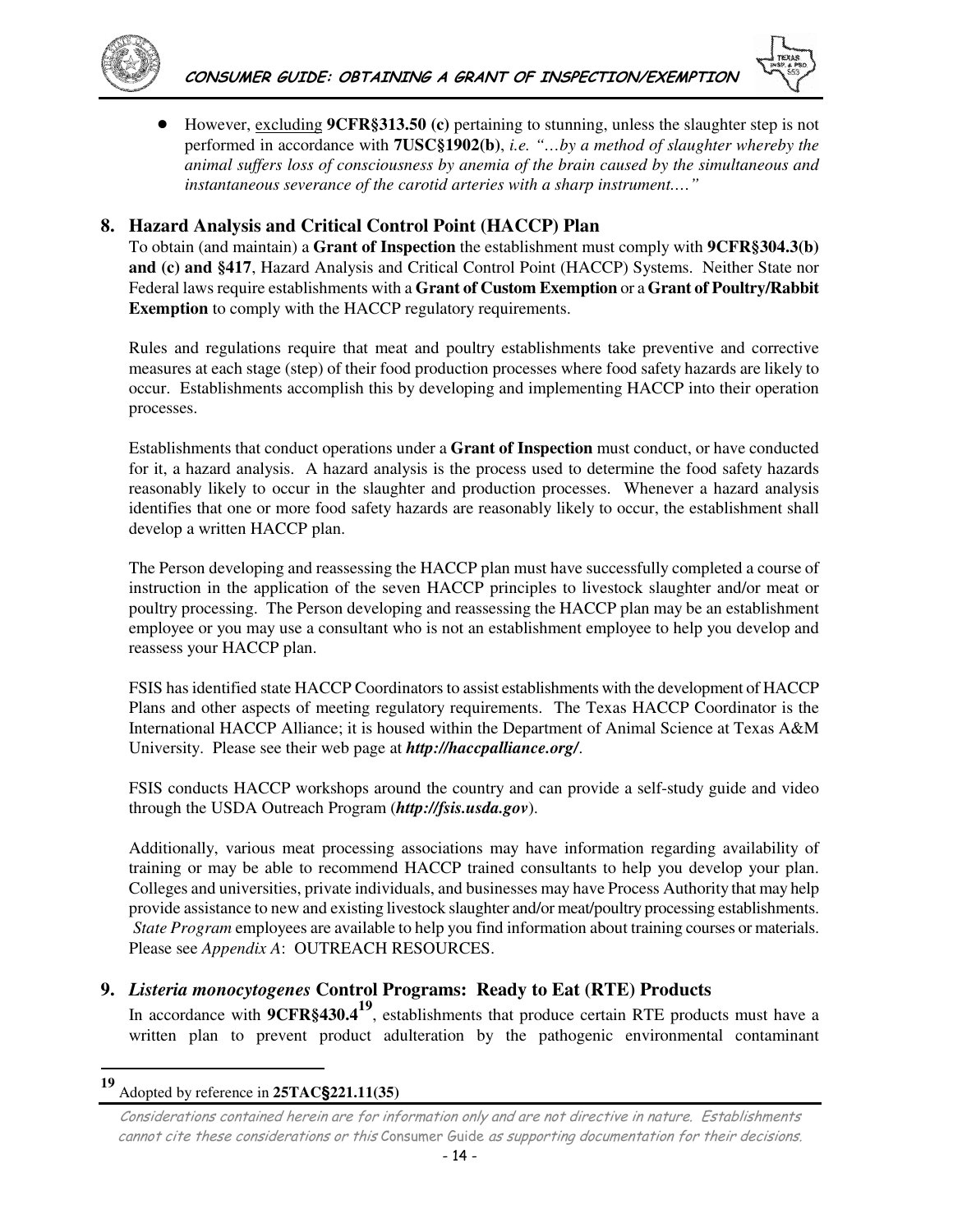- However, <u>excluding</u> **9CFR§313.50 (c)** pertaining to stunning, unless the slaughter step is not performed in accordance with **7USC§1902(b)**, *i.e. "…by a method of slaughter whereby the animal suffers loss of consciousness by anemia of the brain caused by the simultaneous and instantaneous severance of the carotid arteries with a sharp instrument.…"*

## 8. Hazard Analysis and Critical Control Point (HACCP) Plan

To obtain (and maintain) a **Grant of Inspection** the establishment must comply with **9CFR§304.3(b) and (c) and §417**, Hazard Analysis and Critical Control Point (HACCP) Systems. Neither State nor Federal laws require establishments with a **Grant of Custom Exemption** or a **Grant of Poultry/Rabbit Exemption** to comply with the HACCP regulatory requirements.

Rules and regulations require that meat and poultry establishments take preventive and corrective measures at each stage (step) of their food production processes where food safety hazards are likely to occur. Establishments accomplish this by developing and implementing HACCP into their operation processes.

Establishments that conduct operations under a **Grant of Inspection** must conduct, or have conducted for it, a hazard analysis. A hazard analysis is the process used to determine the food safety hazards reasonably likely to occur in the slaughter and production processes. Whenever a hazard analysis identifies that one or more food safety hazards are reasonably likely to occur, the establishment shall develop a written HACCP plan.

The Person developing and reassessing the HACCP plan must have successfully completed a course of instruction in the application of the seven HACCP principles to livestock slaughter and/or meat or poultry processing. The Person developing and reassessing the HACCP plan may be an establishment employee or you may use a consultant who is not an establishment employee to help you develop and reassess your HACCP plan.

FSIS has identified state HACCP Coordinators to assist establishments with the development of HACCP Plans and other aspects of meeting regulatory requirements. The Texas HACCP Coordinator is the International HACCP Alliance; it is housed within the Department of Animal Science at Texas A&M University. Please see their web page at ***http://haccpalliance.org/***.

FSIS conducts HACCP workshops around the country and can provide a self-study guide and video through the USDA Outreach Program (***http://fsis.usda.gov***).

Additionally, various meat processing associations may have information regarding availability of training or may be able to recommend HACCP trained consultants to help you develop your plan. Colleges and universities, private individuals, and businesses may have Process Authority that may help provide assistance to new and existing livestock slaughter and/or meat/poultry processing establishments. *State Program* employees are available to help you find information about training courses or materials. Please see *Appendix A*: OUTREACH RESOURCES.

## 9. *Listeria monocytogenes* Control Programs: Ready to Eat (RTE) Products

In accordance with **9CFR§430.4**[19], establishments that produce certain RTE products must have a written plan to prevent product adulteration by the pathogenic environmental contaminant

---

[19] Adopted by reference in **25TAC§221.11(35)**

*Considerations contained herein are for information only and are not directive in nature. Establishments cannot cite these considerations or this* Consumer Guide *as supporting documentation for their decisions.*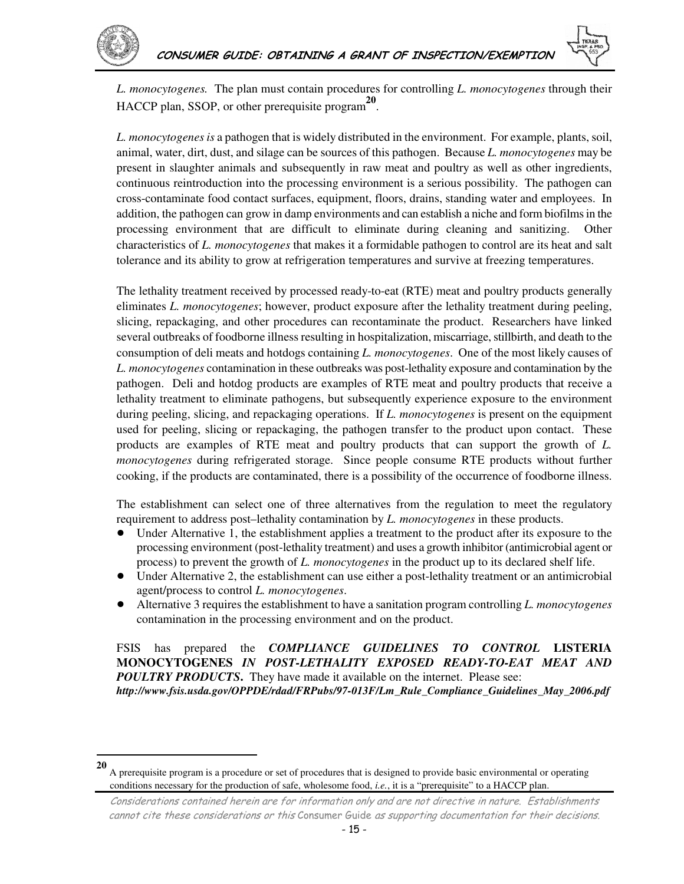*L. monocytogenes.* The plan must contain procedures for controlling *L. monocytogenes* through their HACCP plan, SSOP, or other prerequisite program[20].

*L. monocytogenes is* a pathogen that is widely distributed in the environment. For example, plants, soil, animal, water, dirt, dust, and silage can be sources of this pathogen. Because *L. monocytogenes* may be present in slaughter animals and subsequently in raw meat and poultry as well as other ingredients, continuous reintroduction into the processing environment is a serious possibility. The pathogen can cross-contaminate food contact surfaces, equipment, floors, drains, standing water and employees. In addition, the pathogen can grow in damp environments and can establish a niche and form biofilms in the processing environment that are difficult to eliminate during cleaning and sanitizing. Other characteristics of *L. monocytogenes* that makes it a formidable pathogen to control are its heat and salt tolerance and its ability to grow at refrigeration temperatures and survive at freezing temperatures.

The lethality treatment received by processed ready-to-eat (RTE) meat and poultry products generally eliminates *L. monocytogenes*; however, product exposure after the lethality treatment during peeling, slicing, repackaging, and other procedures can recontaminate the product. Researchers have linked several outbreaks of foodborne illness resulting in hospitalization, miscarriage, stillbirth, and death to the consumption of deli meats and hotdogs containing *L. monocytogenes*. One of the most likely causes of *L. monocytogenes* contamination in these outbreaks was post-lethality exposure and contamination by the pathogen. Deli and hotdog products are examples of RTE meat and poultry products that receive a lethality treatment to eliminate pathogens, but subsequently experience exposure to the environment during peeling, slicing, and repackaging operations. If *L. monocytogenes* is present on the equipment used for peeling, slicing or repackaging, the pathogen transfer to the product upon contact. These products are examples of RTE meat and poultry products that can support the growth of *L. monocytogenes* during refrigerated storage. Since people consume RTE products without further cooking, if the products are contaminated, there is a possibility of the occurrence of foodborne illness.

The establishment can select one of three alternatives from the regulation to meet the regulatory requirement to address post–lethality contamination by *L. monocytogenes* in these products.

- Under Alternative 1, the establishment applies a treatment to the product after its exposure to the processing environment (post-lethality treatment) and uses a growth inhibitor (antimicrobial agent or process) to prevent the growth of *L. monocytogenes* in the product up to its declared shelf life.
- Under Alternative 2, the establishment can use either a post-lethality treatment or an antimicrobial agent/process to control *L. monocytogenes*.
- Alternative 3 requires the establishment to have a sanitation program controlling *L. monocytogenes* contamination in the processing environment and on the product.

FSIS has prepared the ***COMPLIANCE GUIDELINES TO CONTROL* LISTERIA MONOCYTOGENES *IN POST-LETHALITY EXPOSED READY-TO-EAT MEAT AND POULTRY PRODUCTS*.** They have made it available on the internet. Please see: ***http://www.fsis.usda.gov/OPPDE/rdad/FRPubs/97-013F/Lm_Rule_Compliance_Guidelines_May_2006.pdf***

[20] A prerequisite program is a procedure or set of procedures that is designed to provide basic environmental or operating conditions necessary for the production of safe, wholesome food, *i.e.*, it is a "prerequisite" to a HACCP plan.

*Considerations contained herein are for information only and are not directive in nature. Establishments cannot cite these considerations or this* Consumer Guide *as supporting documentation for their decisions.*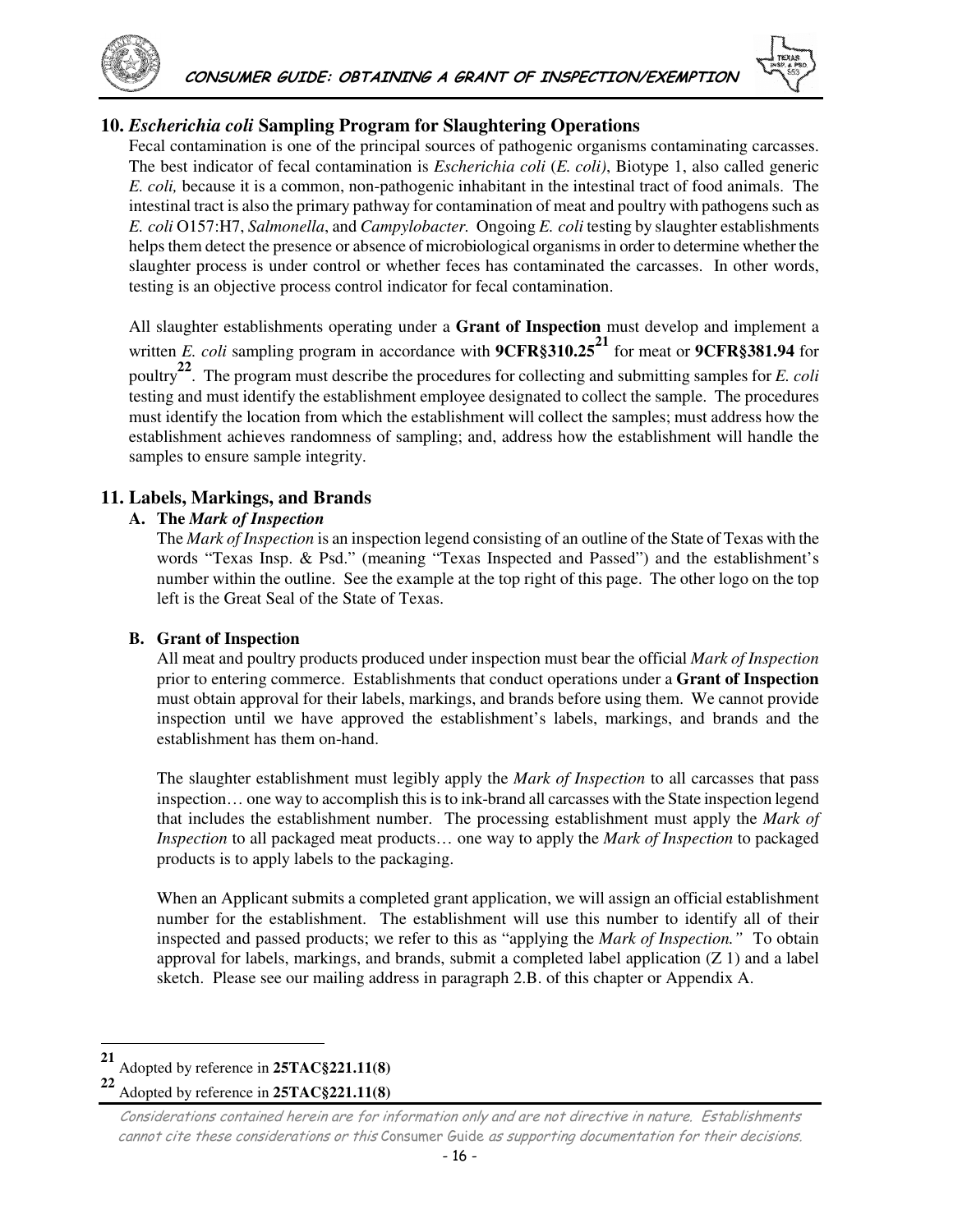## 10. *Escherichia coli* Sampling Program for Slaughtering Operations

Fecal contamination is one of the principal sources of pathogenic organisms contaminating carcasses. The best indicator of fecal contamination is *Escherichia coli* (*E. coli)*, Biotype 1, also called generic *E. coli,* because it is a common, non-pathogenic inhabitant in the intestinal tract of food animals. The intestinal tract is also the primary pathway for contamination of meat and poultry with pathogens such as *E. coli* O157:H7, *Salmonella*, and *Campylobacter.* Ongoing *E. coli* testing by slaughter establishments helps them detect the presence or absence of microbiological organisms in order to determine whether the slaughter process is under control or whether feces has contaminated the carcasses. In other words, testing is an objective process control indicator for fecal contamination.

All slaughter establishments operating under a **Grant of Inspection** must develop and implement a written *E. coli* sampling program in accordance with **9CFR§310.25**[21] for meat or **9CFR§381.94** for poultry[22]. The program must describe the procedures for collecting and submitting samples for *E. coli* testing and must identify the establishment employee designated to collect the sample. The procedures must identify the location from which the establishment will collect the samples; must address how the establishment achieves randomness of sampling; and, address how the establishment will handle the samples to ensure sample integrity.

## 11. Labels, Markings, and Brands

### A. The *Mark of Inspection*

The *Mark of Inspection* is an inspection legend consisting of an outline of the State of Texas with the words "Texas Insp. & Psd." (meaning "Texas Inspected and Passed") and the establishment's number within the outline. See the example at the top right of this page. The other logo on the top left is the Great Seal of the State of Texas.

### B. Grant of Inspection

All meat and poultry products produced under inspection must bear the official *Mark of Inspection* prior to entering commerce. Establishments that conduct operations under a **Grant of Inspection** must obtain approval for their labels, markings, and brands before using them. We cannot provide inspection until we have approved the establishment's labels, markings, and brands and the establishment has them on-hand.

The slaughter establishment must legibly apply the *Mark of Inspection* to all carcasses that pass inspection… one way to accomplish this is to ink-brand all carcasses with the State inspection legend that includes the establishment number. The processing establishment must apply the *Mark of Inspection* to all packaged meat products… one way to apply the *Mark of Inspection* to packaged products is to apply labels to the packaging.

When an Applicant submits a completed grant application, we will assign an official establishment number for the establishment. The establishment will use this number to identify all of their inspected and passed products; we refer to this as "applying the *Mark of Inspection."* To obtain approval for labels, markings, and brands, submit a completed label application (Z 1) and a label sketch. Please see our mailing address in paragraph 2.B. of this chapter or Appendix A.

---

[21] Adopted by reference in **25TAC§221.11(8)**

[22] Adopted by reference in **25TAC§221.11(8)**

*Considerations contained herein are for information only and are not directive in nature. Establishments cannot cite these considerations or this* Consumer Guide *as supporting documentation for their decisions.*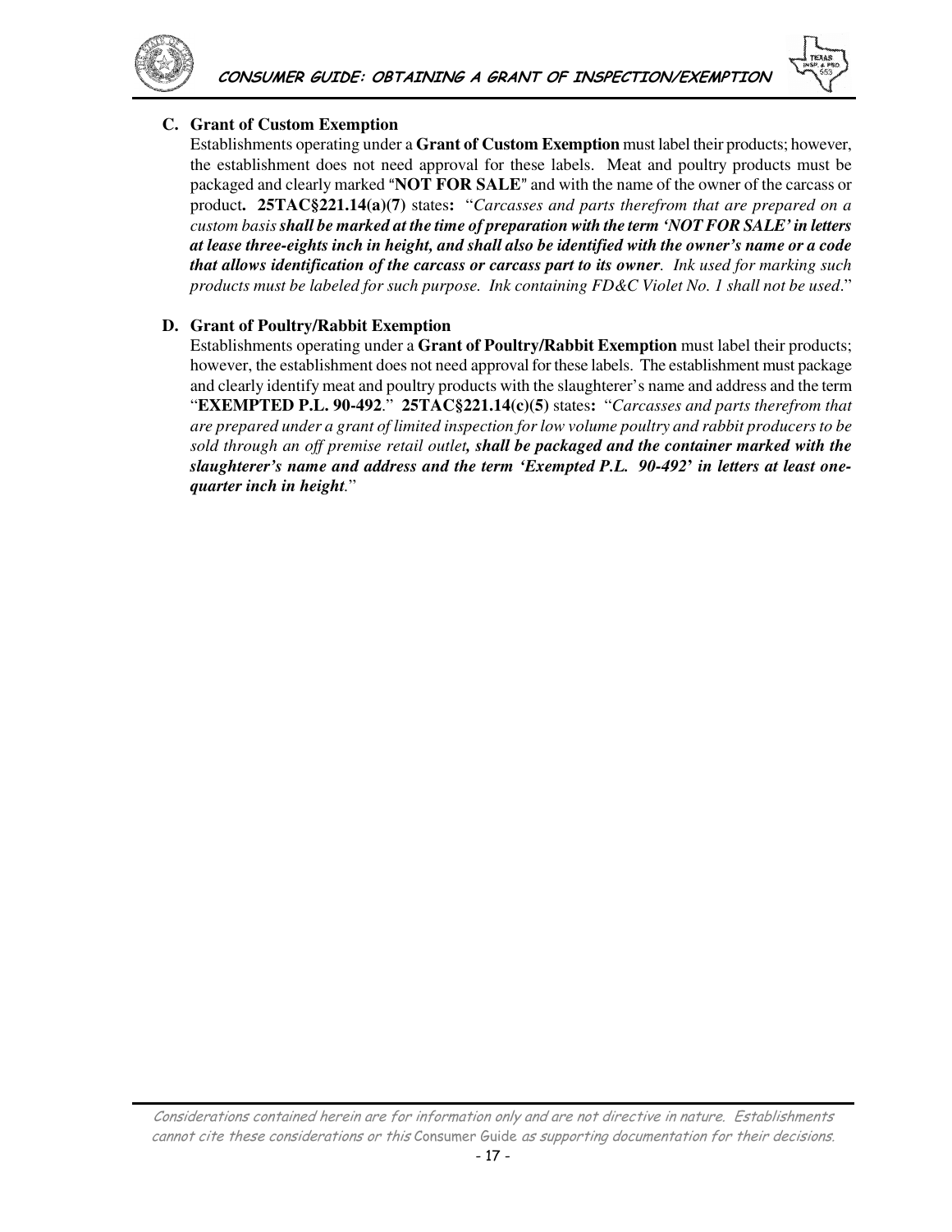### C. Grant of Custom Exemption

Establishments operating under a **Grant of Custom Exemption** must label their products; however, the establishment does not need approval for these labels. Meat and poultry products must be packaged and clearly marked "**NOT FOR SALE**" and with the name of the owner of the carcass or product**. 25TAC§221.14(a)(7)** states**:** "*Carcasses and parts therefrom that are prepared on a custom basis* ***shall be marked at the time of preparation with the term 'NOT FOR SALE' in letters at lease three-eights inch in height, and shall also be identified with the owner's name or a code that allows identification of the carcass or carcass part to its owner****. Ink used for marking such products must be labeled for such purpose. Ink containing FD&C Violet No. 1 shall not be used*."

### D. Grant of Poultry/Rabbit Exemption

Establishments operating under a **Grant of Poultry/Rabbit Exemption** must label their products; however, the establishment does not need approval for these labels. The establishment must package and clearly identify meat and poultry products with the slaughterer's name and address and the term "**EXEMPTED P.L. 90-492**." **25TAC§221.14(c)(5)** states**:** "*Carcasses and parts therefrom that are prepared under a grant of limited inspection for low volume poultry and rabbit producers to be sold through an off premise retail outlet****, shall be packaged and the container marked with the slaughterer's name and address and the term 'Exempted P.L. 90-492' in letters at least one-quarter inch in height***."

*Considerations contained herein are for information only and are not directive in nature. Establishments cannot cite these considerations or this* Consumer Guide *as supporting documentation for their decisions.*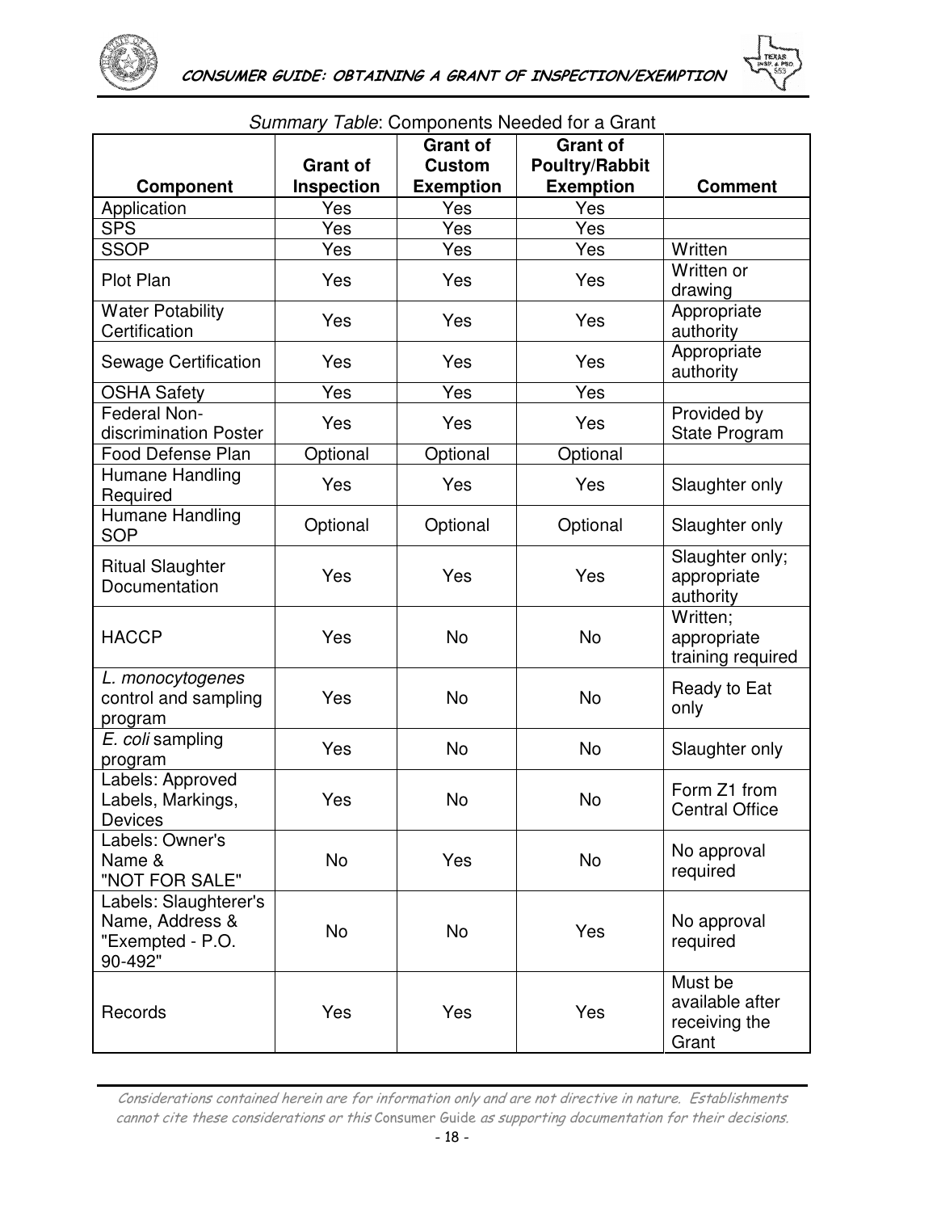*Summary Table*: Components Needed for a Grant

| Component | Grant of Inspection | Grant of Custom Exemption | Grant of Poultry/Rabbit Exemption | Comment |
|---|---|---|---|---|
| Application | Yes | Yes | Yes | |
| SPS | Yes | Yes | Yes | |
| SSOP | Yes | Yes | Yes | Written |
| Plot Plan | Yes | Yes | Yes | Written or drawing |
| Water Potability Certification | Yes | Yes | Yes | Appropriate authority |
| Sewage Certification | Yes | Yes | Yes | Appropriate authority |
| OSHA Safety | Yes | Yes | Yes | |
| Federal Non-discrimination Poster | Yes | Yes | Yes | Provided by State Program |
| Food Defense Plan | Optional | Optional | Optional | |
| Humane Handling Required | Yes | Yes | Yes | Slaughter only |
| Humane Handling SOP | Optional | Optional | Optional | Slaughter only |
| Ritual Slaughter Documentation | Yes | Yes | Yes | Slaughter only; appropriate authority |
| HACCP | Yes | No | No | Written; appropriate training required |
| *L. monocytogenes* control and sampling program | Yes | No | No | Ready to Eat only |
| *E. coli* sampling program | Yes | No | No | Slaughter only |
| Labels: Approved Labels, Markings, Devices | Yes | No | No | Form Z1 from Central Office |
| Labels: Owner's Name & "NOT FOR SALE" | No | Yes | No | No approval required |
| Labels: Slaughterer's Name, Address & "Exempted - P.O. 90-492" | No | No | Yes | No approval required |
| Records | Yes | Yes | Yes | Must be available after receiving the Grant |

*Considerations contained herein are for information only and are not directive in nature. Establishments cannot cite these considerations or this* Consumer Guide *as supporting documentation for their decisions.*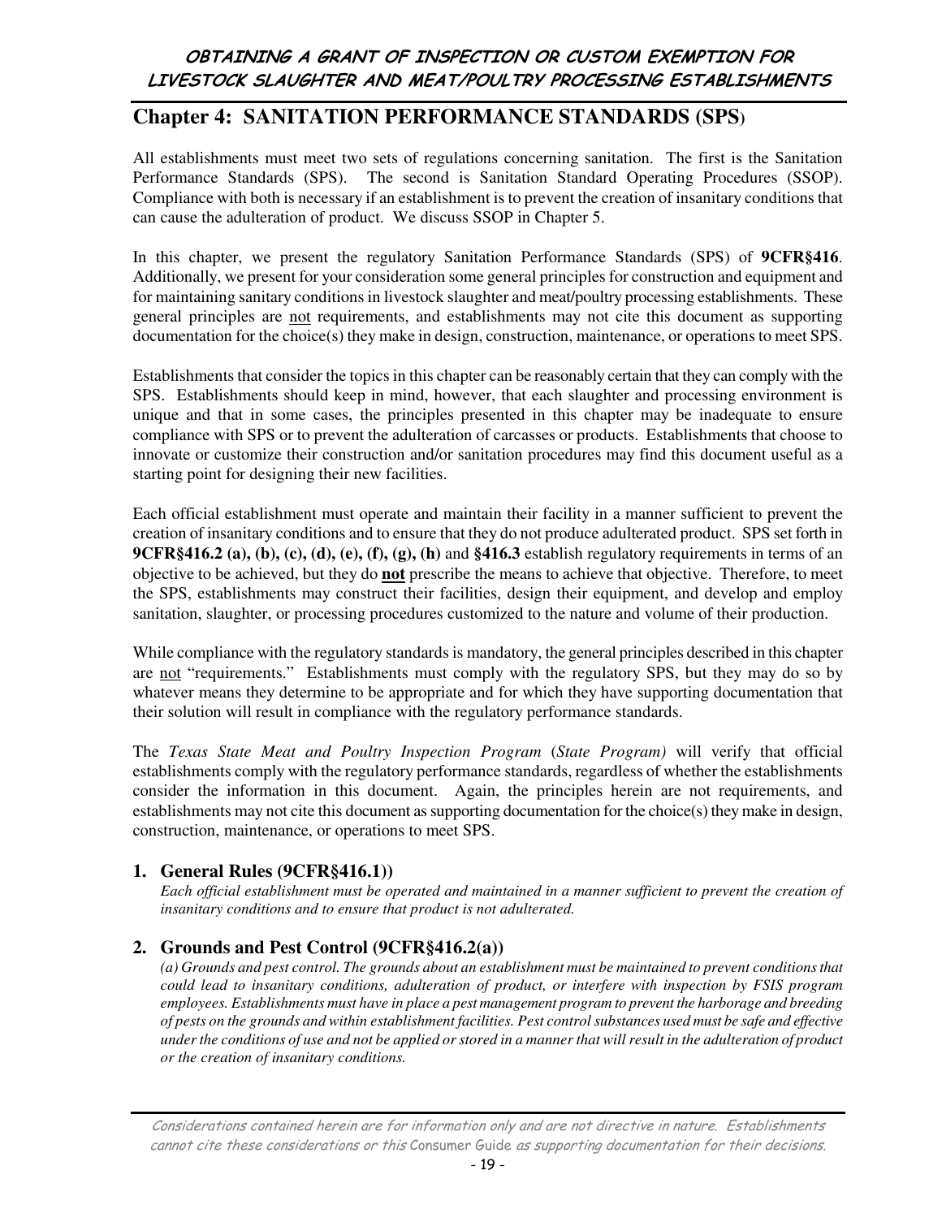## Chapter 4: SANITATION PERFORMANCE STANDARDS (SPS)

All establishments must meet two sets of regulations concerning sanitation. The first is the Sanitation Performance Standards (SPS). The second is Sanitation Standard Operating Procedures (SSOP). Compliance with both is necessary if an establishment is to prevent the creation of insanitary conditions that can cause the adulteration of product. We discuss SSOP in Chapter 5.

In this chapter, we present the regulatory Sanitation Performance Standards (SPS) of **9CFR§416**. Additionally, we present for your consideration some general principles for construction and equipment and for maintaining sanitary conditions in livestock slaughter and meat/poultry processing establishments. These general principles are not requirements, and establishments may not cite this document as supporting documentation for the choice(s) they make in design, construction, maintenance, or operations to meet SPS.

Establishments that consider the topics in this chapter can be reasonably certain that they can comply with the SPS. Establishments should keep in mind, however, that each slaughter and processing environment is unique and that in some cases, the principles presented in this chapter may be inadequate to ensure compliance with SPS or to prevent the adulteration of carcasses or products. Establishments that choose to innovate or customize their construction and/or sanitation procedures may find this document useful as a starting point for designing their new facilities.

Each official establishment must operate and maintain their facility in a manner sufficient to prevent the creation of insanitary conditions and to ensure that they do not produce adulterated product. SPS set forth in **9CFR§416.2 (a), (b), (c), (d), (e), (f), (g), (h)** and **§416.3** establish regulatory requirements in terms of an objective to be achieved, but they do **not** prescribe the means to achieve that objective. Therefore, to meet the SPS, establishments may construct their facilities, design their equipment, and develop and employ sanitation, slaughter, or processing procedures customized to the nature and volume of their production.

While compliance with the regulatory standards is mandatory, the general principles described in this chapter are not "requirements." Establishments must comply with the regulatory SPS, but they may do so by whatever means they determine to be appropriate and for which they have supporting documentation that their solution will result in compliance with the regulatory performance standards.

The *Texas State Meat and Poultry Inspection Program* (*State Program)* will verify that official establishments comply with the regulatory performance standards, regardless of whether the establishments consider the information in this document. Again, the principles herein are not requirements, and establishments may not cite this document as supporting documentation for the choice(s) they make in design, construction, maintenance, or operations to meet SPS.

### 1. General Rules (9CFR§416.1))

*Each official establishment must be operated and maintained in a manner sufficient to prevent the creation of insanitary conditions and to ensure that product is not adulterated.*

### 2. Grounds and Pest Control (9CFR§416.2(a))

*(a) Grounds and pest control. The grounds about an establishment must be maintained to prevent conditions that could lead to insanitary conditions, adulteration of product, or interfere with inspection by FSIS program employees. Establishments must have in place a pest management program to prevent the harborage and breeding of pests on the grounds and within establishment facilities. Pest control substances used must be safe and effective under the conditions of use and not be applied or stored in a manner that will result in the adulteration of product or the creation of insanitary conditions.*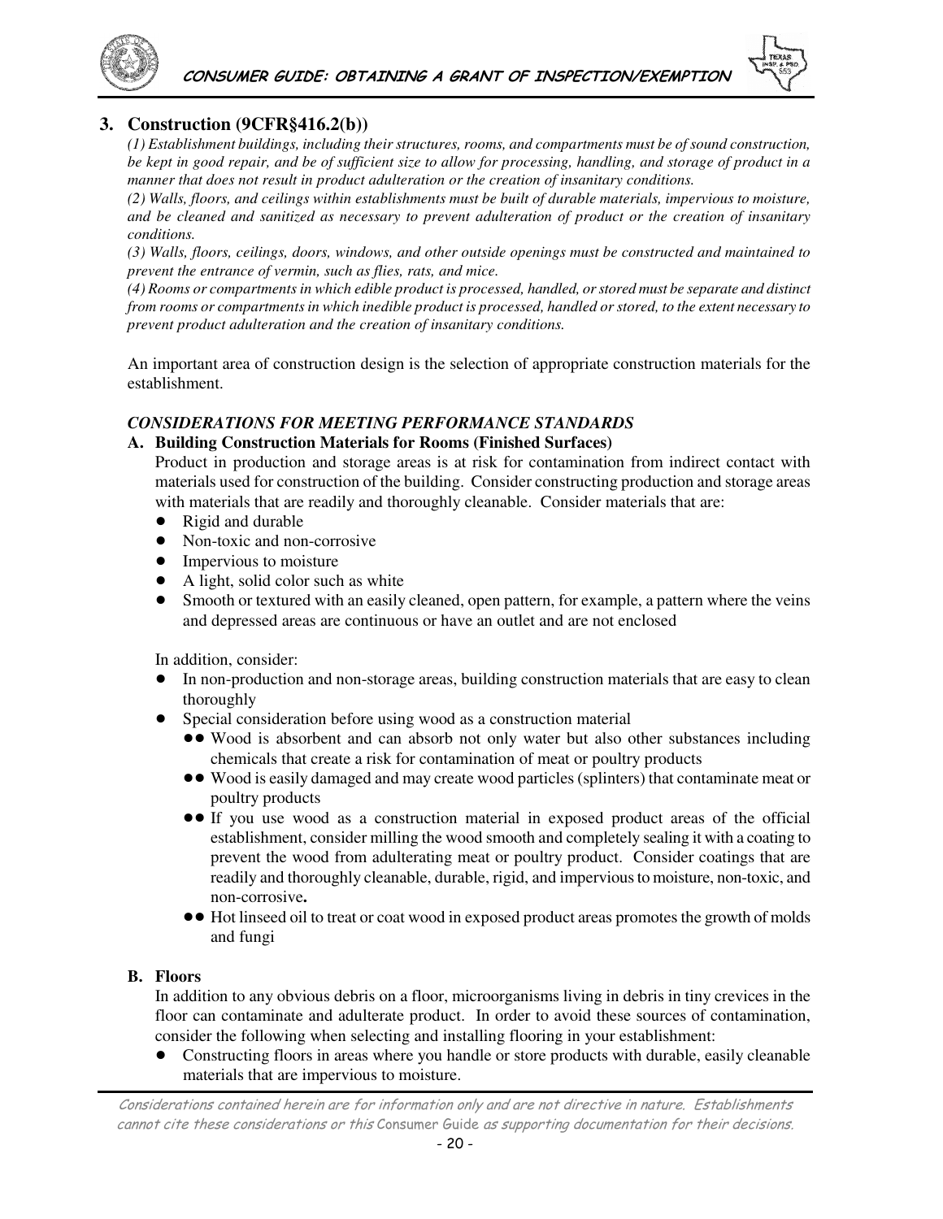## 3. Construction (9CFR§416.2(b))

*(1) Establishment buildings, including their structures, rooms, and compartments must be of sound construction, be kept in good repair, and be of sufficient size to allow for processing, handling, and storage of product in a manner that does not result in product adulteration or the creation of insanitary conditions.*

*(2) Walls, floors, and ceilings within establishments must be built of durable materials, impervious to moisture, and be cleaned and sanitized as necessary to prevent adulteration of product or the creation of insanitary conditions.*

*(3) Walls, floors, ceilings, doors, windows, and other outside openings must be constructed and maintained to prevent the entrance of vermin, such as flies, rats, and mice.*

*(4) Rooms or compartments in which edible product is processed, handled, or stored must be separate and distinct from rooms or compartments in which inedible product is processed, handled or stored, to the extent necessary to prevent product adulteration and the creation of insanitary conditions.*

An important area of construction design is the selection of appropriate construction materials for the establishment.

***CONSIDERATIONS FOR MEETING PERFORMANCE STANDARDS***

### A. Building Construction Materials for Rooms (Finished Surfaces)

Product in production and storage areas is at risk for contamination from indirect contact with materials used for construction of the building. Consider constructing production and storage areas with materials that are readily and thoroughly cleanable. Consider materials that are:

- Rigid and durable
- Non-toxic and non-corrosive
- Impervious to moisture
- A light, solid color such as white
- Smooth or textured with an easily cleaned, open pattern, for example, a pattern where the veins and depressed areas are continuous or have an outlet and are not enclosed

In addition, consider:

- In non-production and non-storage areas, building construction materials that are easy to clean thoroughly
- Special consideration before using wood as a construction material
  - Wood is absorbent and can absorb not only water but also other substances including chemicals that create a risk for contamination of meat or poultry products
  - Wood is easily damaged and may create wood particles (splinters) that contaminate meat or poultry products
  - If you use wood as a construction material in exposed product areas of the official establishment, consider milling the wood smooth and completely sealing it with a coating to prevent the wood from adulterating meat or poultry product. Consider coatings that are readily and thoroughly cleanable, durable, rigid, and impervious to moisture, non-toxic, and non-corrosive**.**
  - Hot linseed oil to treat or coat wood in exposed product areas promotes the growth of molds and fungi

### B. Floors

In addition to any obvious debris on a floor, microorganisms living in debris in tiny crevices in the floor can contaminate and adulterate product. In order to avoid these sources of contamination, consider the following when selecting and installing flooring in your establishment:

- Constructing floors in areas where you handle or store products with durable, easily cleanable materials that are impervious to moisture.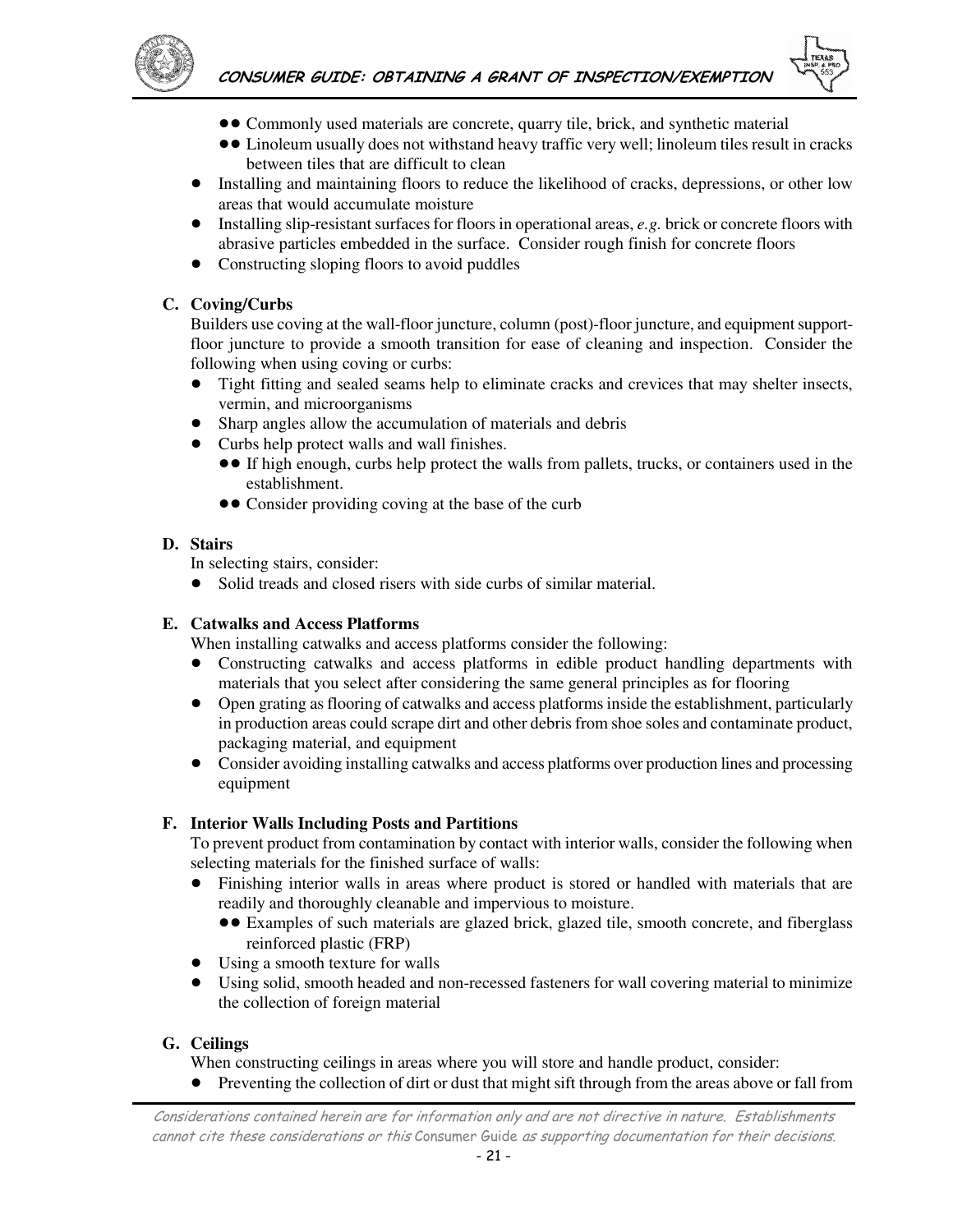- Commonly used materials are concrete, quarry tile, brick, and synthetic material
  - Linoleum usually does not withstand heavy traffic very well; linoleum tiles result in cracks between tiles that are difficult to clean
- Installing and maintaining floors to reduce the likelihood of cracks, depressions, or other low areas that would accumulate moisture
- Installing slip-resistant surfaces for floors in operational areas, *e.g*. brick or concrete floors with abrasive particles embedded in the surface. Consider rough finish for concrete floors
- Constructing sloping floors to avoid puddles

**C. Coving/Curbs**

Builders use coving at the wall-floor juncture, column (post)-floor juncture, and equipment support-floor juncture to provide a smooth transition for ease of cleaning and inspection. Consider the following when using coving or curbs:

- Tight fitting and sealed seams help to eliminate cracks and crevices that may shelter insects, vermin, and microorganisms
- Sharp angles allow the accumulation of materials and debris
- Curbs help protect walls and wall finishes.
  - If high enough, curbs help protect the walls from pallets, trucks, or containers used in the establishment.
  - Consider providing coving at the base of the curb

**D. Stairs**

In selecting stairs, consider:

- Solid treads and closed risers with side curbs of similar material.

**E. Catwalks and Access Platforms**

When installing catwalks and access platforms consider the following:

- Constructing catwalks and access platforms in edible product handling departments with materials that you select after considering the same general principles as for flooring
- Open grating as flooring of catwalks and access platforms inside the establishment, particularly in production areas could scrape dirt and other debris from shoe soles and contaminate product, packaging material, and equipment
- Consider avoiding installing catwalks and access platforms over production lines and processing equipment

**F. Interior Walls Including Posts and Partitions**

To prevent product from contamination by contact with interior walls, consider the following when selecting materials for the finished surface of walls:

- Finishing interior walls in areas where product is stored or handled with materials that are readily and thoroughly cleanable and impervious to moisture.
  - Examples of such materials are glazed brick, glazed tile, smooth concrete, and fiberglass reinforced plastic (FRP)
- Using a smooth texture for walls
- Using solid, smooth headed and non-recessed fasteners for wall covering material to minimize the collection of foreign material

**G. Ceilings**

When constructing ceilings in areas where you will store and handle product, consider:

- Preventing the collection of dirt or dust that might sift through from the areas above or fall from

*Considerations contained herein are for information only and are not directive in nature. Establishments cannot cite these considerations or this* Consumer Guide *as supporting documentation for their decisions.*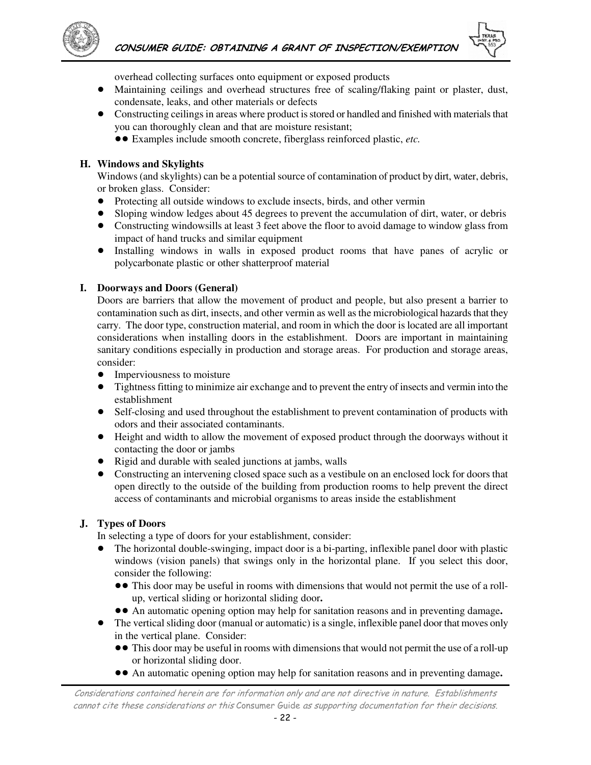overhead collecting surfaces onto equipment or exposed products

- Maintaining ceilings and overhead structures free of scaling/flaking paint or plaster, dust, condensate, leaks, and other materials or defects
- Constructing ceilings in areas where product is stored or handled and finished with materials that you can thoroughly clean and that are moisture resistant;
  - Examples include smooth concrete, fiberglass reinforced plastic, *etc.*

### H. Windows and Skylights

Windows (and skylights) can be a potential source of contamination of product by dirt, water, debris, or broken glass. Consider:

- Protecting all outside windows to exclude insects, birds, and other vermin
- Sloping window ledges about 45 degrees to prevent the accumulation of dirt, water, or debris
- Constructing windowsills at least 3 feet above the floor to avoid damage to window glass from impact of hand trucks and similar equipment
- Installing windows in walls in exposed product rooms that have panes of acrylic or polycarbonate plastic or other shatterproof material

### I. Doorways and Doors (General)

Doors are barriers that allow the movement of product and people, but also present a barrier to contamination such as dirt, insects, and other vermin as well as the microbiological hazards that they carry. The door type, construction material, and room in which the door is located are all important considerations when installing doors in the establishment. Doors are important in maintaining sanitary conditions especially in production and storage areas. For production and storage areas, consider:

- Imperviousness to moisture
- Tightness fitting to minimize air exchange and to prevent the entry of insects and vermin into the establishment
- Self-closing and used throughout the establishment to prevent contamination of products with odors and their associated contaminants.
- Height and width to allow the movement of exposed product through the doorways without it contacting the door or jambs
- Rigid and durable with sealed junctions at jambs, walls
- Constructing an intervening closed space such as a vestibule on an enclosed lock for doors that open directly to the outside of the building from production rooms to help prevent the direct access of contaminants and microbial organisms to areas inside the establishment

### J. Types of Doors

In selecting a type of doors for your establishment, consider:

- The horizontal double-swinging, impact door is a bi-parting, inflexible panel door with plastic windows (vision panels) that swings only in the horizontal plane. If you select this door, consider the following:
  - This door may be useful in rooms with dimensions that would not permit the use of a roll-up, vertical sliding or horizontal sliding door**.**
  - An automatic opening option may help for sanitation reasons and in preventing damage**.**
- The vertical sliding door (manual or automatic) is a single, inflexible panel door that moves only in the vertical plane. Consider:
  - This door may be useful in rooms with dimensions that would not permit the use of a roll-up or horizontal sliding door.
  - An automatic opening option may help for sanitation reasons and in preventing damage**.**

*Considerations contained herein are for information only and are not directive in nature. Establishments cannot cite these considerations or this* Consumer Guide *as supporting documentation for their decisions.*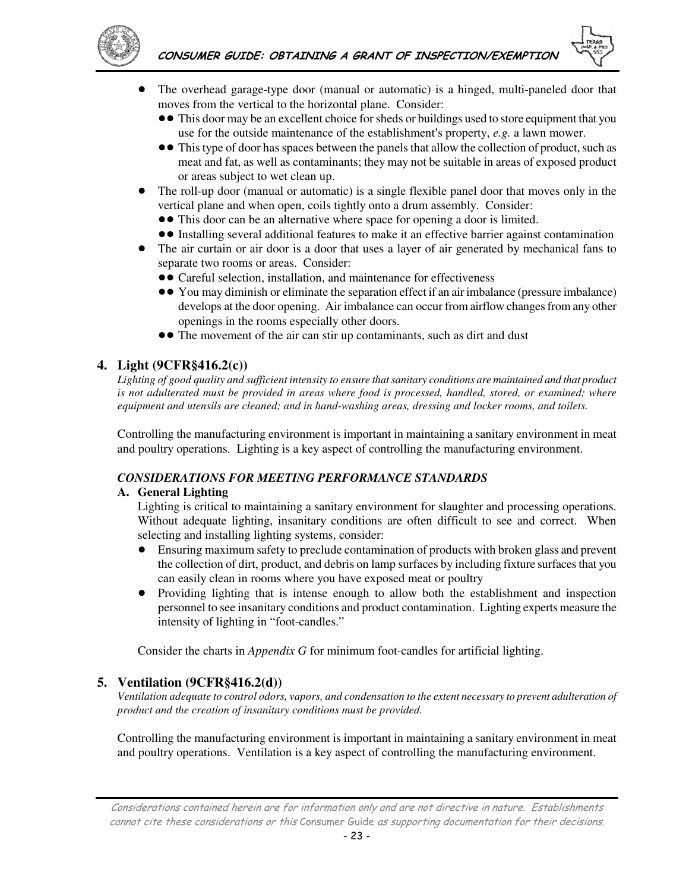- The overhead garage-type door (manual or automatic) is a hinged, multi-paneled door that moves from the vertical to the horizontal plane. Consider:
  - This door may be an excellent choice for sheds or buildings used to store equipment that you use for the outside maintenance of the establishment's property, *e.g.* a lawn mower.
  - This type of door has spaces between the panels that allow the collection of product, such as meat and fat, as well as contaminants; they may not be suitable in areas of exposed product or areas subject to wet clean up.
- The roll-up door (manual or automatic) is a single flexible panel door that moves only in the vertical plane and when open, coils tightly onto a drum assembly. Consider:
  - This door can be an alternative where space for opening a door is limited.
  - Installing several additional features to make it an effective barrier against contamination
- The air curtain or air door is a door that uses a layer of air generated by mechanical fans to separate two rooms or areas. Consider:
  - Careful selection, installation, and maintenance for effectiveness
  - You may diminish or eliminate the separation effect if an air imbalance (pressure imbalance) develops at the door opening. Air imbalance can occur from airflow changes from any other openings in the rooms especially other doors.
  - The movement of the air can stir up contaminants, such as dirt and dust

## 4. Light (9CFR§416.2(c))

*Lighting of good quality and sufficient intensity to ensure that sanitary conditions are maintained and that product is not adulterated must be provided in areas where food is processed, handled, stored, or examined; where equipment and utensils are cleaned; and in hand-washing areas, dressing and locker rooms, and toilets.*

Controlling the manufacturing environment is important in maintaining a sanitary environment in meat and poultry operations. Lighting is a key aspect of controlling the manufacturing environment.

***CONSIDERATIONS FOR MEETING PERFORMANCE STANDARDS***

**A. General Lighting**

Lighting is critical to maintaining a sanitary environment for slaughter and processing operations. Without adequate lighting, insanitary conditions are often difficult to see and correct. When selecting and installing lighting systems, consider:

- Ensuring maximum safety to preclude contamination of products with broken glass and prevent the collection of dirt, product, and debris on lamp surfaces by including fixture surfaces that you can easily clean in rooms where you have exposed meat or poultry
- Providing lighting that is intense enough to allow both the establishment and inspection personnel to see insanitary conditions and product contamination. Lighting experts measure the intensity of lighting in "foot-candles."

Consider the charts in *Appendix G* for minimum foot-candles for artificial lighting.

## 5. Ventilation (9CFR§416.2(d))

*Ventilation adequate to control odors, vapors, and condensation to the extent necessary to prevent adulteration of product and the creation of insanitary conditions must be provided.*

Controlling the manufacturing environment is important in maintaining a sanitary environment in meat and poultry operations. Ventilation is a key aspect of controlling the manufacturing environment.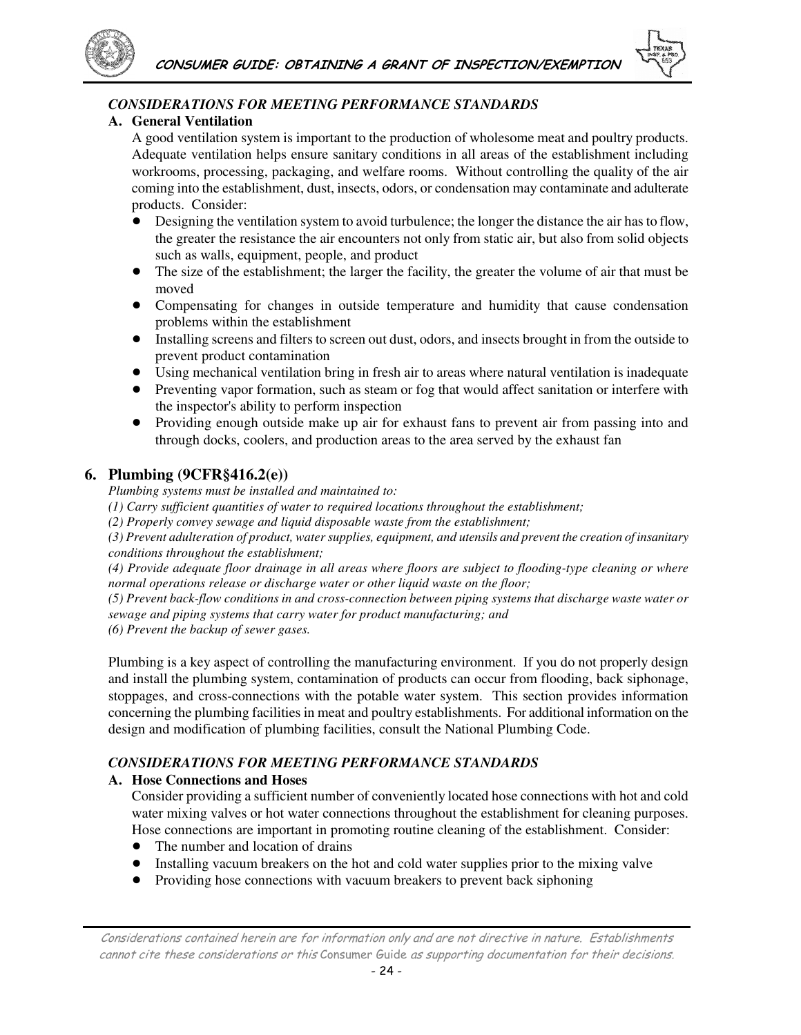### *CONSIDERATIONS FOR MEETING PERFORMANCE STANDARDS*

**A. General Ventilation**

A good ventilation system is important to the production of wholesome meat and poultry products. Adequate ventilation helps ensure sanitary conditions in all areas of the establishment including workrooms, processing, packaging, and welfare rooms. Without controlling the quality of the air coming into the establishment, dust, insects, odors, or condensation may contaminate and adulterate products. Consider:

- Designing the ventilation system to avoid turbulence; the longer the distance the air has to flow, the greater the resistance the air encounters not only from static air, but also from solid objects such as walls, equipment, people, and product
- The size of the establishment; the larger the facility, the greater the volume of air that must be moved
- Compensating for changes in outside temperature and humidity that cause condensation problems within the establishment
- Installing screens and filters to screen out dust, odors, and insects brought in from the outside to prevent product contamination
- Using mechanical ventilation bring in fresh air to areas where natural ventilation is inadequate
- Preventing vapor formation, such as steam or fog that would affect sanitation or interfere with the inspector's ability to perform inspection
- Providing enough outside make up air for exhaust fans to prevent air from passing into and through docks, coolers, and production areas to the area served by the exhaust fan

## 6. Plumbing (9CFR§416.2(e))

*Plumbing systems must be installed and maintained to:*

*(1) Carry sufficient quantities of water to required locations throughout the establishment;*

*(2) Properly convey sewage and liquid disposable waste from the establishment;*

*(3) Prevent adulteration of product, water supplies, equipment, and utensils and prevent the creation of insanitary conditions throughout the establishment;*

*(4) Provide adequate floor drainage in all areas where floors are subject to flooding-type cleaning or where normal operations release or discharge water or other liquid waste on the floor;*

*(5) Prevent back-flow conditions in and cross-connection between piping systems that discharge waste water or sewage and piping systems that carry water for product manufacturing; and*

*(6) Prevent the backup of sewer gases.*

Plumbing is a key aspect of controlling the manufacturing environment. If you do not properly design and install the plumbing system, contamination of products can occur from flooding, back siphonage, stoppages, and cross-connections with the potable water system. This section provides information concerning the plumbing facilities in meat and poultry establishments. For additional information on the design and modification of plumbing facilities, consult the National Plumbing Code.

### *CONSIDERATIONS FOR MEETING PERFORMANCE STANDARDS*

**A. Hose Connections and Hoses**

Consider providing a sufficient number of conveniently located hose connections with hot and cold water mixing valves or hot water connections throughout the establishment for cleaning purposes. Hose connections are important in promoting routine cleaning of the establishment. Consider:

- The number and location of drains
- Installing vacuum breakers on the hot and cold water supplies prior to the mixing valve
- Providing hose connections with vacuum breakers to prevent back siphoning

*Considerations contained herein are for information only and are not directive in nature. Establishments cannot cite these considerations or this* Consumer Guide *as supporting documentation for their decisions.*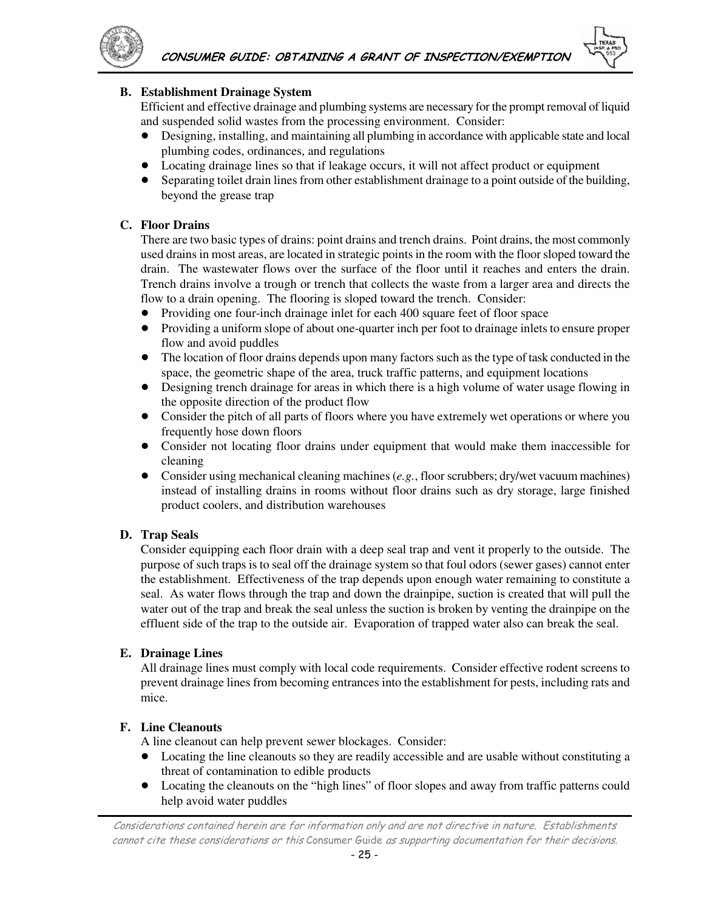### B. Establishment Drainage System

Efficient and effective drainage and plumbing systems are necessary for the prompt removal of liquid and suspended solid wastes from the processing environment. Consider:

- Designing, installing, and maintaining all plumbing in accordance with applicable state and local plumbing codes, ordinances, and regulations
- Locating drainage lines so that if leakage occurs, it will not affect product or equipment
- Separating toilet drain lines from other establishment drainage to a point outside of the building, beyond the grease trap

### C. Floor Drains

There are two basic types of drains: point drains and trench drains. Point drains, the most commonly used drains in most areas, are located in strategic points in the room with the floor sloped toward the drain. The wastewater flows over the surface of the floor until it reaches and enters the drain. Trench drains involve a trough or trench that collects the waste from a larger area and directs the flow to a drain opening. The flooring is sloped toward the trench. Consider:

- Providing one four-inch drainage inlet for each 400 square feet of floor space
- Providing a uniform slope of about one-quarter inch per foot to drainage inlets to ensure proper flow and avoid puddles
- The location of floor drains depends upon many factors such as the type of task conducted in the space, the geometric shape of the area, truck traffic patterns, and equipment locations
- Designing trench drainage for areas in which there is a high volume of water usage flowing in the opposite direction of the product flow
- Consider the pitch of all parts of floors where you have extremely wet operations or where you frequently hose down floors
- Consider not locating floor drains under equipment that would make them inaccessible for cleaning
- Consider using mechanical cleaning machines (*e.g.*, floor scrubbers; dry/wet vacuum machines) instead of installing drains in rooms without floor drains such as dry storage, large finished product coolers, and distribution warehouses

### D. Trap Seals

Consider equipping each floor drain with a deep seal trap and vent it properly to the outside. The purpose of such traps is to seal off the drainage system so that foul odors (sewer gases) cannot enter the establishment. Effectiveness of the trap depends upon enough water remaining to constitute a seal. As water flows through the trap and down the drainpipe, suction is created that will pull the water out of the trap and break the seal unless the suction is broken by venting the drainpipe on the effluent side of the trap to the outside air. Evaporation of trapped water also can break the seal.

### E. Drainage Lines

All drainage lines must comply with local code requirements. Consider effective rodent screens to prevent drainage lines from becoming entrances into the establishment for pests, including rats and mice.

### F. Line Cleanouts

A line cleanout can help prevent sewer blockages. Consider:

- Locating the line cleanouts so they are readily accessible and are usable without constituting a threat of contamination to edible products
- Locating the cleanouts on the "high lines" of floor slopes and away from traffic patterns could help avoid water puddles

*Considerations contained herein are for information only and are not directive in nature. Establishments cannot cite these considerations or this* Consumer Guide *as supporting documentation for their decisions.*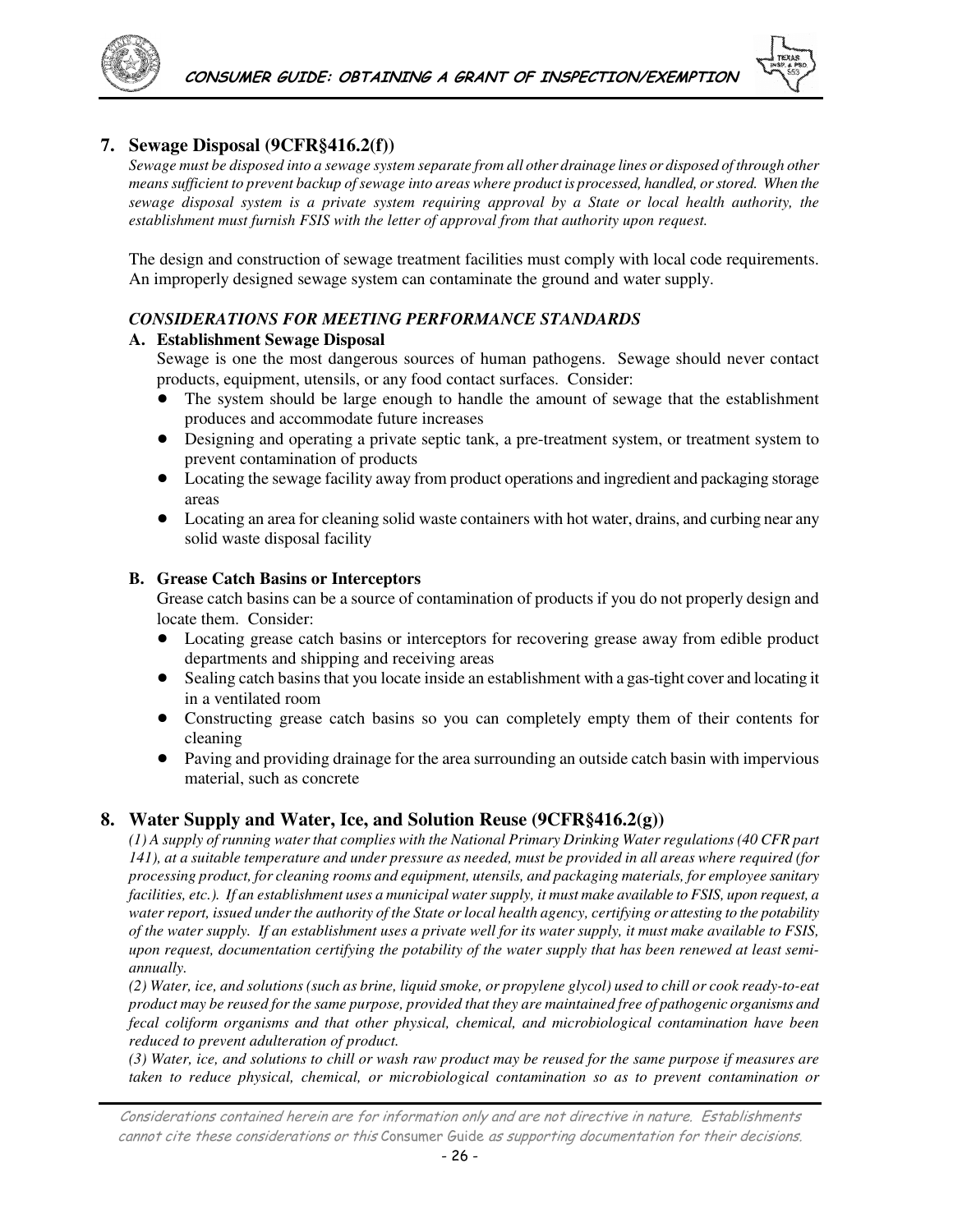## 7. Sewage Disposal (9CFR§416.2(f))

*Sewage must be disposed into a sewage system separate from all other drainage lines or disposed of through other means sufficient to prevent backup of sewage into areas where product is processed, handled, or stored. When the sewage disposal system is a private system requiring approval by a State or local health authority, the establishment must furnish FSIS with the letter of approval from that authority upon request.*

The design and construction of sewage treatment facilities must comply with local code requirements. An improperly designed sewage system can contaminate the ground and water supply.

### *CONSIDERATIONS FOR MEETING PERFORMANCE STANDARDS*

**A. Establishment Sewage Disposal**

Sewage is one the most dangerous sources of human pathogens. Sewage should never contact products, equipment, utensils, or any food contact surfaces. Consider:

- The system should be large enough to handle the amount of sewage that the establishment produces and accommodate future increases
- Designing and operating a private septic tank, a pre-treatment system, or treatment system to prevent contamination of products
- Locating the sewage facility away from product operations and ingredient and packaging storage areas
- Locating an area for cleaning solid waste containers with hot water, drains, and curbing near any solid waste disposal facility

**B. Grease Catch Basins or Interceptors**

Grease catch basins can be a source of contamination of products if you do not properly design and locate them. Consider:

- Locating grease catch basins or interceptors for recovering grease away from edible product departments and shipping and receiving areas
- Sealing catch basins that you locate inside an establishment with a gas-tight cover and locating it in a ventilated room
- Constructing grease catch basins so you can completely empty them of their contents for cleaning
- Paving and providing drainage for the area surrounding an outside catch basin with impervious material, such as concrete

## 8. Water Supply and Water, Ice, and Solution Reuse (9CFR§416.2(g))

*(1) A supply of running water that complies with the National Primary Drinking Water regulations (40 CFR part 141), at a suitable temperature and under pressure as needed, must be provided in all areas where required (for processing product, for cleaning rooms and equipment, utensils, and packaging materials, for employee sanitary facilities, etc.). If an establishment uses a municipal water supply, it must make available to FSIS, upon request, a water report, issued under the authority of the State or local health agency, certifying or attesting to the potability of the water supply. If an establishment uses a private well for its water supply, it must make available to FSIS, upon request, documentation certifying the potability of the water supply that has been renewed at least semi-annually.*

*(2) Water, ice, and solutions (such as brine, liquid smoke, or propylene glycol) used to chill or cook ready-to-eat product may be reused for the same purpose, provided that they are maintained free of pathogenic organisms and fecal coliform organisms and that other physical, chemical, and microbiological contamination have been reduced to prevent adulteration of product.*

*(3) Water, ice, and solutions to chill or wash raw product may be reused for the same purpose if measures are taken to reduce physical, chemical, or microbiological contamination so as to prevent contamination or*

*Considerations contained herein are for information only and are not directive in nature. Establishments cannot cite these considerations or this* Consumer Guide *as supporting documentation for their decisions.*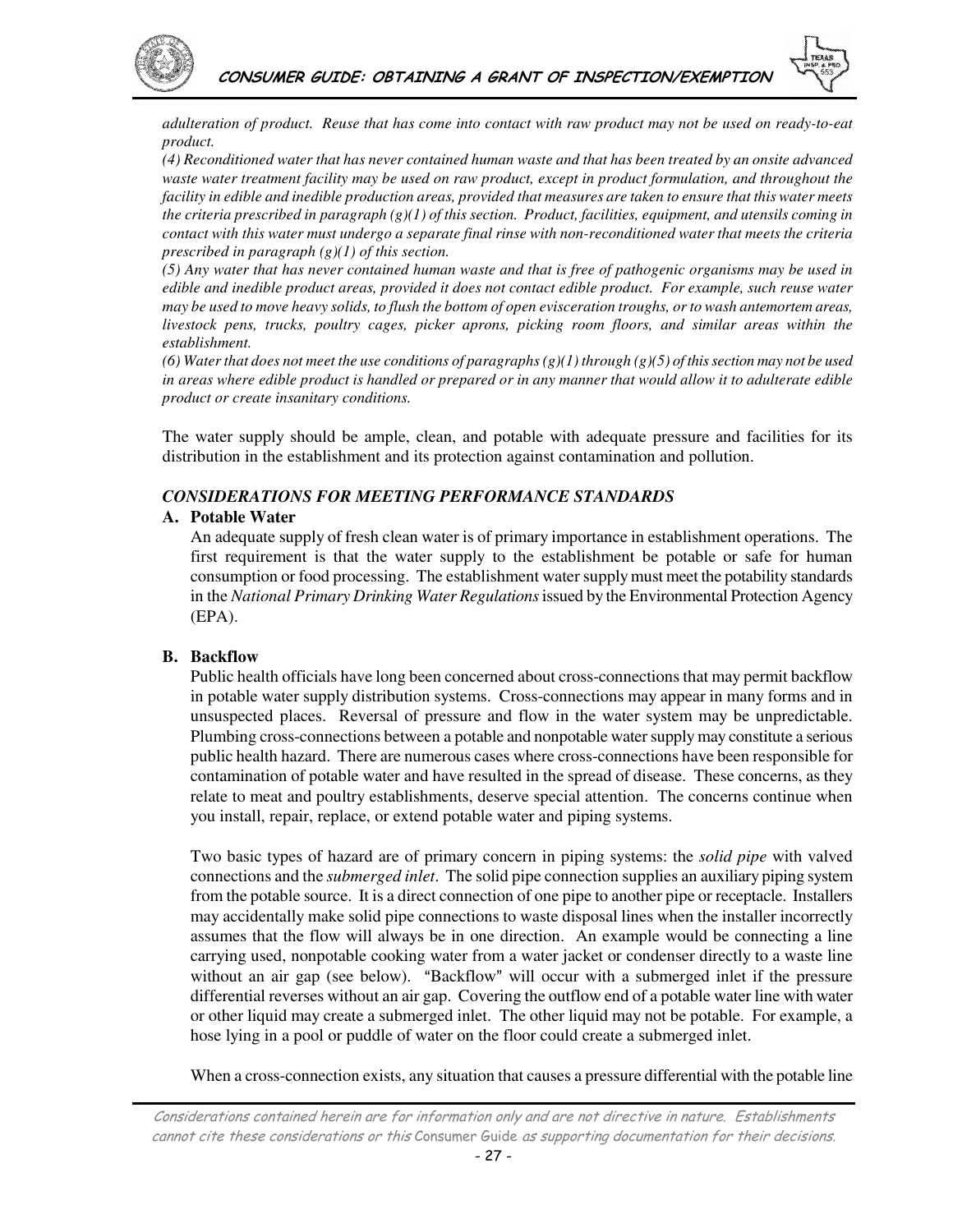*adulteration of product. Reuse that has come into contact with raw product may not be used on ready-to-eat product.*

*(4) Reconditioned water that has never contained human waste and that has been treated by an onsite advanced waste water treatment facility may be used on raw product, except in product formulation, and throughout the facility in edible and inedible production areas, provided that measures are taken to ensure that this water meets the criteria prescribed in paragraph (g)(1) of this section. Product, facilities, equipment, and utensils coming in contact with this water must undergo a separate final rinse with non-reconditioned water that meets the criteria prescribed in paragraph (g)(1) of this section.*

*(5) Any water that has never contained human waste and that is free of pathogenic organisms may be used in edible and inedible product areas, provided it does not contact edible product. For example, such reuse water may be used to move heavy solids, to flush the bottom of open evisceration troughs, or to wash antemortem areas, livestock pens, trucks, poultry cages, picker aprons, picking room floors, and similar areas within the establishment.*

*(6) Water that does not meet the use conditions of paragraphs (g)(1) through (g)(5) of this section may not be used in areas where edible product is handled or prepared or in any manner that would allow it to adulterate edible product or create insanitary conditions.*

The water supply should be ample, clean, and potable with adequate pressure and facilities for its distribution in the establishment and its protection against contamination and pollution.

### *CONSIDERATIONS FOR MEETING PERFORMANCE STANDARDS*

**A. Potable Water**

An adequate supply of fresh clean water is of primary importance in establishment operations. The first requirement is that the water supply to the establishment be potable or safe for human consumption or food processing. The establishment water supply must meet the potability standards in the *National Primary Drinking Water Regulations* issued by the Environmental Protection Agency (EPA).

**B. Backflow**

Public health officials have long been concerned about cross-connections that may permit backflow in potable water supply distribution systems. Cross-connections may appear in many forms and in unsuspected places. Reversal of pressure and flow in the water system may be unpredictable. Plumbing cross-connections between a potable and nonpotable water supply may constitute a serious public health hazard. There are numerous cases where cross-connections have been responsible for contamination of potable water and have resulted in the spread of disease. These concerns, as they relate to meat and poultry establishments, deserve special attention. The concerns continue when you install, repair, replace, or extend potable water and piping systems.

Two basic types of hazard are of primary concern in piping systems: the *solid pipe* with valved connections and the *submerged inlet*. The solid pipe connection supplies an auxiliary piping system from the potable source. It is a direct connection of one pipe to another pipe or receptacle. Installers may accidentally make solid pipe connections to waste disposal lines when the installer incorrectly assumes that the flow will always be in one direction. An example would be connecting a line carrying used, nonpotable cooking water from a water jacket or condenser directly to a waste line without an air gap (see below). "Backflow" will occur with a submerged inlet if the pressure differential reverses without an air gap. Covering the outflow end of a potable water line with water or other liquid may create a submerged inlet. The other liquid may not be potable. For example, a hose lying in a pool or puddle of water on the floor could create a submerged inlet.

When a cross-connection exists, any situation that causes a pressure differential with the potable line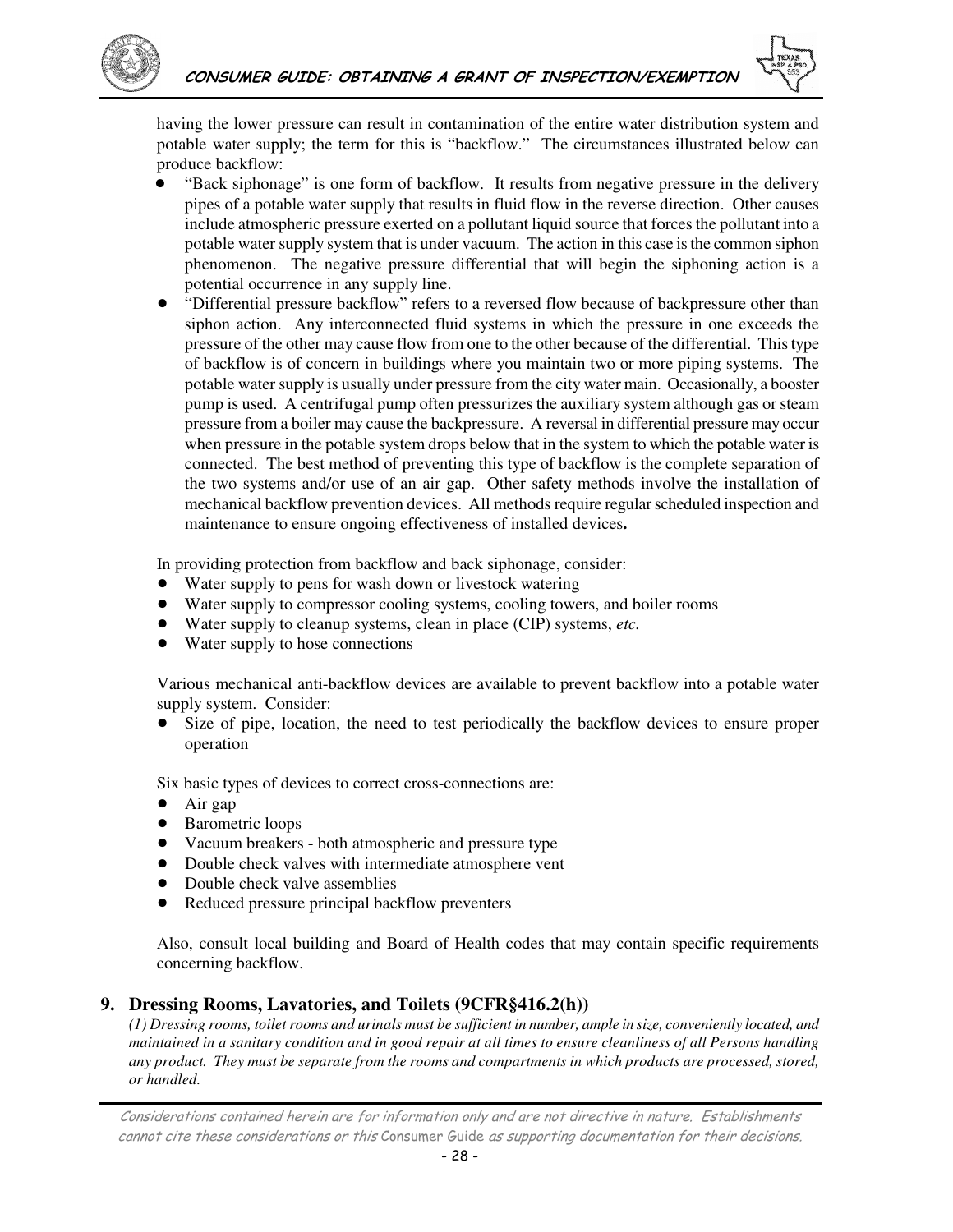having the lower pressure can result in contamination of the entire water distribution system and potable water supply; the term for this is "backflow." The circumstances illustrated below can produce backflow:

- "Back siphonage" is one form of backflow. It results from negative pressure in the delivery pipes of a potable water supply that results in fluid flow in the reverse direction. Other causes include atmospheric pressure exerted on a pollutant liquid source that forces the pollutant into a potable water supply system that is under vacuum. The action in this case is the common siphon phenomenon. The negative pressure differential that will begin the siphoning action is a potential occurrence in any supply line.
- "Differential pressure backflow" refers to a reversed flow because of backpressure other than siphon action. Any interconnected fluid systems in which the pressure in one exceeds the pressure of the other may cause flow from one to the other because of the differential. This type of backflow is of concern in buildings where you maintain two or more piping systems. The potable water supply is usually under pressure from the city water main. Occasionally, a booster pump is used. A centrifugal pump often pressurizes the auxiliary system although gas or steam pressure from a boiler may cause the backpressure. A reversal in differential pressure may occur when pressure in the potable system drops below that in the system to which the potable water is connected. The best method of preventing this type of backflow is the complete separation of the two systems and/or use of an air gap. Other safety methods involve the installation of mechanical backflow prevention devices. All methods require regular scheduled inspection and maintenance to ensure ongoing effectiveness of installed devices**.**

In providing protection from backflow and back siphonage, consider:

- Water supply to pens for wash down or livestock watering
- Water supply to compressor cooling systems, cooling towers, and boiler rooms
- Water supply to cleanup systems, clean in place (CIP) systems, *etc.*
- Water supply to hose connections

Various mechanical anti-backflow devices are available to prevent backflow into a potable water supply system. Consider:

- Size of pipe, location, the need to test periodically the backflow devices to ensure proper operation

Six basic types of devices to correct cross-connections are:

- Air gap
- Barometric loops
- Vacuum breakers - both atmospheric and pressure type
- Double check valves with intermediate atmosphere vent
- Double check valve assemblies
- Reduced pressure principal backflow preventers

Also, consult local building and Board of Health codes that may contain specific requirements concerning backflow.

## 9. Dressing Rooms, Lavatories, and Toilets (9CFR§416.2(h))

*(1) Dressing rooms, toilet rooms and urinals must be sufficient in number, ample in size, conveniently located, and maintained in a sanitary condition and in good repair at all times to ensure cleanliness of all Persons handling any product. They must be separate from the rooms and compartments in which products are processed, stored, or handled.*

*Considerations contained herein are for information only and are not directive in nature. Establishments cannot cite these considerations or this* Consumer Guide *as supporting documentation for their decisions.*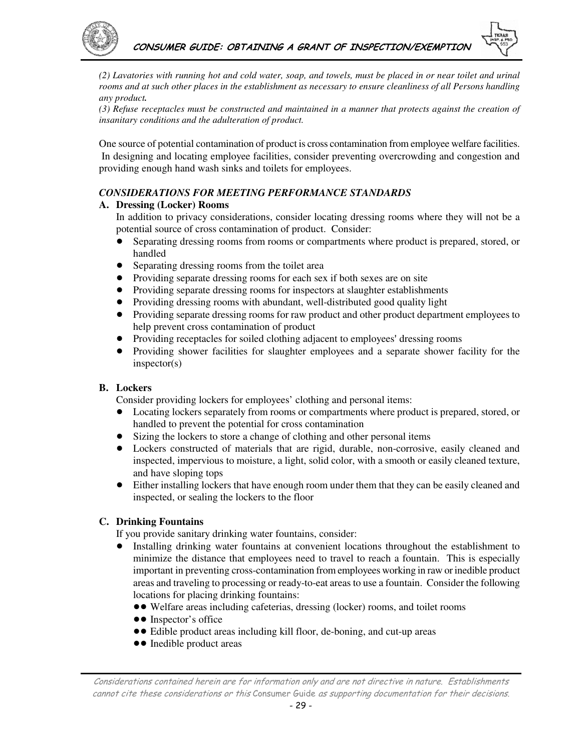*(2) Lavatories with running hot and cold water, soap, and towels, must be placed in or near toilet and urinal rooms and at such other places in the establishment as necessary to ensure cleanliness of all Persons handling any product.*

*(3) Refuse receptacles must be constructed and maintained in a manner that protects against the creation of insanitary conditions and the adulteration of product.*

One source of potential contamination of product is cross contamination from employee welfare facilities. In designing and locating employee facilities, consider preventing overcrowding and congestion and providing enough hand wash sinks and toilets for employees.

### *CONSIDERATIONS FOR MEETING PERFORMANCE STANDARDS*

**A. Dressing (Locker) Rooms**

In addition to privacy considerations, consider locating dressing rooms where they will not be a potential source of cross contamination of product. Consider:

- Separating dressing rooms from rooms or compartments where product is prepared, stored, or handled
- Separating dressing rooms from the toilet area
- Providing separate dressing rooms for each sex if both sexes are on site
- Providing separate dressing rooms for inspectors at slaughter establishments
- Providing dressing rooms with abundant, well-distributed good quality light
- Providing separate dressing rooms for raw product and other product department employees to help prevent cross contamination of product
- Providing receptacles for soiled clothing adjacent to employees' dressing rooms
- Providing shower facilities for slaughter employees and a separate shower facility for the inspector(s)

**B. Lockers**

Consider providing lockers for employees' clothing and personal items:

- Locating lockers separately from rooms or compartments where product is prepared, stored, or handled to prevent the potential for cross contamination
- Sizing the lockers to store a change of clothing and other personal items
- Lockers constructed of materials that are rigid, durable, non-corrosive, easily cleaned and inspected, impervious to moisture, a light, solid color, with a smooth or easily cleaned texture, and have sloping tops
- Either installing lockers that have enough room under them that they can be easily cleaned and inspected, or sealing the lockers to the floor

**C. Drinking Fountains**

If you provide sanitary drinking water fountains, consider:

- Installing drinking water fountains at convenient locations throughout the establishment to minimize the distance that employees need to travel to reach a fountain. This is especially important in preventing cross-contamination from employees working in raw or inedible product areas and traveling to processing or ready-to-eat areas to use a fountain. Consider the following locations for placing drinking fountains:
  - Welfare areas including cafeterias, dressing (locker) rooms, and toilet rooms
  - Inspector's office
  - Edible product areas including kill floor, de-boning, and cut-up areas
  - Inedible product areas

*Considerations contained herein are for information only and are not directive in nature. Establishments cannot cite these considerations or this* Consumer Guide *as supporting documentation for their decisions.*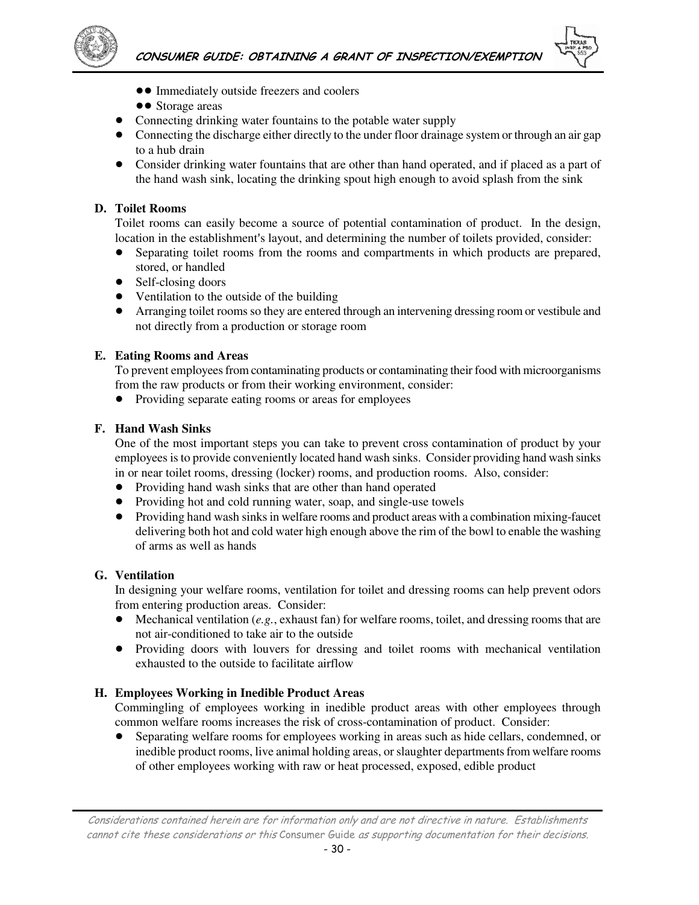- ●● Immediately outside freezers and coolers
- ●● Storage areas
- Connecting drinking water fountains to the potable water supply
- Connecting the discharge either directly to the under floor drainage system or through an air gap to a hub drain
- Consider drinking water fountains that are other than hand operated, and if placed as a part of the hand wash sink, locating the drinking spout high enough to avoid splash from the sink

**D. Toilet Rooms**

Toilet rooms can easily become a source of potential contamination of product. In the design, location in the establishment's layout, and determining the number of toilets provided, consider:

- Separating toilet rooms from the rooms and compartments in which products are prepared, stored, or handled
- Self-closing doors
- Ventilation to the outside of the building
- Arranging toilet rooms so they are entered through an intervening dressing room or vestibule and not directly from a production or storage room

**E. Eating Rooms and Areas**

To prevent employees from contaminating products or contaminating their food with microorganisms from the raw products or from their working environment, consider:

- Providing separate eating rooms or areas for employees

**F. Hand Wash Sinks**

One of the most important steps you can take to prevent cross contamination of product by your employees is to provide conveniently located hand wash sinks. Consider providing hand wash sinks in or near toilet rooms, dressing (locker) rooms, and production rooms. Also, consider:

- Providing hand wash sinks that are other than hand operated
- Providing hot and cold running water, soap, and single-use towels
- Providing hand wash sinks in welfare rooms and product areas with a combination mixing-faucet delivering both hot and cold water high enough above the rim of the bowl to enable the washing of arms as well as hands

**G. Ventilation**

In designing your welfare rooms, ventilation for toilet and dressing rooms can help prevent odors from entering production areas. Consider:

- Mechanical ventilation (*e.g.*, exhaust fan) for welfare rooms, toilet, and dressing rooms that are not air-conditioned to take air to the outside
- Providing doors with louvers for dressing and toilet rooms with mechanical ventilation exhausted to the outside to facilitate airflow

**H. Employees Working in Inedible Product Areas**

Commingling of employees working in inedible product areas with other employees through common welfare rooms increases the risk of cross-contamination of product. Consider:

- Separating welfare rooms for employees working in areas such as hide cellars, condemned, or inedible product rooms, live animal holding areas, or slaughter departments from welfare rooms of other employees working with raw or heat processed, exposed, edible product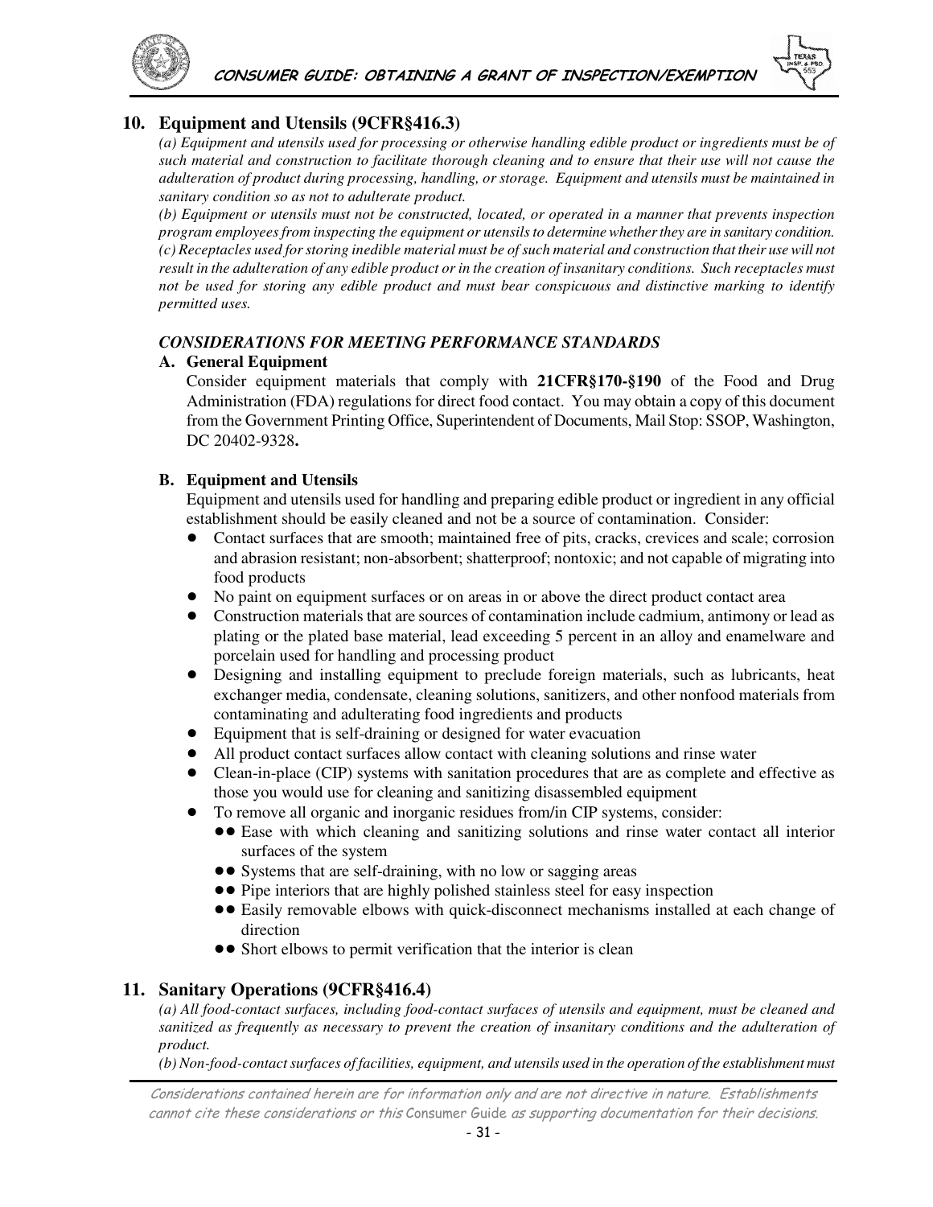## 10. Equipment and Utensils (9CFR§416.3)

*(a) Equipment and utensils used for processing or otherwise handling edible product or ingredients must be of such material and construction to facilitate thorough cleaning and to ensure that their use will not cause the adulteration of product during processing, handling, or storage. Equipment and utensils must be maintained in sanitary condition so as not to adulterate product.*

*(b) Equipment or utensils must not be constructed, located, or operated in a manner that prevents inspection program employees from inspecting the equipment or utensils to determine whether they are in sanitary condition.*

*(c) Receptacles used for storing inedible material must be of such material and construction that their use will not result in the adulteration of any edible product or in the creation of insanitary conditions. Such receptacles must not be used for storing any edible product and must bear conspicuous and distinctive marking to identify permitted uses.*

### *CONSIDERATIONS FOR MEETING PERFORMANCE STANDARDS*

**A. General Equipment**

Consider equipment materials that comply with **21CFR§170-§190** of the Food and Drug Administration (FDA) regulations for direct food contact. You may obtain a copy of this document from the Government Printing Office, Superintendent of Documents, Mail Stop: SSOP, Washington, DC 20402-9328**.**

**B. Equipment and Utensils**

Equipment and utensils used for handling and preparing edible product or ingredient in any official establishment should be easily cleaned and not be a source of contamination. Consider:

- Contact surfaces that are smooth; maintained free of pits, cracks, crevices and scale; corrosion and abrasion resistant; non-absorbent; shatterproof; nontoxic; and not capable of migrating into food products
- No paint on equipment surfaces or on areas in or above the direct product contact area
- Construction materials that are sources of contamination include cadmium, antimony or lead as plating or the plated base material, lead exceeding 5 percent in an alloy and enamelware and porcelain used for handling and processing product
- Designing and installing equipment to preclude foreign materials, such as lubricants, heat exchanger media, condensate, cleaning solutions, sanitizers, and other nonfood materials from contaminating and adulterating food ingredients and products
- Equipment that is self-draining or designed for water evacuation
- All product contact surfaces allow contact with cleaning solutions and rinse water
- Clean-in-place (CIP) systems with sanitation procedures that are as complete and effective as those you would use for cleaning and sanitizing disassembled equipment
- To remove all organic and inorganic residues from/in CIP systems, consider:
  - Ease with which cleaning and sanitizing solutions and rinse water contact all interior surfaces of the system
  - Systems that are self-draining, with no low or sagging areas
  - Pipe interiors that are highly polished stainless steel for easy inspection
  - Easily removable elbows with quick-disconnect mechanisms installed at each change of direction
  - Short elbows to permit verification that the interior is clean

## 11. Sanitary Operations (9CFR§416.4)

*(a) All food-contact surfaces, including food-contact surfaces of utensils and equipment, must be cleaned and sanitized as frequently as necessary to prevent the creation of insanitary conditions and the adulteration of product.*

*(b) Non-food-contact surfaces of facilities, equipment, and utensils used in the operation of the establishment must*

*Considerations contained herein are for information only and are not directive in nature. Establishments cannot cite these considerations or this* Consumer Guide *as supporting documentation for their decisions.*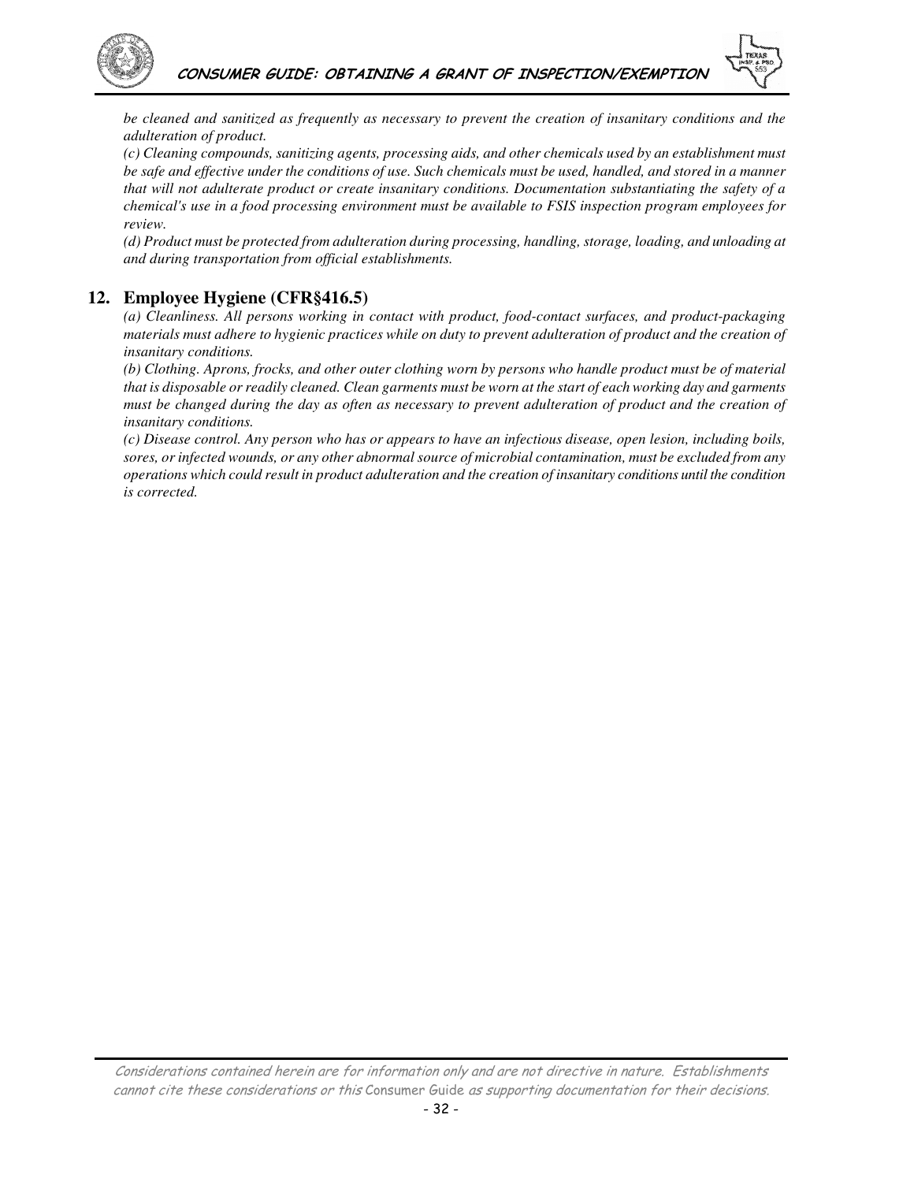*be cleaned and sanitized as frequently as necessary to prevent the creation of insanitary conditions and the adulteration of product.*

*(c) Cleaning compounds, sanitizing agents, processing aids, and other chemicals used by an establishment must be safe and effective under the conditions of use. Such chemicals must be used, handled, and stored in a manner that will not adulterate product or create insanitary conditions. Documentation substantiating the safety of a chemical's use in a food processing environment must be available to FSIS inspection program employees for review.*

*(d) Product must be protected from adulteration during processing, handling, storage, loading, and unloading at and during transportation from official establishments.*

## 12. Employee Hygiene (CFR§416.5)

*(a) Cleanliness. All persons working in contact with product, food-contact surfaces, and product-packaging materials must adhere to hygienic practices while on duty to prevent adulteration of product and the creation of insanitary conditions.*

*(b) Clothing. Aprons, frocks, and other outer clothing worn by persons who handle product must be of material that is disposable or readily cleaned. Clean garments must be worn at the start of each working day and garments must be changed during the day as often as necessary to prevent adulteration of product and the creation of insanitary conditions.*

*(c) Disease control. Any person who has or appears to have an infectious disease, open lesion, including boils, sores, or infected wounds, or any other abnormal source of microbial contamination, must be excluded from any operations which could result in product adulteration and the creation of insanitary conditions until the condition is corrected.*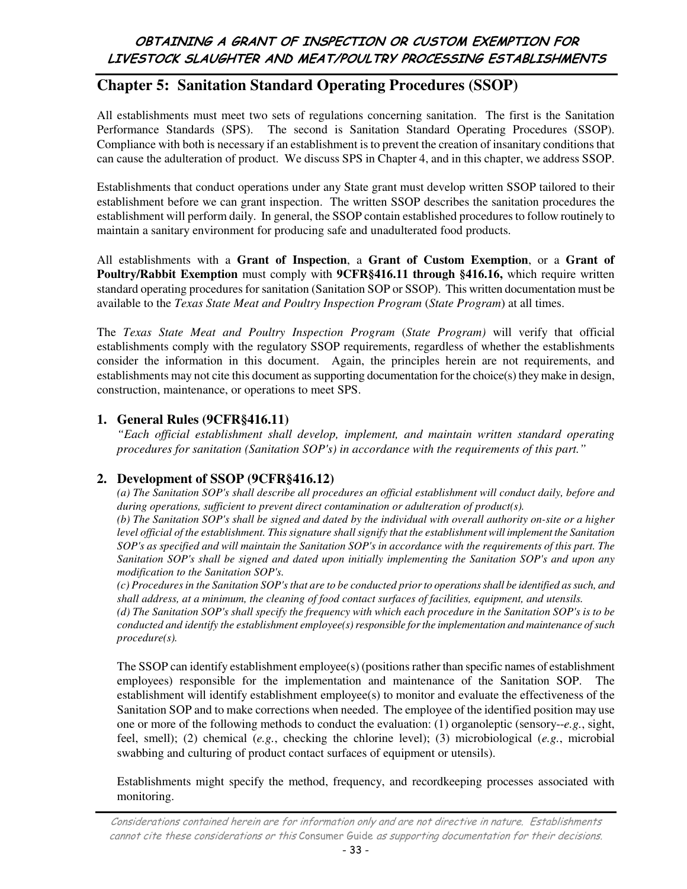## Chapter 5: Sanitation Standard Operating Procedures (SSOP)

All establishments must meet two sets of regulations concerning sanitation. The first is the Sanitation Performance Standards (SPS). The second is Sanitation Standard Operating Procedures (SSOP). Compliance with both is necessary if an establishment is to prevent the creation of insanitary conditions that can cause the adulteration of product. We discuss SPS in Chapter 4, and in this chapter, we address SSOP.

Establishments that conduct operations under any State grant must develop written SSOP tailored to their establishment before we can grant inspection. The written SSOP describes the sanitation procedures the establishment will perform daily. In general, the SSOP contain established procedures to follow routinely to maintain a sanitary environment for producing safe and unadulterated food products.

All establishments with a **Grant of Inspection**, a **Grant of Custom Exemption**, or a **Grant of Poultry/Rabbit Exemption** must comply with **9CFR§416.11 through §416.16,** which require written standard operating procedures for sanitation (Sanitation SOP or SSOP). This written documentation must be available to the *Texas State Meat and Poultry Inspection Program* (*State Program*) at all times.

The *Texas State Meat and Poultry Inspection Program* (*State Program)* will verify that official establishments comply with the regulatory SSOP requirements, regardless of whether the establishments consider the information in this document. Again, the principles herein are not requirements, and establishments may not cite this document as supporting documentation for the choice(s) they make in design, construction, maintenance, or operations to meet SPS.

### 1. General Rules (9CFR§416.11)

*"Each official establishment shall develop, implement, and maintain written standard operating procedures for sanitation (Sanitation SOP's) in accordance with the requirements of this part."*

### 2. Development of SSOP (9CFR§416.12)

*(a) The Sanitation SOP's shall describe all procedures an official establishment will conduct daily, before and during operations, sufficient to prevent direct contamination or adulteration of product(s).*

*(b) The Sanitation SOP's shall be signed and dated by the individual with overall authority on-site or a higher level official of the establishment. This signature shall signify that the establishment will implement the Sanitation SOP's as specified and will maintain the Sanitation SOP's in accordance with the requirements of this part. The Sanitation SOP's shall be signed and dated upon initially implementing the Sanitation SOP's and upon any modification to the Sanitation SOP's.*

*(c) Procedures in the Sanitation SOP's that are to be conducted prior to operations shall be identified as such, and shall address, at a minimum, the cleaning of food contact surfaces of facilities, equipment, and utensils.*

*(d) The Sanitation SOP's shall specify the frequency with which each procedure in the Sanitation SOP's is to be conducted and identify the establishment employee(s) responsible for the implementation and maintenance of such procedure(s).*

The SSOP can identify establishment employee(s) (positions rather than specific names of establishment employees) responsible for the implementation and maintenance of the Sanitation SOP. The establishment will identify establishment employee(s) to monitor and evaluate the effectiveness of the Sanitation SOP and to make corrections when needed. The employee of the identified position may use one or more of the following methods to conduct the evaluation: (1) organoleptic (sensory--*e.g.*, sight, feel, smell); (2) chemical (*e.g.*, checking the chlorine level); (3) microbiological (*e.g.*, microbial swabbing and culturing of product contact surfaces of equipment or utensils).

Establishments might specify the method, frequency, and recordkeeping processes associated with monitoring.

*Considerations contained herein are for information only and are not directive in nature. Establishments cannot cite these considerations or this* Consumer Guide *as supporting documentation for their decisions.*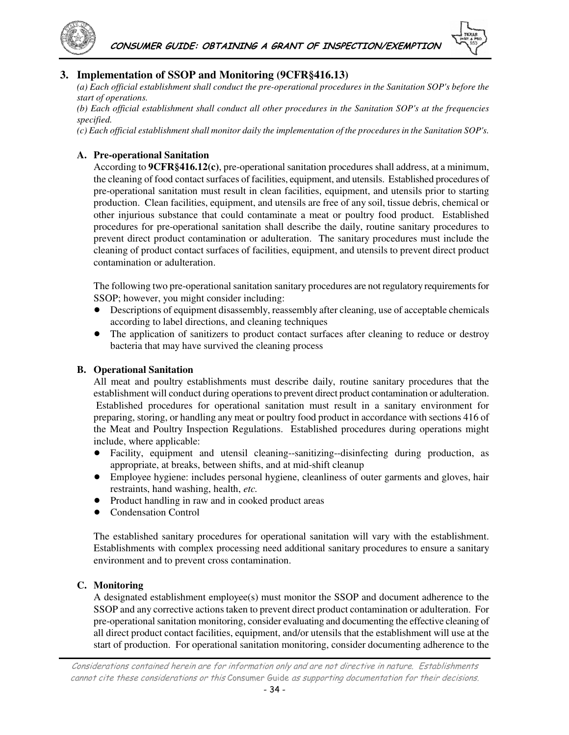## 3. Implementation of SSOP and Monitoring (9CFR§416.13)

*(a) Each official establishment shall conduct the pre-operational procedures in the Sanitation SOP's before the start of operations.*

*(b) Each official establishment shall conduct all other procedures in the Sanitation SOP's at the frequencies specified.*

*(c) Each official establishment shall monitor daily the implementation of the procedures in the Sanitation SOP's.*

### A. Pre-operational Sanitation

According to **9CFR§416.12(c)**, pre-operational sanitation procedures shall address, at a minimum, the cleaning of food contact surfaces of facilities, equipment, and utensils. Established procedures of pre-operational sanitation must result in clean facilities, equipment, and utensils prior to starting production. Clean facilities, equipment, and utensils are free of any soil, tissue debris, chemical or other injurious substance that could contaminate a meat or poultry food product. Established procedures for pre-operational sanitation shall describe the daily, routine sanitary procedures to prevent direct product contamination or adulteration. The sanitary procedures must include the cleaning of product contact surfaces of facilities, equipment, and utensils to prevent direct product contamination or adulteration.

The following two pre-operational sanitation sanitary procedures are not regulatory requirements for SSOP; however, you might consider including:

- Descriptions of equipment disassembly, reassembly after cleaning, use of acceptable chemicals according to label directions, and cleaning techniques
- The application of sanitizers to product contact surfaces after cleaning to reduce or destroy bacteria that may have survived the cleaning process

### B. Operational Sanitation

All meat and poultry establishments must describe daily, routine sanitary procedures that the establishment will conduct during operations to prevent direct product contamination or adulteration. Established procedures for operational sanitation must result in a sanitary environment for preparing, storing, or handling any meat or poultry food product in accordance with sections 416 of the Meat and Poultry Inspection Regulations. Established procedures during operations might include, where applicable:

- Facility, equipment and utensil cleaning--sanitizing--disinfecting during production, as appropriate, at breaks, between shifts, and at mid-shift cleanup
- Employee hygiene: includes personal hygiene, cleanliness of outer garments and gloves, hair restraints, hand washing, health, *etc.*
- Product handling in raw and in cooked product areas
- Condensation Control

The established sanitary procedures for operational sanitation will vary with the establishment. Establishments with complex processing need additional sanitary procedures to ensure a sanitary environment and to prevent cross contamination.

### C. Monitoring

A designated establishment employee(s) must monitor the SSOP and document adherence to the SSOP and any corrective actions taken to prevent direct product contamination or adulteration. For pre-operational sanitation monitoring, consider evaluating and documenting the effective cleaning of all direct product contact facilities, equipment, and/or utensils that the establishment will use at the start of production. For operational sanitation monitoring, consider documenting adherence to the

*Considerations contained herein are for information only and are not directive in nature. Establishments cannot cite these considerations or this Consumer Guide as supporting documentation for their decisions.*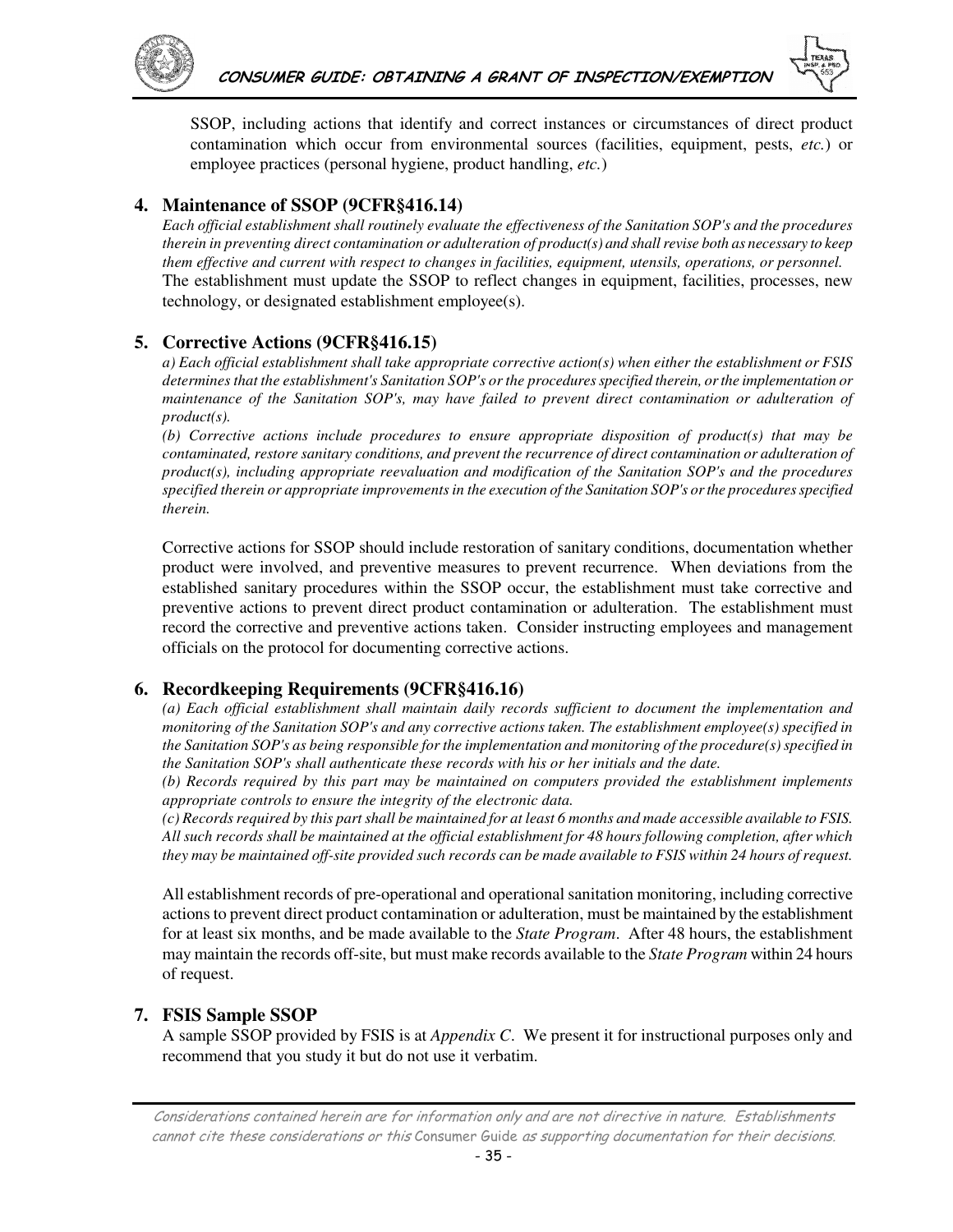SSOP, including actions that identify and correct instances or circumstances of direct product contamination which occur from environmental sources (facilities, equipment, pests, *etc.*) or employee practices (personal hygiene, product handling, *etc.*)

## 4. Maintenance of SSOP (9CFR§416.14)

*Each official establishment shall routinely evaluate the effectiveness of the Sanitation SOP's and the procedures therein in preventing direct contamination or adulteration of product(s) and shall revise both as necessary to keep them effective and current with respect to changes in facilities, equipment, utensils, operations, or personnel.*
The establishment must update the SSOP to reflect changes in equipment, facilities, processes, new technology, or designated establishment employee(s).

## 5. Corrective Actions (9CFR§416.15)

*a) Each official establishment shall take appropriate corrective action(s) when either the establishment or FSIS determines that the establishment's Sanitation SOP's or the procedures specified therein, or the implementation or maintenance of the Sanitation SOP's, may have failed to prevent direct contamination or adulteration of product(s).*

*(b) Corrective actions include procedures to ensure appropriate disposition of product(s) that may be contaminated, restore sanitary conditions, and prevent the recurrence of direct contamination or adulteration of product(s), including appropriate reevaluation and modification of the Sanitation SOP's and the procedures specified therein or appropriate improvements in the execution of the Sanitation SOP's or the procedures specified therein.*

Corrective actions for SSOP should include restoration of sanitary conditions, documentation whether product were involved, and preventive measures to prevent recurrence. When deviations from the established sanitary procedures within the SSOP occur, the establishment must take corrective and preventive actions to prevent direct product contamination or adulteration. The establishment must record the corrective and preventive actions taken. Consider instructing employees and management officials on the protocol for documenting corrective actions.

## 6. Recordkeeping Requirements (9CFR§416.16)

*(a) Each official establishment shall maintain daily records sufficient to document the implementation and monitoring of the Sanitation SOP's and any corrective actions taken. The establishment employee(s) specified in the Sanitation SOP's as being responsible for the implementation and monitoring of the procedure(s) specified in the Sanitation SOP's shall authenticate these records with his or her initials and the date.*

*(b) Records required by this part may be maintained on computers provided the establishment implements appropriate controls to ensure the integrity of the electronic data.*

*(c) Records required by this part shall be maintained for at least 6 months and made accessible available to FSIS. All such records shall be maintained at the official establishment for 48 hours following completion, after which they may be maintained off-site provided such records can be made available to FSIS within 24 hours of request.*

All establishment records of pre-operational and operational sanitation monitoring, including corrective actions to prevent direct product contamination or adulteration, must be maintained by the establishment for at least six months, and be made available to the *State Program*. After 48 hours, the establishment may maintain the records off-site, but must make records available to the *State Program* within 24 hours of request.

## 7. FSIS Sample SSOP

A sample SSOP provided by FSIS is at *Appendix C*. We present it for instructional purposes only and recommend that you study it but do not use it verbatim.

*Considerations contained herein are for information only and are not directive in nature. Establishments cannot cite these considerations or this* Consumer Guide *as supporting documentation for their decisions.*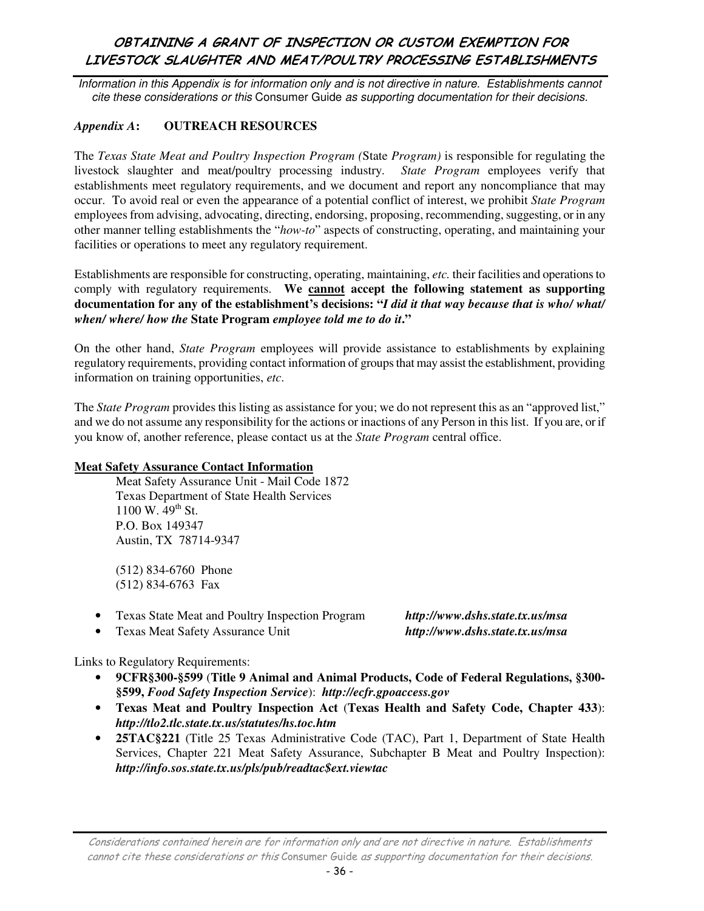*Information in this Appendix is for information only and is not directive in nature. Establishments cannot cite these considerations or this* Consumer Guide *as supporting documentation for their decisions.*

## *Appendix A*: OUTREACH RESOURCES

The *Texas State Meat and Poultry Inspection Program (*State *Program)* is responsible for regulating the livestock slaughter and meat/poultry processing industry. *State Program* employees verify that establishments meet regulatory requirements, and we document and report any noncompliance that may occur. To avoid real or even the appearance of a potential conflict of interest, we prohibit *State Program* employees from advising, advocating, directing, endorsing, proposing, recommending, suggesting, or in any other manner telling establishments the "*how-to*" aspects of constructing, operating, and maintaining your facilities or operations to meet any regulatory requirement.

Establishments are responsible for constructing, operating, maintaining, *etc.* their facilities and operations to comply with regulatory requirements. **We <u>cannot</u> accept the following statement as supporting documentation for any of the establishment's decisions: "*I did it that way because that is who/ what/ when/ where/ how the* State Program *employee told me to do it*."**

On the other hand, *State Program* employees will provide assistance to establishments by explaining regulatory requirements, providing contact information of groups that may assist the establishment, providing information on training opportunities, *etc*.

The *State Program* provides this listing as assistance for you; we do not represent this as an "approved list," and we do not assume any responsibility for the actions or inactions of any Person in this list. If you are, or if you know of, another reference, please contact us at the *State Program* central office.

**<u>Meat Safety Assurance Contact Information</u>**

Meat Safety Assurance Unit - Mail Code 1872
Texas Department of State Health Services
1100 W. 49th St.
P.O. Box 149347
Austin, TX 78714-9347

(512) 834-6760 Phone
(512) 834-6763 Fax

- Texas State Meat and Poultry Inspection Program ***http://www.dshs.state.tx.us/msa***
- Texas Meat Safety Assurance Unit ***http://www.dshs.state.tx.us/msa***

Links to Regulatory Requirements:

- **9CFR§300-§599** (**Title 9 Animal and Animal Products, Code of Federal Regulations, §300-§599,** ***Food Safety Inspection Service***): ***http://ecfr.gpoaccess.gov***
- **Texas Meat and Poultry Inspection Act** (**Texas Health and Safety Code, Chapter 433**): ***http://tlo2.tlc.state.tx.us/statutes/hs.toc.htm***
- **25TAC§221** (Title 25 Texas Administrative Code (TAC), Part 1, Department of State Health Services, Chapter 221 Meat Safety Assurance, Subchapter B Meat and Poultry Inspection): ***http://info.sos.state.tx.us/pls/pub/readtac$ext.viewtac***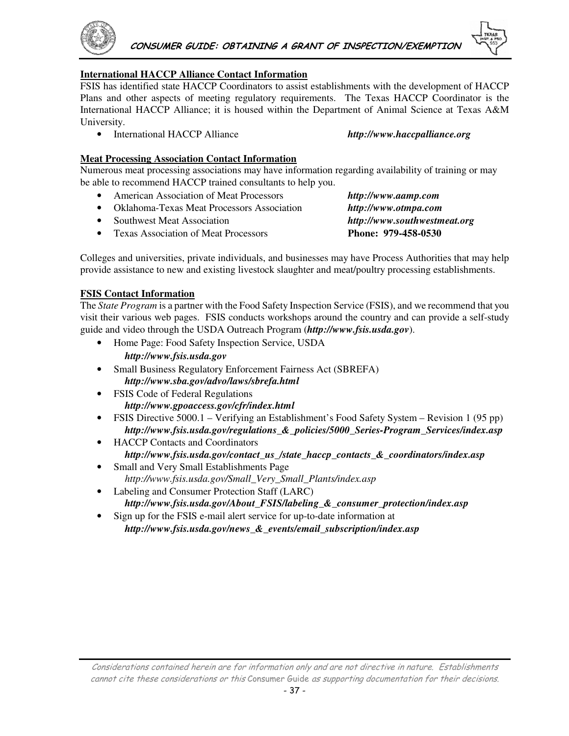**International HACCP Alliance Contact Information**

FSIS has identified state HACCP Coordinators to assist establishments with the development of HACCP Plans and other aspects of meeting regulatory requirements. The Texas HACCP Coordinator is the International HACCP Alliance; it is housed within the Department of Animal Science at Texas A&M University.

- International HACCP Alliance ***http://www.haccpalliance.org***

**Meat Processing Association Contact Information**

Numerous meat processing associations may have information regarding availability of training or may be able to recommend HACCP trained consultants to help you.

- American Association of Meat Processors ***http://www.aamp.com***
- Oklahoma-Texas Meat Processors Association ***http://www.otmpa.com***
- Southwest Meat Association ***http://www.southwestmeat.org***
- Texas Association of Meat Processors **Phone: 979-458-0530**

Colleges and universities, private individuals, and businesses may have Process Authorities that may help provide assistance to new and existing livestock slaughter and meat/poultry processing establishments.

**FSIS Contact Information**

The *State Program* is a partner with the Food Safety Inspection Service (FSIS), and we recommend that you visit their various web pages. FSIS conducts workshops around the country and can provide a self-study guide and video through the USDA Outreach Program (***http://www.fsis.usda.gov***).

- Home Page: Food Safety Inspection Service, USDA
  ***http://www.fsis.usda.gov***
- Small Business Regulatory Enforcement Fairness Act (SBREFA)
  ***http://www.sba.gov/advo/laws/sbrefa.html***
- FSIS Code of Federal Regulations
  ***http://www.gpoaccess.gov/cfr/index.html***
- FSIS Directive 5000.1 – Verifying an Establishment's Food Safety System – Revision 1 (95 pp)
  ***http://www.fsis.usda.gov/regulations_&_policies/5000_Series-Program_Services/index.asp***
- HACCP Contacts and Coordinators
  ***http://www.fsis.usda.gov/contact_us_/state_haccp_contacts_&_coordinators/index.asp***
- Small and Very Small Establishments Page
  *http://www.fsis.usda.gov/Small_Very_Small_Plants/index.asp*
- Labeling and Consumer Protection Staff (LARC)
  ***http://www.fsis.usda.gov/About_FSIS/labeling_&_consumer_protection/index.asp***
- Sign up for the FSIS e-mail alert service for up-to-date information at
  ***http://www.fsis.usda.gov/news_&_events/email_subscription/index.asp***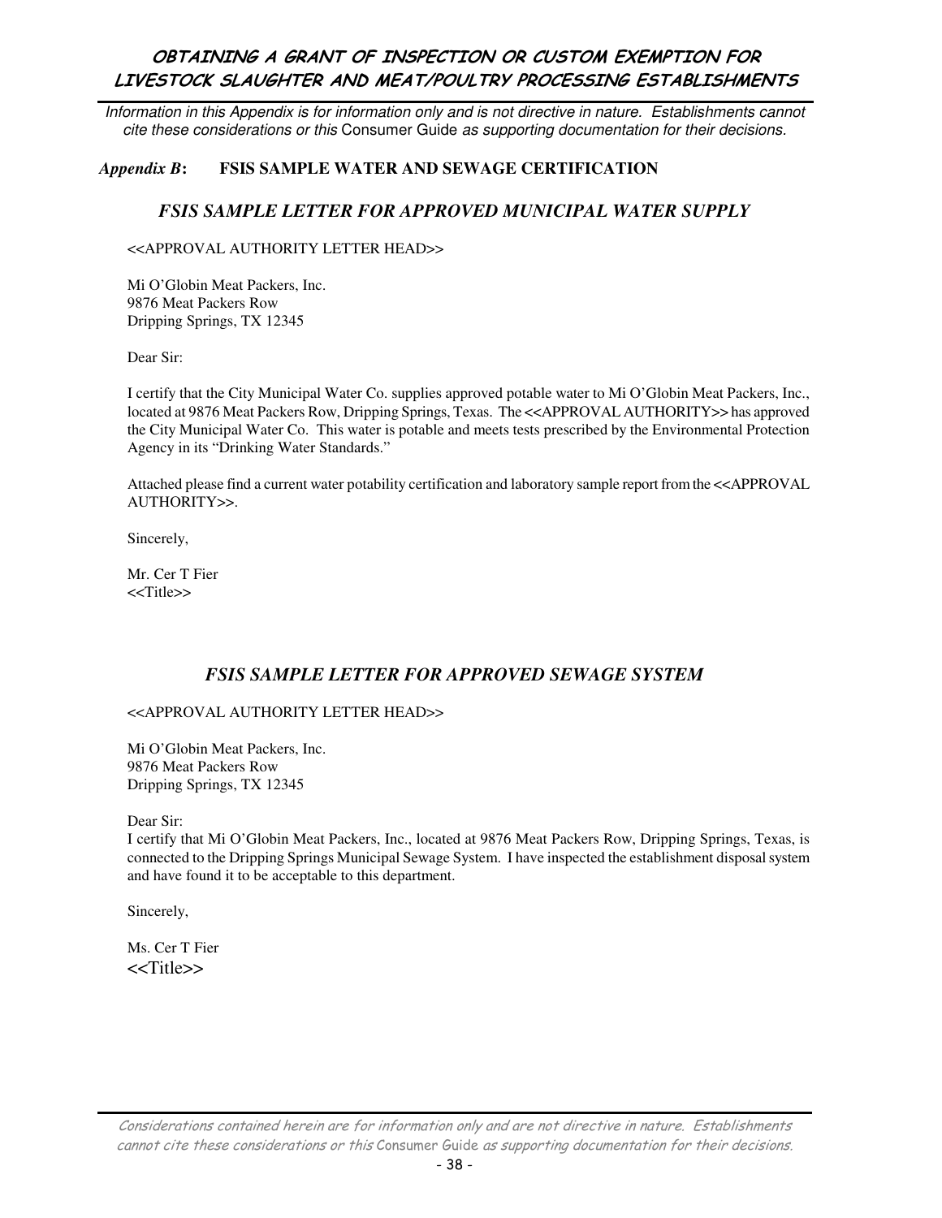*Information in this Appendix is for information only and is not directive in nature. Establishments cannot cite these considerations or this* Consumer Guide *as supporting documentation for their decisions.*

### *Appendix B*: FSIS SAMPLE WATER AND SEWAGE CERTIFICATION

## *FSIS SAMPLE LETTER FOR APPROVED MUNICIPAL WATER SUPPLY*

<<APPROVAL AUTHORITY LETTER HEAD>>

Mi O'Globin Meat Packers, Inc.
9876 Meat Packers Row
Dripping Springs, TX 12345

Dear Sir:

I certify that the City Municipal Water Co. supplies approved potable water to Mi O'Globin Meat Packers, Inc., located at 9876 Meat Packers Row, Dripping Springs, Texas. The <<APPROVAL AUTHORITY>> has approved the City Municipal Water Co. This water is potable and meets tests prescribed by the Environmental Protection Agency in its "Drinking Water Standards."

Attached please find a current water potability certification and laboratory sample report from the <<APPROVAL AUTHORITY>>.

Sincerely,

Mr. Cer T Fier
<<Title>>

## *FSIS SAMPLE LETTER FOR APPROVED SEWAGE SYSTEM*

<<APPROVAL AUTHORITY LETTER HEAD>>

Mi O'Globin Meat Packers, Inc.
9876 Meat Packers Row
Dripping Springs, TX 12345

Dear Sir:
I certify that Mi O'Globin Meat Packers, Inc., located at 9876 Meat Packers Row, Dripping Springs, Texas, is connected to the Dripping Springs Municipal Sewage System. I have inspected the establishment disposal system and have found it to be acceptable to this department.

Sincerely,

Ms. Cer T Fier
<<Title>>

*Considerations contained herein are for information only and are not directive in nature. Establishments cannot cite these considerations or this* Consumer Guide *as supporting documentation for their decisions.*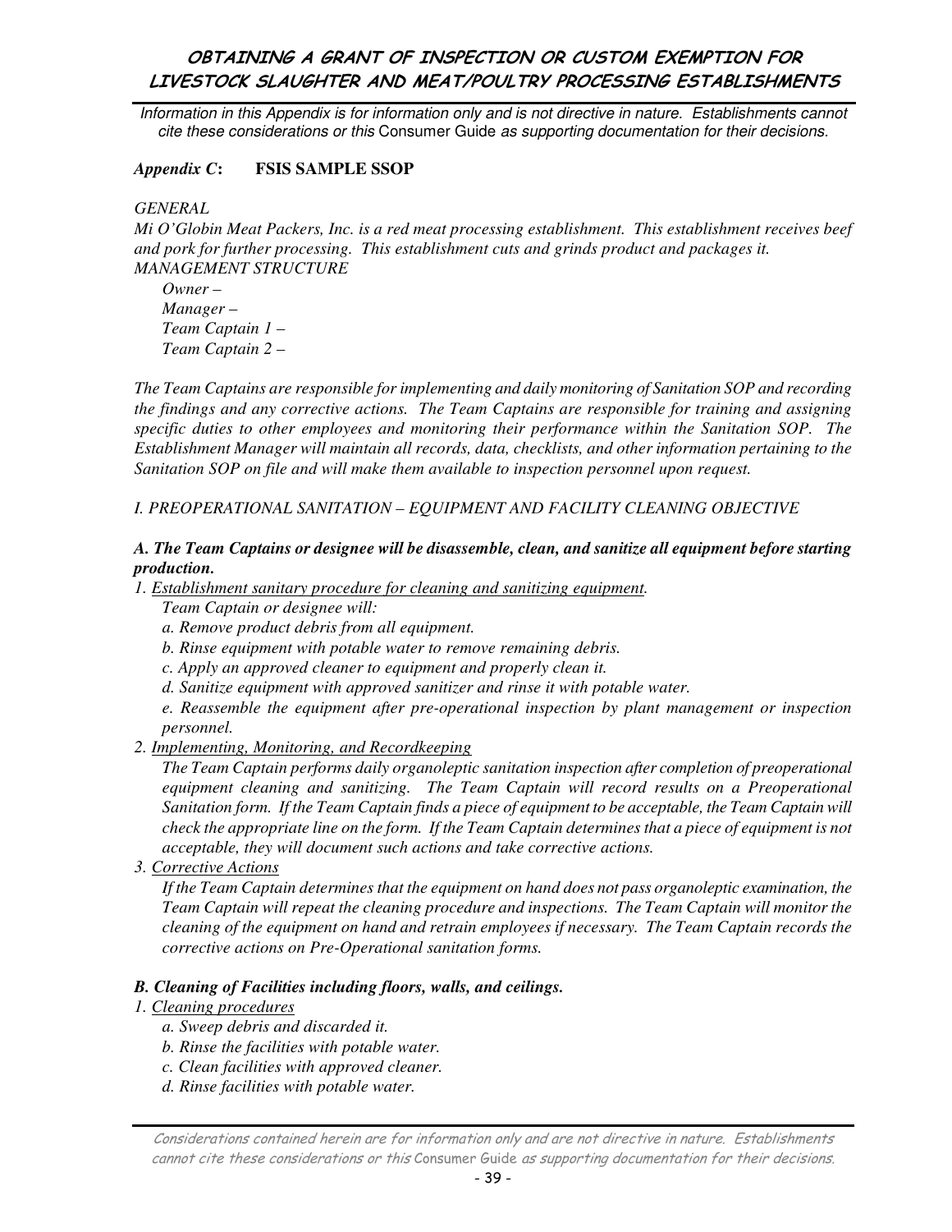*Information in this Appendix is for information only and is not directive in nature. Establishments cannot cite these considerations or this* Consumer Guide *as supporting documentation for their decisions.*

## *Appendix C*: FSIS SAMPLE SSOP

*GENERAL*

*Mi O'Globin Meat Packers, Inc. is a red meat processing establishment. This establishment receives beef and pork for further processing. This establishment cuts and grinds product and packages it.*

*MANAGEMENT STRUCTURE*

*Owner –*
*Manager –*
*Team Captain 1 –*
*Team Captain 2 –*

*The Team Captains are responsible for implementing and daily monitoring of Sanitation SOP and recording the findings and any corrective actions. The Team Captains are responsible for training and assigning specific duties to other employees and monitoring their performance within the Sanitation SOP. The Establishment Manager will maintain all records, data, checklists, and other information pertaining to the Sanitation SOP on file and will make them available to inspection personnel upon request.*

*I. PREOPERATIONAL SANITATION – EQUIPMENT AND FACILITY CLEANING OBJECTIVE*

***A. The Team Captains or designee will be disassemble, clean, and sanitize all equipment before starting production.***

*1. Establishment sanitary procedure for cleaning and sanitizing equipment.*

*Team Captain or designee will:*

*a. Remove product debris from all equipment.*

*b. Rinse equipment with potable water to remove remaining debris.*

*c. Apply an approved cleaner to equipment and properly clean it.*

*d. Sanitize equipment with approved sanitizer and rinse it with potable water.*

*e. Reassemble the equipment after pre-operational inspection by plant management or inspection personnel.*

*2. Implementing, Monitoring, and Recordkeeping*

*The Team Captain performs daily organoleptic sanitation inspection after completion of preoperational equipment cleaning and sanitizing. The Team Captain will record results on a Preoperational Sanitation form. If the Team Captain finds a piece of equipment to be acceptable, the Team Captain will check the appropriate line on the form. If the Team Captain determines that a piece of equipment is not acceptable, they will document such actions and take corrective actions.*

*3. Corrective Actions*

*If the Team Captain determines that the equipment on hand does not pass organoleptic examination, the Team Captain will repeat the cleaning procedure and inspections. The Team Captain will monitor the cleaning of the equipment on hand and retrain employees if necessary. The Team Captain records the corrective actions on Pre-Operational sanitation forms.*

***B. Cleaning of Facilities including floors, walls, and ceilings.***

*1. Cleaning procedures*

*a. Sweep debris and discarded it.*

*b. Rinse the facilities with potable water.*

*c. Clean facilities with approved cleaner.*

*d. Rinse facilities with potable water.*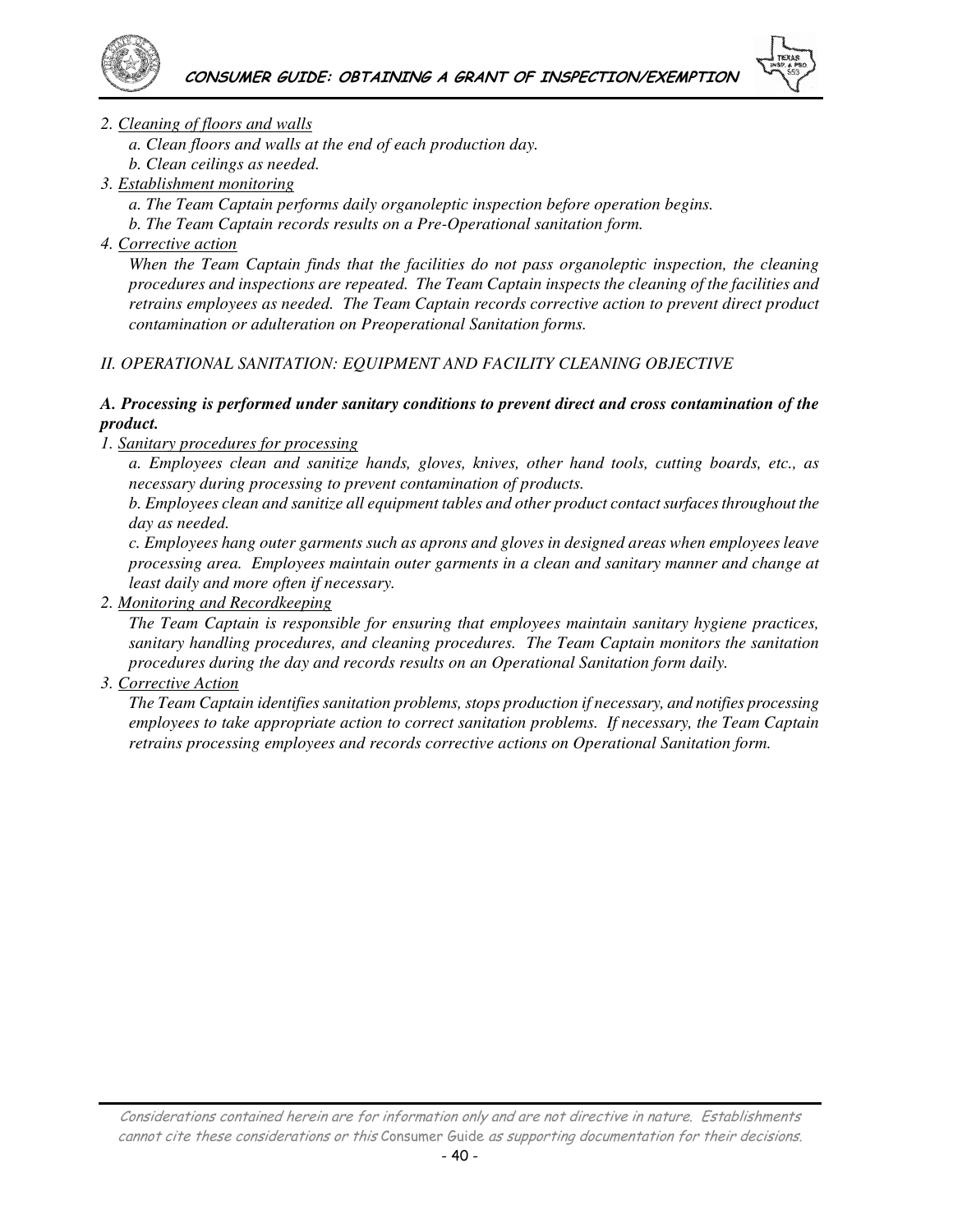*2. Cleaning of floors and walls*

*a. Clean floors and walls at the end of each production day.*

*b. Clean ceilings as needed.*

*3. Establishment monitoring*

*a. The Team Captain performs daily organoleptic inspection before operation begins.*

*b. The Team Captain records results on a Pre-Operational sanitation form.*

*4. Corrective action*

*When the Team Captain finds that the facilities do not pass organoleptic inspection, the cleaning procedures and inspections are repeated. The Team Captain inspects the cleaning of the facilities and retrains employees as needed. The Team Captain records corrective action to prevent direct product contamination or adulteration on Preoperational Sanitation forms.*

*II. OPERATIONAL SANITATION: EQUIPMENT AND FACILITY CLEANING OBJECTIVE*

***A. Processing is performed under sanitary conditions to prevent direct and cross contamination of the product.***

*1. Sanitary procedures for processing*

*a. Employees clean and sanitize hands, gloves, knives, other hand tools, cutting boards, etc., as necessary during processing to prevent contamination of products.*

*b. Employees clean and sanitize all equipment tables and other product contact surfaces throughout the day as needed.*

*c. Employees hang outer garments such as aprons and gloves in designed areas when employees leave processing area. Employees maintain outer garments in a clean and sanitary manner and change at least daily and more often if necessary.*

*2. Monitoring and Recordkeeping*

*The Team Captain is responsible for ensuring that employees maintain sanitary hygiene practices, sanitary handling procedures, and cleaning procedures. The Team Captain monitors the sanitation procedures during the day and records results on an Operational Sanitation form daily.*

*3. Corrective Action*

*The Team Captain identifies sanitation problems, stops production if necessary, and notifies processing employees to take appropriate action to correct sanitation problems. If necessary, the Team Captain retrains processing employees and records corrective actions on Operational Sanitation form.*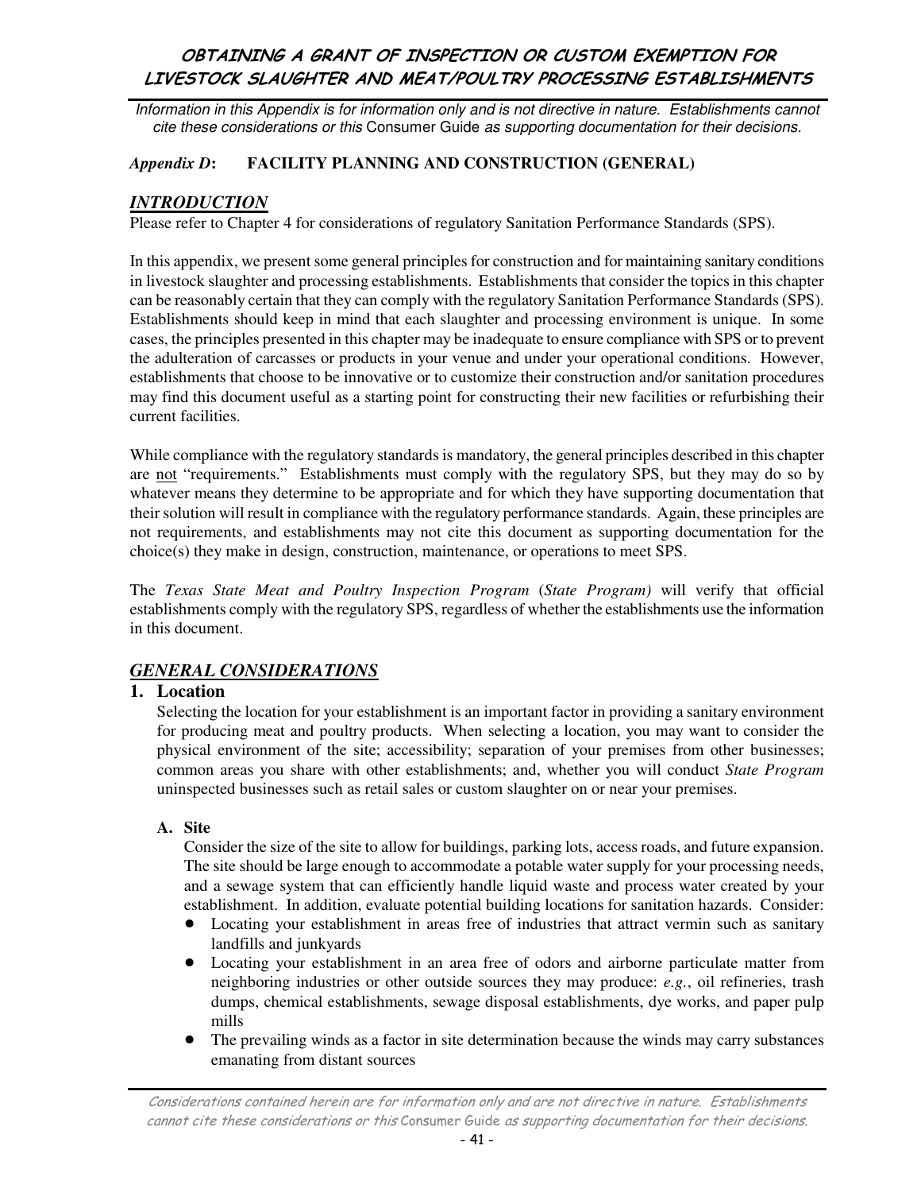*Information in this Appendix is for information only and is not directive in nature. Establishments cannot cite these considerations or this* Consumer Guide *as supporting documentation for their decisions.*

### *Appendix D*: FACILITY PLANNING AND CONSTRUCTION (GENERAL)

## *INTRODUCTION*

Please refer to Chapter 4 for considerations of regulatory Sanitation Performance Standards (SPS).

In this appendix, we present some general principles for construction and for maintaining sanitary conditions in livestock slaughter and processing establishments. Establishments that consider the topics in this chapter can be reasonably certain that they can comply with the regulatory Sanitation Performance Standards (SPS). Establishments should keep in mind that each slaughter and processing environment is unique. In some cases, the principles presented in this chapter may be inadequate to ensure compliance with SPS or to prevent the adulteration of carcasses or products in your venue and under your operational conditions. However, establishments that choose to be innovative or to customize their construction and/or sanitation procedures may find this document useful as a starting point for constructing their new facilities or refurbishing their current facilities.

While compliance with the regulatory standards is mandatory, the general principles described in this chapter are not "requirements." Establishments must comply with the regulatory SPS, but they may do so by whatever means they determine to be appropriate and for which they have supporting documentation that their solution will result in compliance with the regulatory performance standards. Again, these principles are not requirements, and establishments may not cite this document as supporting documentation for the choice(s) they make in design, construction, maintenance, or operations to meet SPS.

The *Texas State Meat and Poultry Inspection Program* (*State Program)* will verify that official establishments comply with the regulatory SPS, regardless of whether the establishments use the information in this document.

## *GENERAL CONSIDERATIONS*

### 1. Location

Selecting the location for your establishment is an important factor in providing a sanitary environment for producing meat and poultry products. When selecting a location, you may want to consider the physical environment of the site; accessibility; separation of your premises from other businesses; common areas you share with other establishments; and, whether you will conduct *State Program* uninspected businesses such as retail sales or custom slaughter on or near your premises.

#### A. Site

Consider the size of the site to allow for buildings, parking lots, access roads, and future expansion. The site should be large enough to accommodate a potable water supply for your processing needs, and a sewage system that can efficiently handle liquid waste and process water created by your establishment. In addition, evaluate potential building locations for sanitation hazards. Consider:

- Locating your establishment in areas free of industries that attract vermin such as sanitary landfills and junkyards
- Locating your establishment in an area free of odors and airborne particulate matter from neighboring industries or other outside sources they may produce: *e.g.*, oil refineries, trash dumps, chemical establishments, sewage disposal establishments, dye works, and paper pulp mills
- The prevailing winds as a factor in site determination because the winds may carry substances emanating from distant sources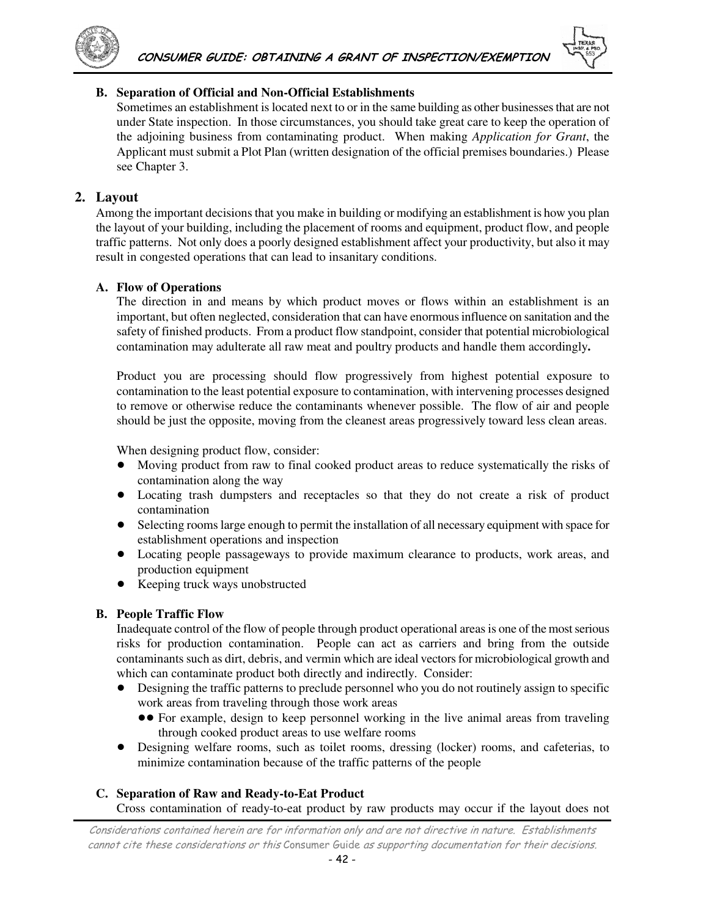### B. Separation of Official and Non-Official Establishments

Sometimes an establishment is located next to or in the same building as other businesses that are not under State inspection. In those circumstances, you should take great care to keep the operation of the adjoining business from contaminating product. When making *Application for Grant*, the Applicant must submit a Plot Plan (written designation of the official premises boundaries.) Please see Chapter 3.

## 2. Layout

Among the important decisions that you make in building or modifying an establishment is how you plan the layout of your building, including the placement of rooms and equipment, product flow, and people traffic patterns. Not only does a poorly designed establishment affect your productivity, but also it may result in congested operations that can lead to insanitary conditions.

### A. Flow of Operations

The direction in and means by which product moves or flows within an establishment is an important, but often neglected, consideration that can have enormous influence on sanitation and the safety of finished products. From a product flow standpoint, consider that potential microbiological contamination may adulterate all raw meat and poultry products and handle them accordingly**.**

Product you are processing should flow progressively from highest potential exposure to contamination to the least potential exposure to contamination, with intervening processes designed to remove or otherwise reduce the contaminants whenever possible. The flow of air and people should be just the opposite, moving from the cleanest areas progressively toward less clean areas.

When designing product flow, consider:

- Moving product from raw to final cooked product areas to reduce systematically the risks of contamination along the way
- Locating trash dumpsters and receptacles so that they do not create a risk of product contamination
- Selecting rooms large enough to permit the installation of all necessary equipment with space for establishment operations and inspection
- Locating people passageways to provide maximum clearance to products, work areas, and production equipment
- Keeping truck ways unobstructed

### B. People Traffic Flow

Inadequate control of the flow of people through product operational areas is one of the most serious risks for production contamination. People can act as carriers and bring from the outside contaminants such as dirt, debris, and vermin which are ideal vectors for microbiological growth and which can contaminate product both directly and indirectly. Consider:

- Designing the traffic patterns to preclude personnel who you do not routinely assign to specific work areas from traveling through those work areas
  - For example, design to keep personnel working in the live animal areas from traveling through cooked product areas to use welfare rooms
- Designing welfare rooms, such as toilet rooms, dressing (locker) rooms, and cafeterias, to minimize contamination because of the traffic patterns of the people

### C. Separation of Raw and Ready-to-Eat Product

Cross contamination of ready-to-eat product by raw products may occur if the layout does not

*Considerations contained herein are for information only and are not directive in nature. Establishments cannot cite these considerations or this* Consumer Guide *as supporting documentation for their decisions.*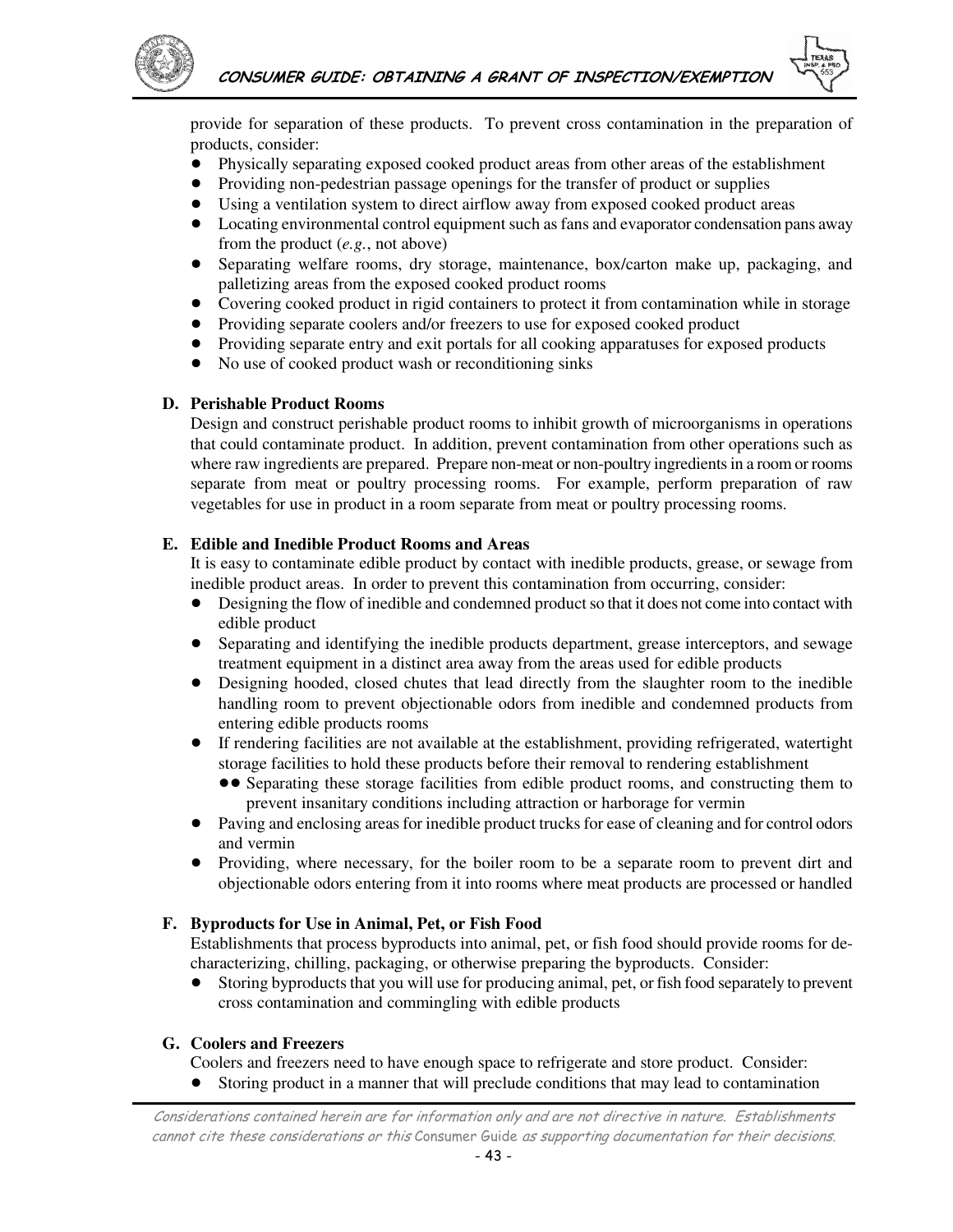provide for separation of these products. To prevent cross contamination in the preparation of products, consider:

- Physically separating exposed cooked product areas from other areas of the establishment
- Providing non-pedestrian passage openings for the transfer of product or supplies
- Using a ventilation system to direct airflow away from exposed cooked product areas
- Locating environmental control equipment such as fans and evaporator condensation pans away from the product (*e.g.*, not above)
- Separating welfare rooms, dry storage, maintenance, box/carton make up, packaging, and palletizing areas from the exposed cooked product rooms
- Covering cooked product in rigid containers to protect it from contamination while in storage
- Providing separate coolers and/or freezers to use for exposed cooked product
- Providing separate entry and exit portals for all cooking apparatuses for exposed products
- No use of cooked product wash or reconditioning sinks

### D. Perishable Product Rooms

Design and construct perishable product rooms to inhibit growth of microorganisms in operations that could contaminate product. In addition, prevent contamination from other operations such as where raw ingredients are prepared. Prepare non-meat or non-poultry ingredients in a room or rooms separate from meat or poultry processing rooms. For example, perform preparation of raw vegetables for use in product in a room separate from meat or poultry processing rooms.

### E. Edible and Inedible Product Rooms and Areas

It is easy to contaminate edible product by contact with inedible products, grease, or sewage from inedible product areas. In order to prevent this contamination from occurring, consider:

- Designing the flow of inedible and condemned product so that it does not come into contact with edible product
- Separating and identifying the inedible products department, grease interceptors, and sewage treatment equipment in a distinct area away from the areas used for edible products
- Designing hooded, closed chutes that lead directly from the slaughter room to the inedible handling room to prevent objectionable odors from inedible and condemned products from entering edible products rooms
- If rendering facilities are not available at the establishment, providing refrigerated, watertight storage facilities to hold these products before their removal to rendering establishment
  - Separating these storage facilities from edible product rooms, and constructing them to prevent insanitary conditions including attraction or harborage for vermin
- Paving and enclosing areas for inedible product trucks for ease of cleaning and for control odors and vermin
- Providing, where necessary, for the boiler room to be a separate room to prevent dirt and objectionable odors entering from it into rooms where meat products are processed or handled

### F. Byproducts for Use in Animal, Pet, or Fish Food

Establishments that process byproducts into animal, pet, or fish food should provide rooms for de-characterizing, chilling, packaging, or otherwise preparing the byproducts. Consider:

- Storing byproducts that you will use for producing animal, pet, or fish food separately to prevent cross contamination and commingling with edible products

### G. Coolers and Freezers

Coolers and freezers need to have enough space to refrigerate and store product. Consider:

- Storing product in a manner that will preclude conditions that may lead to contamination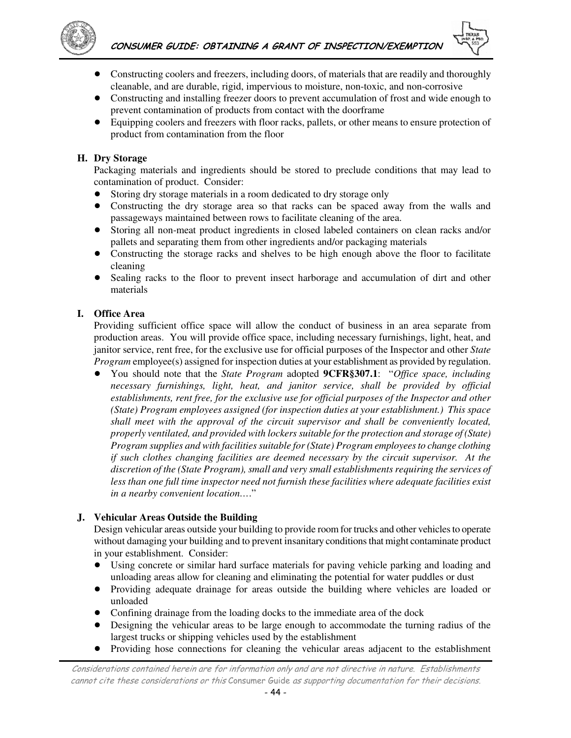- Constructing coolers and freezers, including doors, of materials that are readily and thoroughly cleanable, and are durable, rigid, impervious to moisture, non-toxic, and non-corrosive
- Constructing and installing freezer doors to prevent accumulation of frost and wide enough to prevent contamination of products from contact with the doorframe
- Equipping coolers and freezers with floor racks, pallets, or other means to ensure protection of product from contamination from the floor

### H. Dry Storage

Packaging materials and ingredients should be stored to preclude conditions that may lead to contamination of product. Consider:

- Storing dry storage materials in a room dedicated to dry storage only
- Constructing the dry storage area so that racks can be spaced away from the walls and passageways maintained between rows to facilitate cleaning of the area.
- Storing all non-meat product ingredients in closed labeled containers on clean racks and/or pallets and separating them from other ingredients and/or packaging materials
- Constructing the storage racks and shelves to be high enough above the floor to facilitate cleaning
- Sealing racks to the floor to prevent insect harborage and accumulation of dirt and other materials

### I. Office Area

Providing sufficient office space will allow the conduct of business in an area separate from production areas. You will provide office space, including necessary furnishings, light, heat, and janitor service, rent free, for the exclusive use for official purposes of the Inspector and other *State Program* employee(s) assigned for inspection duties at your establishment as provided by regulation.

- You should note that the *State Program* adopted **9CFR§307.1**: "*Office space, including necessary furnishings, light, heat, and janitor service, shall be provided by official establishments, rent free, for the exclusive use for official purposes of the Inspector and other (State) Program employees assigned (for inspection duties at your establishment.) This space shall meet with the approval of the circuit supervisor and shall be conveniently located, properly ventilated, and provided with lockers suitable for the protection and storage of (State) Program supplies and with facilities suitable for (State) Program employees to change clothing if such clothes changing facilities are deemed necessary by the circuit supervisor. At the discretion of the (State Program), small and very small establishments requiring the services of less than one full time inspector need not furnish these facilities where adequate facilities exist in a nearby convenient location.…*"

### J. Vehicular Areas Outside the Building

Design vehicular areas outside your building to provide room for trucks and other vehicles to operate without damaging your building and to prevent insanitary conditions that might contaminate product in your establishment. Consider:

- Using concrete or similar hard surface materials for paving vehicle parking and loading and unloading areas allow for cleaning and eliminating the potential for water puddles or dust
- Providing adequate drainage for areas outside the building where vehicles are loaded or unloaded
- Confining drainage from the loading docks to the immediate area of the dock
- Designing the vehicular areas to be large enough to accommodate the turning radius of the largest trucks or shipping vehicles used by the establishment
- Providing hose connections for cleaning the vehicular areas adjacent to the establishment

*Considerations contained herein are for information only and are not directive in nature. Establishments cannot cite these considerations or this* Consumer Guide *as supporting documentation for their decisions.*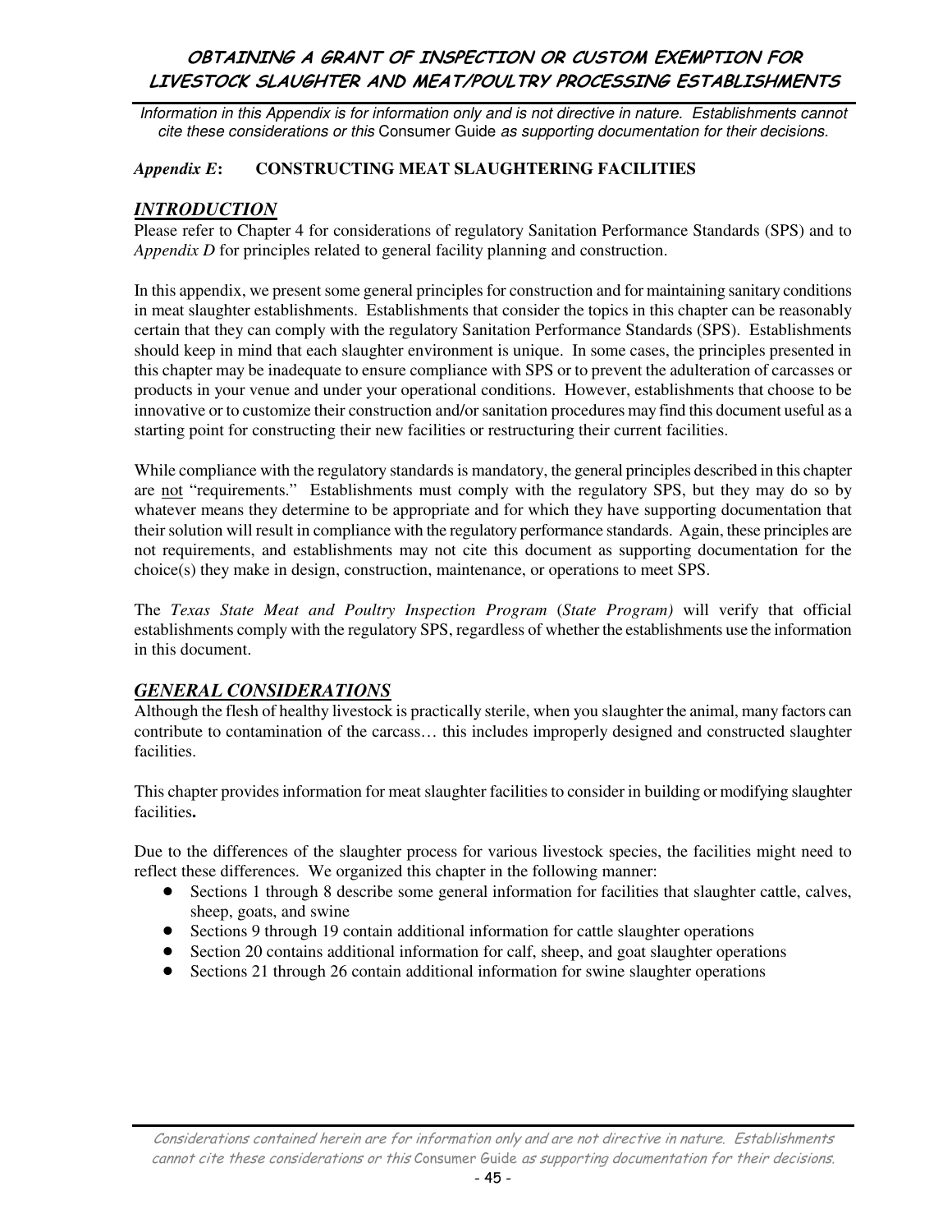*Information in this Appendix is for information only and is not directive in nature. Establishments cannot cite these considerations or this* Consumer Guide *as supporting documentation for their decisions.*

### *Appendix E*: CONSTRUCTING MEAT SLAUGHTERING FACILITIES

## *INTRODUCTION*

Please refer to Chapter 4 for considerations of regulatory Sanitation Performance Standards (SPS) and to *Appendix D* for principles related to general facility planning and construction.

In this appendix, we present some general principles for construction and for maintaining sanitary conditions in meat slaughter establishments. Establishments that consider the topics in this chapter can be reasonably certain that they can comply with the regulatory Sanitation Performance Standards (SPS). Establishments should keep in mind that each slaughter environment is unique. In some cases, the principles presented in this chapter may be inadequate to ensure compliance with SPS or to prevent the adulteration of carcasses or products in your venue and under your operational conditions. However, establishments that choose to be innovative or to customize their construction and/or sanitation procedures may find this document useful as a starting point for constructing their new facilities or restructuring their current facilities.

While compliance with the regulatory standards is mandatory, the general principles described in this chapter are not "requirements." Establishments must comply with the regulatory SPS, but they may do so by whatever means they determine to be appropriate and for which they have supporting documentation that their solution will result in compliance with the regulatory performance standards. Again, these principles are not requirements, and establishments may not cite this document as supporting documentation for the choice(s) they make in design, construction, maintenance, or operations to meet SPS.

The *Texas State Meat and Poultry Inspection Program* (*State Program)* will verify that official establishments comply with the regulatory SPS, regardless of whether the establishments use the information in this document.

## *GENERAL CONSIDERATIONS*

Although the flesh of healthy livestock is practically sterile, when you slaughter the animal, many factors can contribute to contamination of the carcass… this includes improperly designed and constructed slaughter facilities.

This chapter provides information for meat slaughter facilities to consider in building or modifying slaughter facilities**.**

Due to the differences of the slaughter process for various livestock species, the facilities might need to reflect these differences. We organized this chapter in the following manner:

- Sections 1 through 8 describe some general information for facilities that slaughter cattle, calves, sheep, goats, and swine
- Sections 9 through 19 contain additional information for cattle slaughter operations
- Section 20 contains additional information for calf, sheep, and goat slaughter operations
- Sections 21 through 26 contain additional information for swine slaughter operations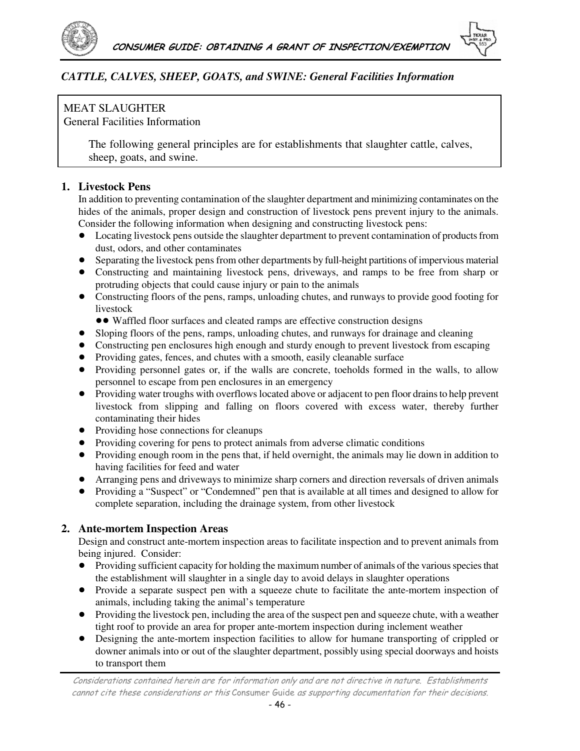*CATTLE, CALVES, SHEEP, GOATS, and SWINE: General Facilities Information*

MEAT SLAUGHTER
General Facilities Information

The following general principles are for establishments that slaughter cattle, calves, sheep, goats, and swine.

## 1. Livestock Pens

In addition to preventing contamination of the slaughter department and minimizing contaminates on the hides of the animals, proper design and construction of livestock pens prevent injury to the animals. Consider the following information when designing and constructing livestock pens:

- Locating livestock pens outside the slaughter department to prevent contamination of products from dust, odors, and other contaminates
- Separating the livestock pens from other departments by full-height partitions of impervious material
- Constructing and maintaining livestock pens, driveways, and ramps to be free from sharp or protruding objects that could cause injury or pain to the animals
- Constructing floors of the pens, ramps, unloading chutes, and runways to provide good footing for livestock
  - Waffled floor surfaces and cleated ramps are effective construction designs
- Sloping floors of the pens, ramps, unloading chutes, and runways for drainage and cleaning
- Constructing pen enclosures high enough and sturdy enough to prevent livestock from escaping
- Providing gates, fences, and chutes with a smooth, easily cleanable surface
- Providing personnel gates or, if the walls are concrete, toeholds formed in the walls, to allow personnel to escape from pen enclosures in an emergency
- Providing water troughs with overflows located above or adjacent to pen floor drains to help prevent livestock from slipping and falling on floors covered with excess water, thereby further contaminating their hides
- Providing hose connections for cleanups
- Providing covering for pens to protect animals from adverse climatic conditions
- Providing enough room in the pens that, if held overnight, the animals may lie down in addition to having facilities for feed and water
- Arranging pens and driveways to minimize sharp corners and direction reversals of driven animals
- Providing a "Suspect" or "Condemned" pen that is available at all times and designed to allow for complete separation, including the drainage system, from other livestock

## 2. Ante-mortem Inspection Areas

Design and construct ante-mortem inspection areas to facilitate inspection and to prevent animals from being injured. Consider:

- Providing sufficient capacity for holding the maximum number of animals of the various species that the establishment will slaughter in a single day to avoid delays in slaughter operations
- Provide a separate suspect pen with a squeeze chute to facilitate the ante-mortem inspection of animals, including taking the animal's temperature
- Providing the livestock pen, including the area of the suspect pen and squeeze chute, with a weather tight roof to provide an area for proper ante-mortem inspection during inclement weather
- Designing the ante-mortem inspection facilities to allow for humane transporting of crippled or downer animals into or out of the slaughter department, possibly using special doorways and hoists to transport them

*Considerations contained herein are for information only and are not directive in nature. Establishments cannot cite these considerations or this* Consumer Guide *as supporting documentation for their decisions.*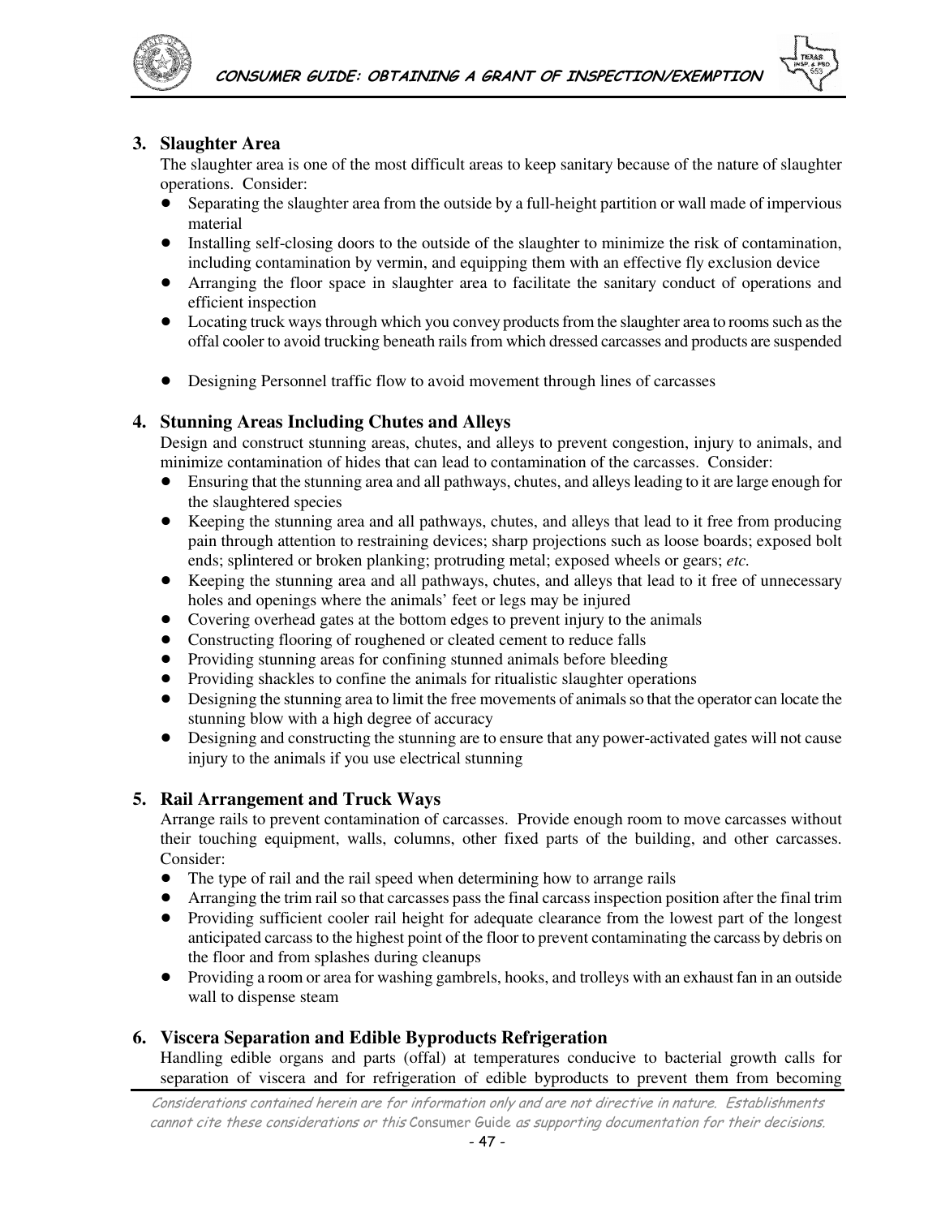### 3. Slaughter Area

The slaughter area is one of the most difficult areas to keep sanitary because of the nature of slaughter operations. Consider:

- Separating the slaughter area from the outside by a full-height partition or wall made of impervious material
- Installing self-closing doors to the outside of the slaughter to minimize the risk of contamination, including contamination by vermin, and equipping them with an effective fly exclusion device
- Arranging the floor space in slaughter area to facilitate the sanitary conduct of operations and efficient inspection
- Locating truck ways through which you convey products from the slaughter area to rooms such as the offal cooler to avoid trucking beneath rails from which dressed carcasses and products are suspended
- Designing Personnel traffic flow to avoid movement through lines of carcasses

### 4. Stunning Areas Including Chutes and Alleys

Design and construct stunning areas, chutes, and alleys to prevent congestion, injury to animals, and minimize contamination of hides that can lead to contamination of the carcasses. Consider:

- Ensuring that the stunning area and all pathways, chutes, and alleys leading to it are large enough for the slaughtered species
- Keeping the stunning area and all pathways, chutes, and alleys that lead to it free from producing pain through attention to restraining devices; sharp projections such as loose boards; exposed bolt ends; splintered or broken planking; protruding metal; exposed wheels or gears; *etc.*
- Keeping the stunning area and all pathways, chutes, and alleys that lead to it free of unnecessary holes and openings where the animals' feet or legs may be injured
- Covering overhead gates at the bottom edges to prevent injury to the animals
- Constructing flooring of roughened or cleated cement to reduce falls
- Providing stunning areas for confining stunned animals before bleeding
- Providing shackles to confine the animals for ritualistic slaughter operations
- Designing the stunning area to limit the free movements of animals so that the operator can locate the stunning blow with a high degree of accuracy
- Designing and constructing the stunning are to ensure that any power-activated gates will not cause injury to the animals if you use electrical stunning

### 5. Rail Arrangement and Truck Ways

Arrange rails to prevent contamination of carcasses. Provide enough room to move carcasses without their touching equipment, walls, columns, other fixed parts of the building, and other carcasses. Consider:

- The type of rail and the rail speed when determining how to arrange rails
- Arranging the trim rail so that carcasses pass the final carcass inspection position after the final trim
- Providing sufficient cooler rail height for adequate clearance from the lowest part of the longest anticipated carcass to the highest point of the floor to prevent contaminating the carcass by debris on the floor and from splashes during cleanups
- Providing a room or area for washing gambrels, hooks, and trolleys with an exhaust fan in an outside wall to dispense steam

### 6. Viscera Separation and Edible Byproducts Refrigeration

Handling edible organs and parts (offal) at temperatures conducive to bacterial growth calls for separation of viscera and for refrigeration of edible byproducts to prevent them from becoming

*Considerations contained herein are for information only and are not directive in nature. Establishments cannot cite these considerations or this* Consumer Guide *as supporting documentation for their decisions.*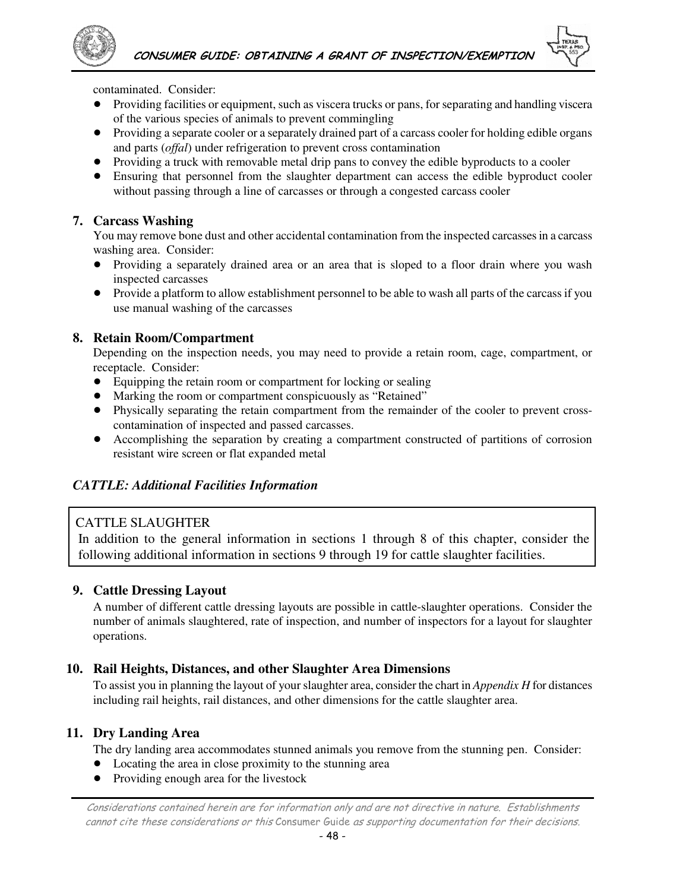contaminated. Consider:

- Providing facilities or equipment, such as viscera trucks or pans, for separating and handling viscera of the various species of animals to prevent commingling
- Providing a separate cooler or a separately drained part of a carcass cooler for holding edible organs and parts (*offal*) under refrigeration to prevent cross contamination
- Providing a truck with removable metal drip pans to convey the edible byproducts to a cooler
- Ensuring that personnel from the slaughter department can access the edible byproduct cooler without passing through a line of carcasses or through a congested carcass cooler

### 7. Carcass Washing

You may remove bone dust and other accidental contamination from the inspected carcasses in a carcass washing area. Consider:

- Providing a separately drained area or an area that is sloped to a floor drain where you wash inspected carcasses
- Provide a platform to allow establishment personnel to be able to wash all parts of the carcass if you use manual washing of the carcasses

### 8. Retain Room/Compartment

Depending on the inspection needs, you may need to provide a retain room, cage, compartment, or receptacle. Consider:

- Equipping the retain room or compartment for locking or sealing
- Marking the room or compartment conspicuously as "Retained"
- Physically separating the retain compartment from the remainder of the cooler to prevent cross-contamination of inspected and passed carcasses.
- Accomplishing the separation by creating a compartment constructed of partitions of corrosion resistant wire screen or flat expanded metal

## *CATTLE: Additional Facilities Information*

CATTLE SLAUGHTER

In addition to the general information in sections 1 through 8 of this chapter, consider the following additional information in sections 9 through 19 for cattle slaughter facilities.

### 9. Cattle Dressing Layout

A number of different cattle dressing layouts are possible in cattle-slaughter operations. Consider the number of animals slaughtered, rate of inspection, and number of inspectors for a layout for slaughter operations.

### 10. Rail Heights, Distances, and other Slaughter Area Dimensions

To assist you in planning the layout of your slaughter area, consider the chart in *Appendix H* for distances including rail heights, rail distances, and other dimensions for the cattle slaughter area.

### 11. Dry Landing Area

The dry landing area accommodates stunned animals you remove from the stunning pen. Consider:

- Locating the area in close proximity to the stunning area
- Providing enough area for the livestock

*Considerations contained herein are for information only and are not directive in nature. Establishments cannot cite these considerations or this* Consumer Guide *as supporting documentation for their decisions.*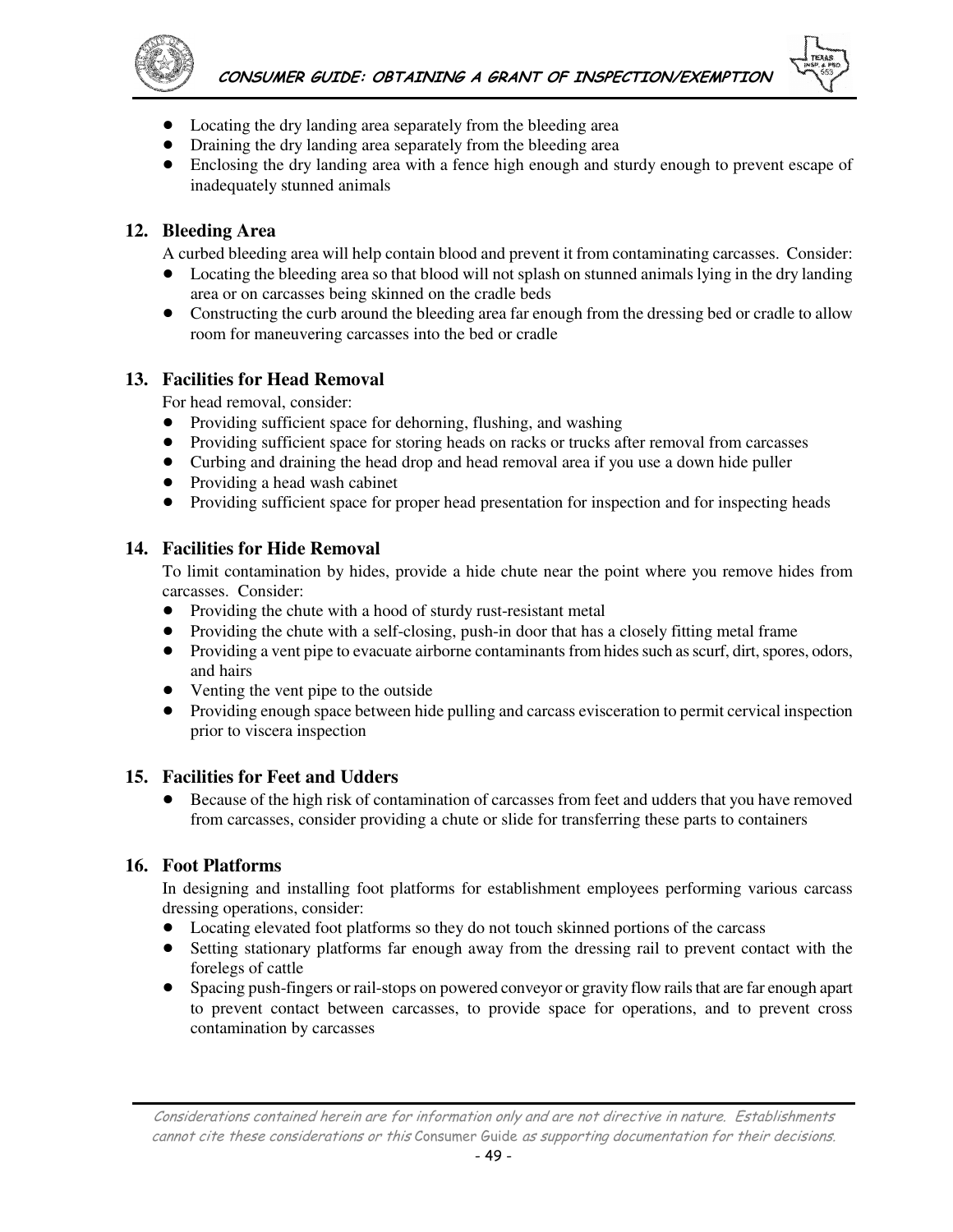- Locating the dry landing area separately from the bleeding area
- Draining the dry landing area separately from the bleeding area
- Enclosing the dry landing area with a fence high enough and sturdy enough to prevent escape of inadequately stunned animals

## 12. Bleeding Area

A curbed bleeding area will help contain blood and prevent it from contaminating carcasses. Consider:

- Locating the bleeding area so that blood will not splash on stunned animals lying in the dry landing area or on carcasses being skinned on the cradle beds
- Constructing the curb around the bleeding area far enough from the dressing bed or cradle to allow room for maneuvering carcasses into the bed or cradle

## 13. Facilities for Head Removal

For head removal, consider:

- Providing sufficient space for dehorning, flushing, and washing
- Providing sufficient space for storing heads on racks or trucks after removal from carcasses
- Curbing and draining the head drop and head removal area if you use a down hide puller
- Providing a head wash cabinet
- Providing sufficient space for proper head presentation for inspection and for inspecting heads

## 14. Facilities for Hide Removal

To limit contamination by hides, provide a hide chute near the point where you remove hides from carcasses. Consider:

- Providing the chute with a hood of sturdy rust-resistant metal
- Providing the chute with a self-closing, push-in door that has a closely fitting metal frame
- Providing a vent pipe to evacuate airborne contaminants from hides such as scurf, dirt, spores, odors, and hairs
- Venting the vent pipe to the outside
- Providing enough space between hide pulling and carcass evisceration to permit cervical inspection prior to viscera inspection

## 15. Facilities for Feet and Udders

- Because of the high risk of contamination of carcasses from feet and udders that you have removed from carcasses, consider providing a chute or slide for transferring these parts to containers

## 16. Foot Platforms

In designing and installing foot platforms for establishment employees performing various carcass dressing operations, consider:

- Locating elevated foot platforms so they do not touch skinned portions of the carcass
- Setting stationary platforms far enough away from the dressing rail to prevent contact with the forelegs of cattle
- Spacing push-fingers or rail-stops on powered conveyor or gravity flow rails that are far enough apart to prevent contact between carcasses, to provide space for operations, and to prevent cross contamination by carcasses

*Considerations contained herein are for information only and are not directive in nature. Establishments cannot cite these considerations or this* Consumer Guide *as supporting documentation for their decisions.*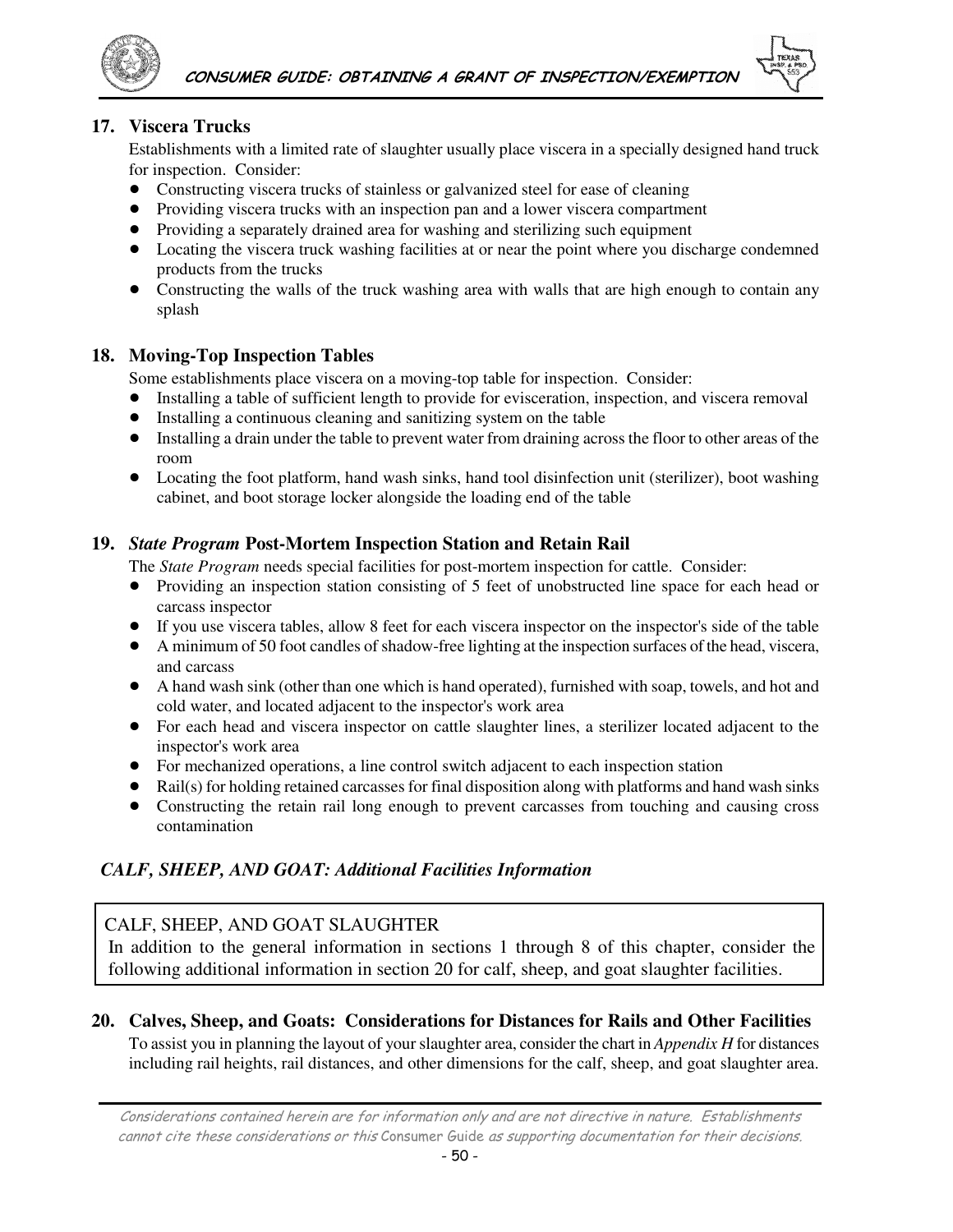## 17. Viscera Trucks

Establishments with a limited rate of slaughter usually place viscera in a specially designed hand truck for inspection. Consider:

- Constructing viscera trucks of stainless or galvanized steel for ease of cleaning
- Providing viscera trucks with an inspection pan and a lower viscera compartment
- Providing a separately drained area for washing and sterilizing such equipment
- Locating the viscera truck washing facilities at or near the point where you discharge condemned products from the trucks
- Constructing the walls of the truck washing area with walls that are high enough to contain any splash

## 18. Moving-Top Inspection Tables

Some establishments place viscera on a moving-top table for inspection. Consider:

- Installing a table of sufficient length to provide for evisceration, inspection, and viscera removal
- Installing a continuous cleaning and sanitizing system on the table
- Installing a drain under the table to prevent water from draining across the floor to other areas of the room
- Locating the foot platform, hand wash sinks, hand tool disinfection unit (sterilizer), boot washing cabinet, and boot storage locker alongside the loading end of the table

## 19. *State Program* Post-Mortem Inspection Station and Retain Rail

The *State Program* needs special facilities for post-mortem inspection for cattle. Consider:

- Providing an inspection station consisting of 5 feet of unobstructed line space for each head or carcass inspector
- If you use viscera tables, allow 8 feet for each viscera inspector on the inspector's side of the table
- A minimum of 50 foot candles of shadow-free lighting at the inspection surfaces of the head, viscera, and carcass
- A hand wash sink (other than one which is hand operated), furnished with soap, towels, and hot and cold water, and located adjacent to the inspector's work area
- For each head and viscera inspector on cattle slaughter lines, a sterilizer located adjacent to the inspector's work area
- For mechanized operations, a line control switch adjacent to each inspection station
- Rail(s) for holding retained carcasses for final disposition along with platforms and hand wash sinks
- Constructing the retain rail long enough to prevent carcasses from touching and causing cross contamination

### *CALF, SHEEP, AND GOAT: Additional Facilities Information*

CALF, SHEEP, AND GOAT SLAUGHTER

In addition to the general information in sections 1 through 8 of this chapter, consider the following additional information in section 20 for calf, sheep, and goat slaughter facilities.

## 20. Calves, Sheep, and Goats: Considerations for Distances for Rails and Other Facilities

To assist you in planning the layout of your slaughter area, consider the chart in *Appendix H* for distances including rail heights, rail distances, and other dimensions for the calf, sheep, and goat slaughter area.

*Considerations contained herein are for information only and are not directive in nature. Establishments cannot cite these considerations or this* Consumer Guide *as supporting documentation for their decisions.*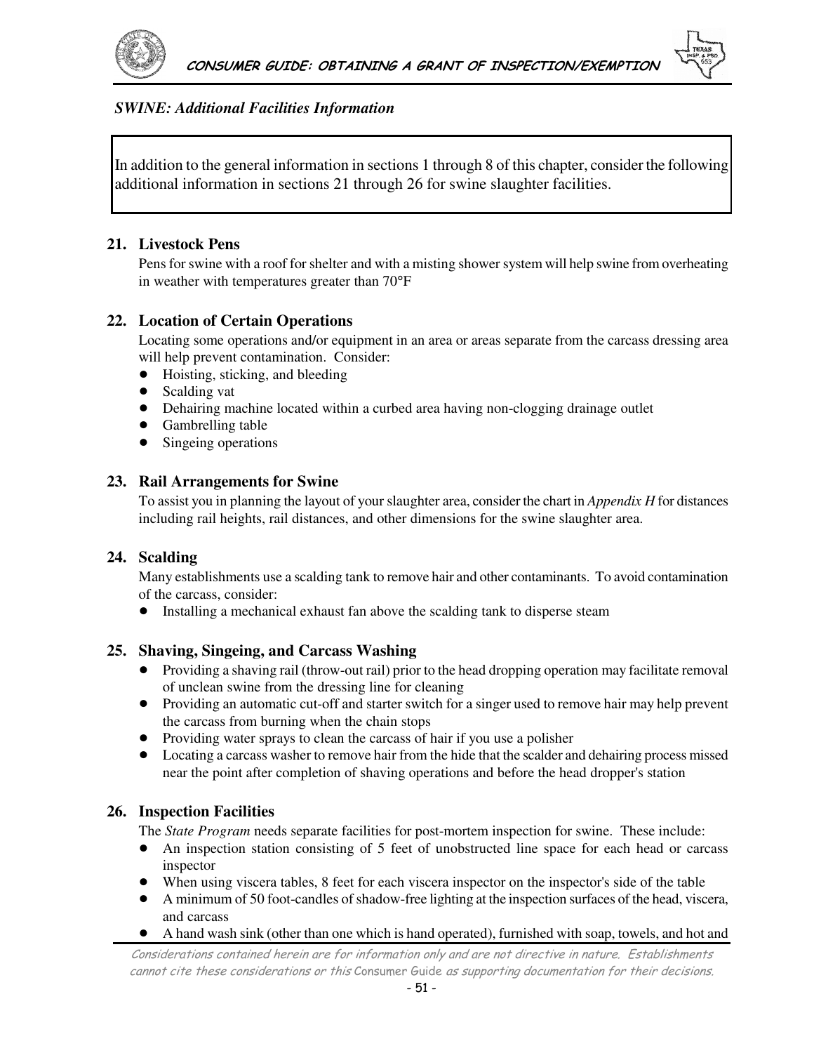*SWINE: Additional Facilities Information*

In addition to the general information in sections 1 through 8 of this chapter, consider the following additional information in sections 21 through 26 for swine slaughter facilities.

## 21. Livestock Pens

Pens for swine with a roof for shelter and with a misting shower system will help swine from overheating in weather with temperatures greater than 70°F

## 22. Location of Certain Operations

Locating some operations and/or equipment in an area or areas separate from the carcass dressing area will help prevent contamination. Consider:

- Hoisting, sticking, and bleeding
- Scalding vat
- Dehairing machine located within a curbed area having non-clogging drainage outlet
- Gambrelling table
- Singeing operations

## 23. Rail Arrangements for Swine

To assist you in planning the layout of your slaughter area, consider the chart in *Appendix H* for distances including rail heights, rail distances, and other dimensions for the swine slaughter area.

## 24. Scalding

Many establishments use a scalding tank to remove hair and other contaminants. To avoid contamination of the carcass, consider:

- Installing a mechanical exhaust fan above the scalding tank to disperse steam

## 25. Shaving, Singeing, and Carcass Washing

- Providing a shaving rail (throw-out rail) prior to the head dropping operation may facilitate removal of unclean swine from the dressing line for cleaning
- Providing an automatic cut-off and starter switch for a singer used to remove hair may help prevent the carcass from burning when the chain stops
- Providing water sprays to clean the carcass of hair if you use a polisher
- Locating a carcass washer to remove hair from the hide that the scalder and dehairing process missed near the point after completion of shaving operations and before the head dropper's station

## 26. Inspection Facilities

The *State Program* needs separate facilities for post-mortem inspection for swine. These include:

- An inspection station consisting of 5 feet of unobstructed line space for each head or carcass inspector
- When using viscera tables, 8 feet for each viscera inspector on the inspector's side of the table
- A minimum of 50 foot-candles of shadow-free lighting at the inspection surfaces of the head, viscera, and carcass
- A hand wash sink (other than one which is hand operated), furnished with soap, towels, and hot and

*Considerations contained herein are for information only and are not directive in nature. Establishments cannot cite these considerations or this* Consumer Guide *as supporting documentation for their decisions.*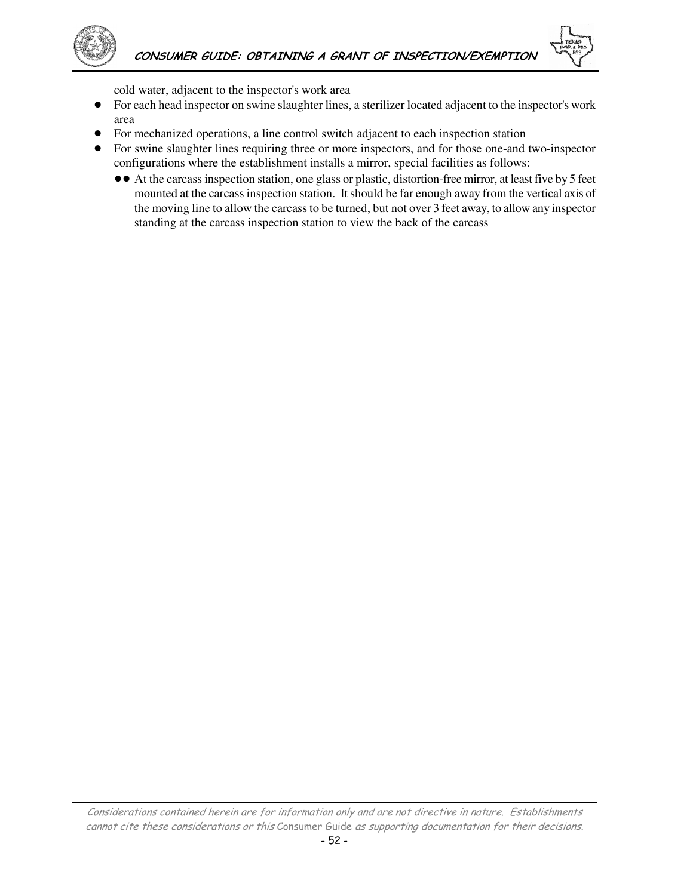cold water, adjacent to the inspector's work area

- For each head inspector on swine slaughter lines, a sterilizer located adjacent to the inspector's work area
- For mechanized operations, a line control switch adjacent to each inspection station
- For swine slaughter lines requiring three or more inspectors, and for those one-and two-inspector configurations where the establishment installs a mirror, special facilities as follows:
  - At the carcass inspection station, one glass or plastic, distortion-free mirror, at least five by 5 feet mounted at the carcass inspection station. It should be far enough away from the vertical axis of the moving line to allow the carcass to be turned, but not over 3 feet away, to allow any inspector standing at the carcass inspection station to view the back of the carcass

*Considerations contained herein are for information only and are not directive in nature. Establishments cannot cite these considerations or this* Consumer Guide *as supporting documentation for their decisions.*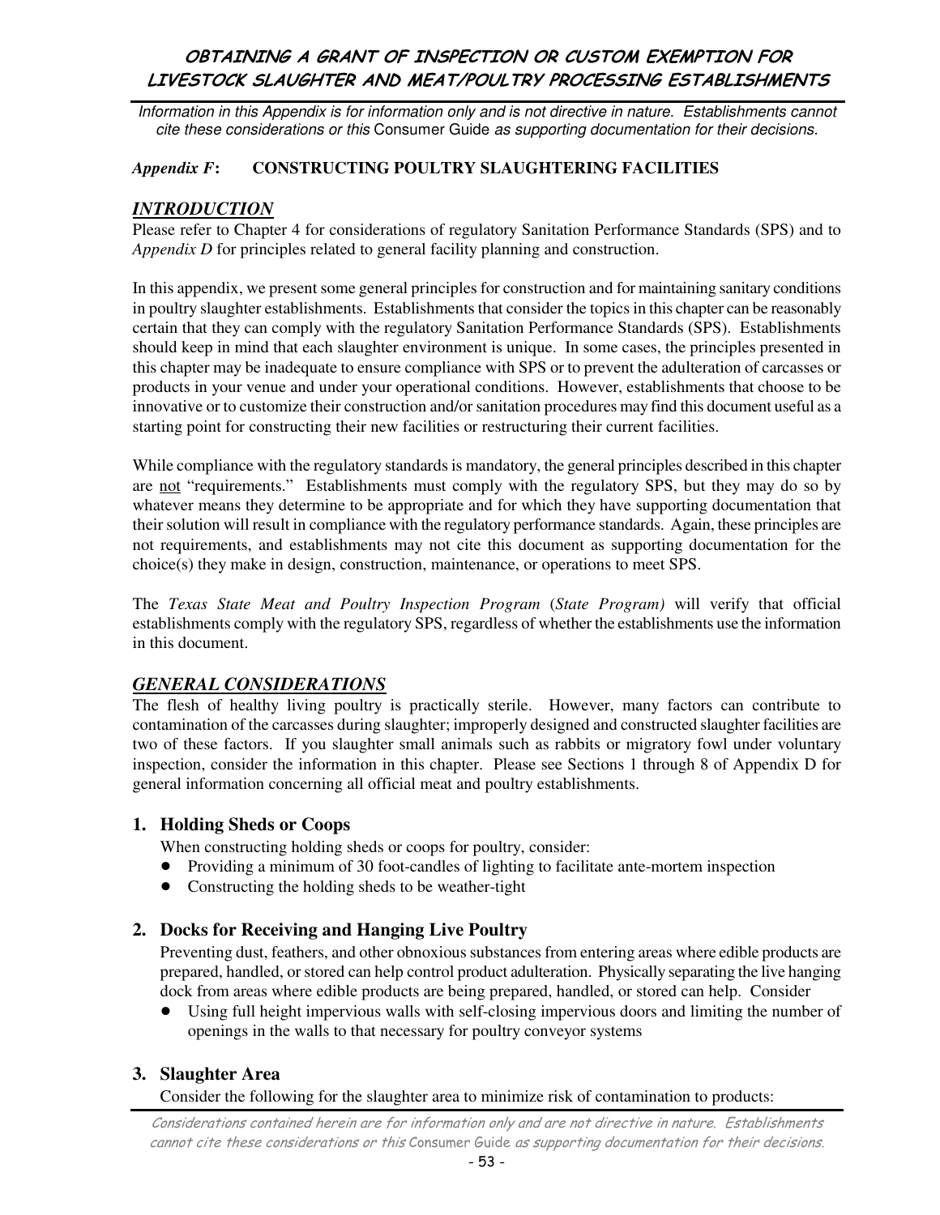*Information in this Appendix is for information only and is not directive in nature. Establishments cannot cite these considerations or this* Consumer Guide *as supporting documentation for their decisions.*

### *Appendix F*: CONSTRUCTING POULTRY SLAUGHTERING FACILITIES

## *INTRODUCTION*

Please refer to Chapter 4 for considerations of regulatory Sanitation Performance Standards (SPS) and to *Appendix D* for principles related to general facility planning and construction.

In this appendix, we present some general principles for construction and for maintaining sanitary conditions in poultry slaughter establishments. Establishments that consider the topics in this chapter can be reasonably certain that they can comply with the regulatory Sanitation Performance Standards (SPS). Establishments should keep in mind that each slaughter environment is unique. In some cases, the principles presented in this chapter may be inadequate to ensure compliance with SPS or to prevent the adulteration of carcasses or products in your venue and under your operational conditions. However, establishments that choose to be innovative or to customize their construction and/or sanitation procedures may find this document useful as a starting point for constructing their new facilities or restructuring their current facilities.

While compliance with the regulatory standards is mandatory, the general principles described in this chapter are not "requirements." Establishments must comply with the regulatory SPS, but they may do so by whatever means they determine to be appropriate and for which they have supporting documentation that their solution will result in compliance with the regulatory performance standards. Again, these principles are not requirements, and establishments may not cite this document as supporting documentation for the choice(s) they make in design, construction, maintenance, or operations to meet SPS.

The *Texas State Meat and Poultry Inspection Program* (*State Program)* will verify that official establishments comply with the regulatory SPS, regardless of whether the establishments use the information in this document.

## *GENERAL CONSIDERATIONS*

The flesh of healthy living poultry is practically sterile. However, many factors can contribute to contamination of the carcasses during slaughter; improperly designed and constructed slaughter facilities are two of these factors. If you slaughter small animals such as rabbits or migratory fowl under voluntary inspection, consider the information in this chapter. Please see Sections 1 through 8 of Appendix D for general information concerning all official meat and poultry establishments.

### 1. Holding Sheds or Coops

When constructing holding sheds or coops for poultry, consider:

- Providing a minimum of 30 foot-candles of lighting to facilitate ante-mortem inspection
- Constructing the holding sheds to be weather-tight

### 2. Docks for Receiving and Hanging Live Poultry

Preventing dust, feathers, and other obnoxious substances from entering areas where edible products are prepared, handled, or stored can help control product adulteration. Physically separating the live hanging dock from areas where edible products are being prepared, handled, or stored can help. Consider

- Using full height impervious walls with self-closing impervious doors and limiting the number of openings in the walls to that necessary for poultry conveyor systems

### 3. Slaughter Area

Consider the following for the slaughter area to minimize risk of contamination to products: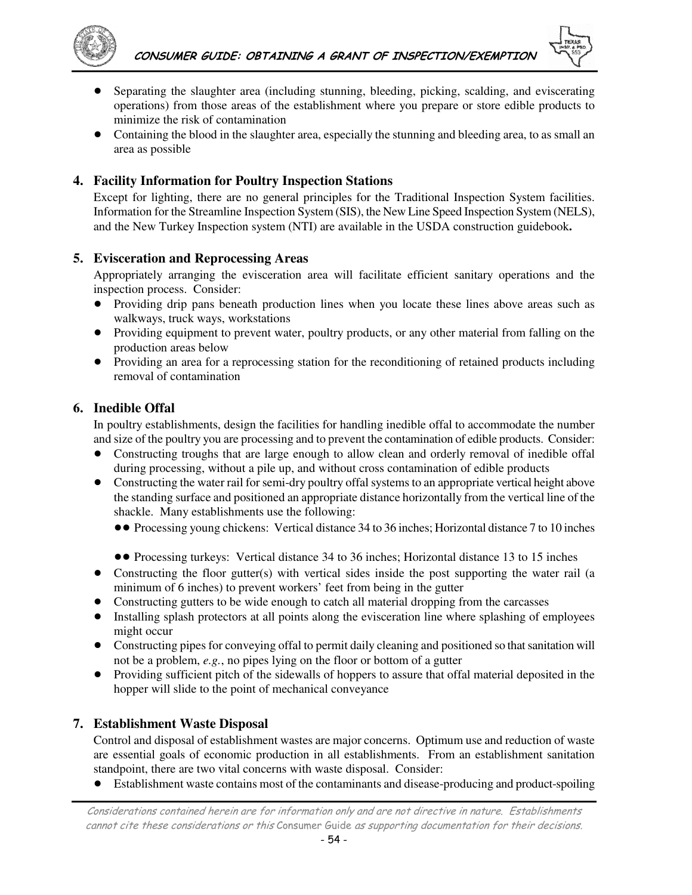- Separating the slaughter area (including stunning, bleeding, picking, scalding, and eviscerating operations) from those areas of the establishment where you prepare or store edible products to minimize the risk of contamination
- Containing the blood in the slaughter area, especially the stunning and bleeding area, to as small an area as possible

### 4. Facility Information for Poultry Inspection Stations

Except for lighting, there are no general principles for the Traditional Inspection System facilities. Information for the Streamline Inspection System (SIS), the New Line Speed Inspection System (NELS), and the New Turkey Inspection system (NTI) are available in the USDA construction guidebook**.**

### 5. Evisceration and Reprocessing Areas

Appropriately arranging the evisceration area will facilitate efficient sanitary operations and the inspection process. Consider:

- Providing drip pans beneath production lines when you locate these lines above areas such as walkways, truck ways, workstations
- Providing equipment to prevent water, poultry products, or any other material from falling on the production areas below
- Providing an area for a reprocessing station for the reconditioning of retained products including removal of contamination

### 6. Inedible Offal

In poultry establishments, design the facilities for handling inedible offal to accommodate the number and size of the poultry you are processing and to prevent the contamination of edible products. Consider:

- Constructing troughs that are large enough to allow clean and orderly removal of inedible offal during processing, without a pile up, and without cross contamination of edible products
- Constructing the water rail for semi-dry poultry offal systems to an appropriate vertical height above the standing surface and positioned an appropriate distance horizontally from the vertical line of the shackle. Many establishments use the following:
  - Processing young chickens: Vertical distance 34 to 36 inches; Horizontal distance 7 to 10 inches
  - Processing turkeys: Vertical distance 34 to 36 inches; Horizontal distance 13 to 15 inches
- Constructing the floor gutter(s) with vertical sides inside the post supporting the water rail (a minimum of 6 inches) to prevent workers' feet from being in the gutter
- Constructing gutters to be wide enough to catch all material dropping from the carcasses
- Installing splash protectors at all points along the evisceration line where splashing of employees might occur
- Constructing pipes for conveying offal to permit daily cleaning and positioned so that sanitation will not be a problem, *e.g.*, no pipes lying on the floor or bottom of a gutter
- Providing sufficient pitch of the sidewalls of hoppers to assure that offal material deposited in the hopper will slide to the point of mechanical conveyance

### 7. Establishment Waste Disposal

Control and disposal of establishment wastes are major concerns. Optimum use and reduction of waste are essential goals of economic production in all establishments. From an establishment sanitation standpoint, there are two vital concerns with waste disposal. Consider:

- Establishment waste contains most of the contaminants and disease-producing and product-spoiling

*Considerations contained herein are for information only and are not directive in nature. Establishments cannot cite these considerations or this* Consumer Guide *as supporting documentation for their decisions.*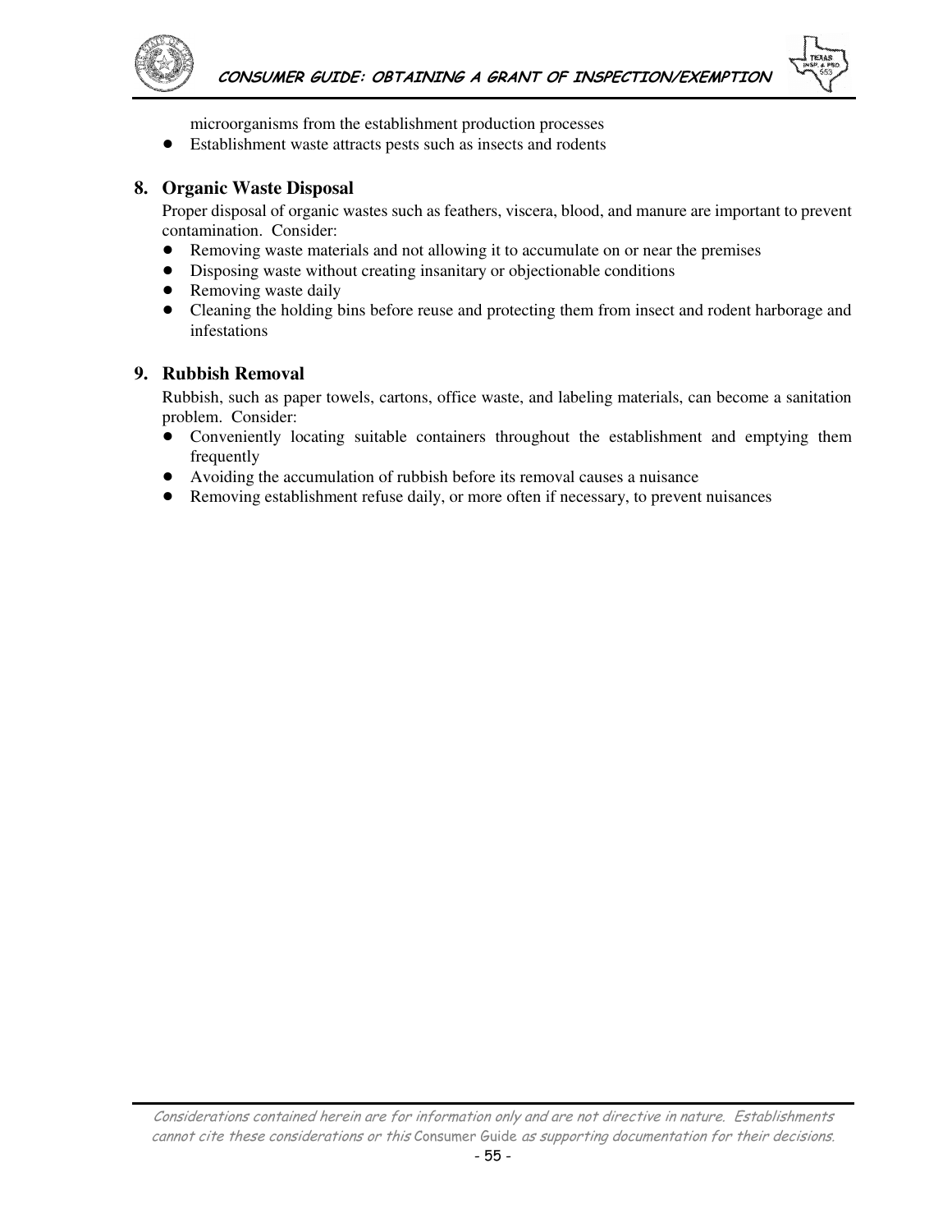microorganisms from the establishment production processes

- Establishment waste attracts pests such as insects and rodents

## 8. Organic Waste Disposal

Proper disposal of organic wastes such as feathers, viscera, blood, and manure are important to prevent contamination. Consider:

- Removing waste materials and not allowing it to accumulate on or near the premises
- Disposing waste without creating insanitary or objectionable conditions
- Removing waste daily
- Cleaning the holding bins before reuse and protecting them from insect and rodent harborage and infestations

## 9. Rubbish Removal

Rubbish, such as paper towels, cartons, office waste, and labeling materials, can become a sanitation problem. Consider:

- Conveniently locating suitable containers throughout the establishment and emptying them frequently
- Avoiding the accumulation of rubbish before its removal causes a nuisance
- Removing establishment refuse daily, or more often if necessary, to prevent nuisances

*Considerations contained herein are for information only and are not directive in nature. Establishments cannot cite these considerations or this* Consumer Guide *as supporting documentation for their decisions.*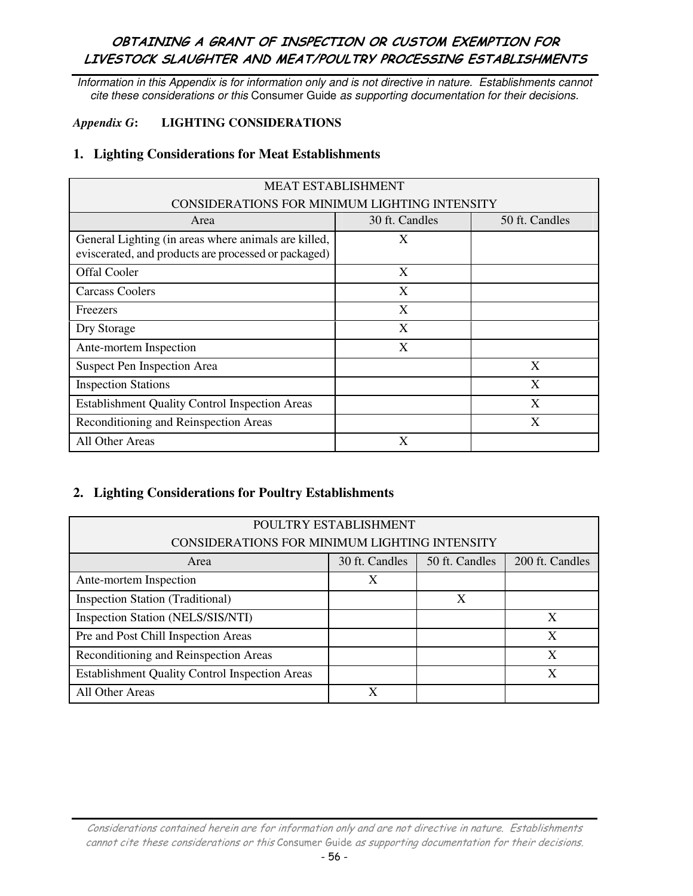*Information in this Appendix is for information only and is not directive in nature. Establishments cannot cite these considerations or this* Consumer Guide *as supporting documentation for their decisions.*

### *Appendix G*: LIGHTING CONSIDERATIONS

### 1. Lighting Considerations for Meat Establishments

| MEAT ESTABLISHMENT CONSIDERATIONS FOR MINIMUM LIGHTING INTENSITY | | |
|---|---|---|
| Area | 30 ft. Candles | 50 ft. Candles |
| General Lighting (in areas where animals are killed, eviscerated, and products are processed or packaged) | X | |
| Offal Cooler | X | |
| Carcass Coolers | X | |
| Freezers | X | |
| Dry Storage | X | |
| Ante-mortem Inspection | X | |
| Suspect Pen Inspection Area | | X |
| Inspection Stations | | X |
| Establishment Quality Control Inspection Areas | | X |
| Reconditioning and Reinspection Areas | | X |
| All Other Areas | X | |

### 2. Lighting Considerations for Poultry Establishments

| POULTRY ESTABLISHMENT CONSIDERATIONS FOR MINIMUM LIGHTING INTENSITY | | | |
|---|---|---|---|
| Area | 30 ft. Candles | 50 ft. Candles | 200 ft. Candles |
| Ante-mortem Inspection | X | | |
| Inspection Station (Traditional) | | X | |
| Inspection Station (NELS/SIS/NTI) | | | X |
| Pre and Post Chill Inspection Areas | | | X |
| Reconditioning and Reinspection Areas | | | X |
| Establishment Quality Control Inspection Areas | | | X |
| All Other Areas | X | | |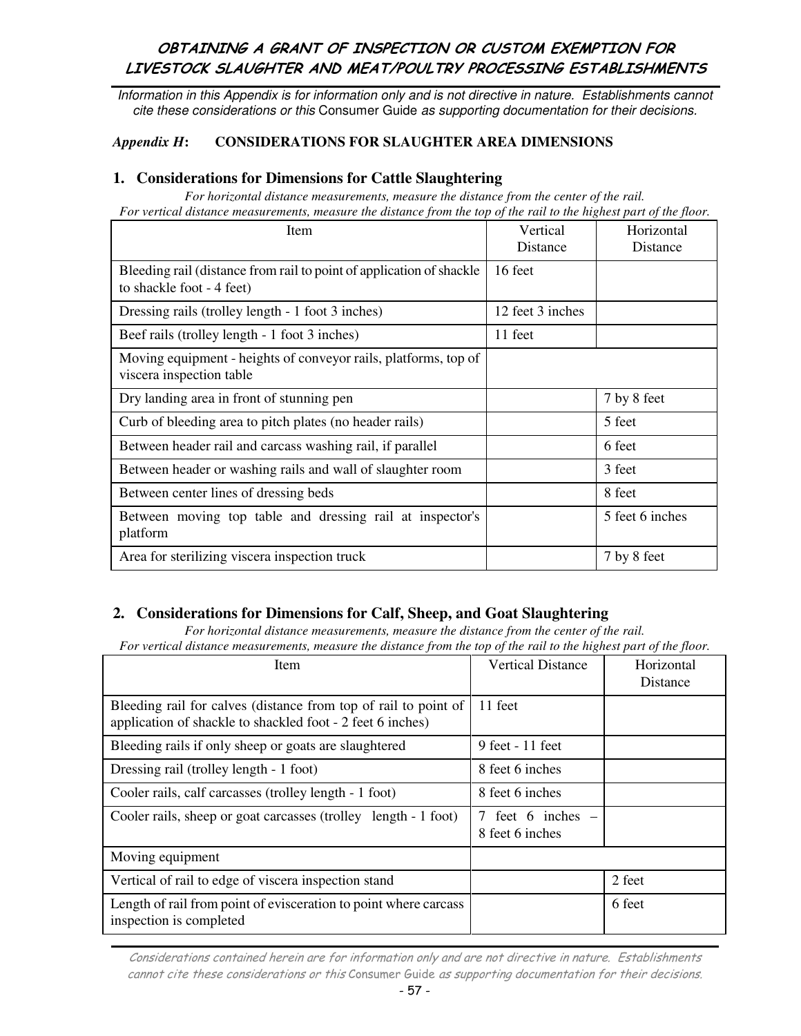*Information in this Appendix is for information only and is not directive in nature. Establishments cannot cite these considerations or this* Consumer Guide *as supporting documentation for their decisions.*

### *Appendix H*: CONSIDERATIONS FOR SLAUGHTER AREA DIMENSIONS

## 1. Considerations for Dimensions for Cattle Slaughtering

*For horizontal distance measurements, measure the distance from the center of the rail.*
*For vertical distance measurements, measure the distance from the top of the rail to the highest part of the floor.*

| Item | Vertical Distance | Horizontal Distance |
|---|---|---|
| Bleeding rail (distance from rail to point of application of shackle to shackle foot - 4 feet) | 16 feet | |
| Dressing rails (trolley length - 1 foot 3 inches) | 12 feet 3 inches | |
| Beef rails (trolley length - 1 foot 3 inches) | 11 feet | |
| Moving equipment - heights of conveyor rails, platforms, top of viscera inspection table | | |
| Dry landing area in front of stunning pen | | 7 by 8 feet |
| Curb of bleeding area to pitch plates (no header rails) | | 5 feet |
| Between header rail and carcass washing rail, if parallel | | 6 feet |
| Between header or washing rails and wall of slaughter room | | 3 feet |
| Between center lines of dressing beds | | 8 feet |
| Between moving top table and dressing rail at inspector's platform | | 5 feet 6 inches |
| Area for sterilizing viscera inspection truck | | 7 by 8 feet |

## 2. Considerations for Dimensions for Calf, Sheep, and Goat Slaughtering

*For horizontal distance measurements, measure the distance from the center of the rail.*
*For vertical distance measurements, measure the distance from the top of the rail to the highest part of the floor.*

| Item | Vertical Distance | Horizontal Distance |
|---|---|---|
| Bleeding rail for calves (distance from top of rail to point of application of shackle to shackled foot - 2 feet 6 inches) | 11 feet | |
| Bleeding rails if only sheep or goats are slaughtered | 9 feet - 11 feet | |
| Dressing rail (trolley length - 1 foot) | 8 feet 6 inches | |
| Cooler rails, calf carcasses (trolley length - 1 foot) | 8 feet 6 inches | |
| Cooler rails, sheep or goat carcasses (trolley length - 1 foot) | 7 feet 6 inches – 8 feet 6 inches | |
| Moving equipment | | |
| Vertical of rail to edge of viscera inspection stand | | 2 feet |
| Length of rail from point of evisceration to point where carcass inspection is completed | | 6 feet |

*Considerations contained herein are for information only and are not directive in nature. Establishments cannot cite these considerations or this* Consumer Guide *as supporting documentation for their decisions.*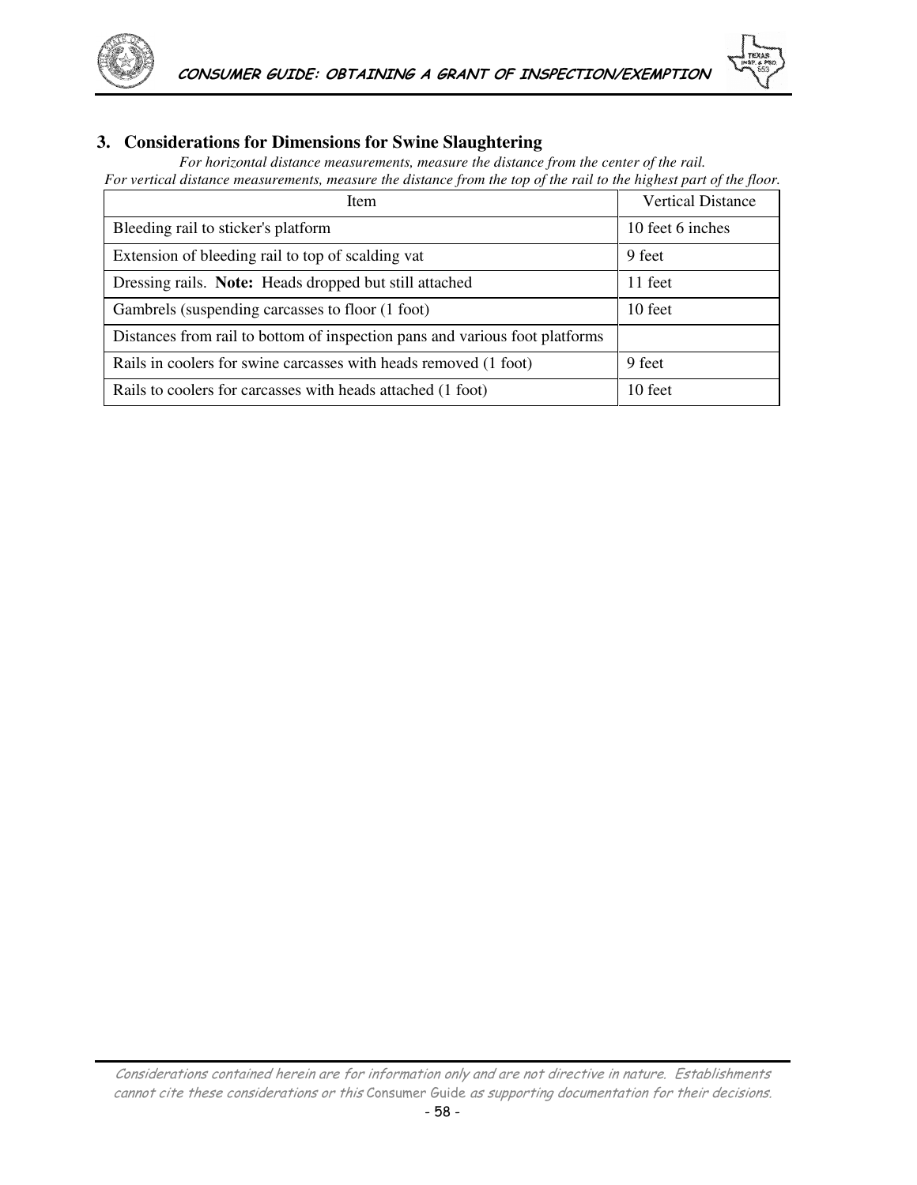### 3. Considerations for Dimensions for Swine Slaughtering

*For horizontal distance measurements, measure the distance from the center of the rail.*
*For vertical distance measurements, measure the distance from the top of the rail to the highest part of the floor.*

| Item | Vertical Distance |
|---|---|
| Bleeding rail to sticker's platform | 10 feet 6 inches |
| Extension of bleeding rail to top of scalding vat | 9 feet |
| Dressing rails. **Note:** Heads dropped but still attached | 11 feet |
| Gambrels (suspending carcasses to floor (1 foot) | 10 feet |
| Distances from rail to bottom of inspection pans and various foot platforms | |
| Rails in coolers for swine carcasses with heads removed (1 foot) | 9 feet |
| Rails to coolers for carcasses with heads attached (1 foot) | 10 feet |

*Considerations contained herein are for information only and are not directive in nature. Establishments cannot cite these considerations or this* Consumer Guide *as supporting documentation for their decisions.*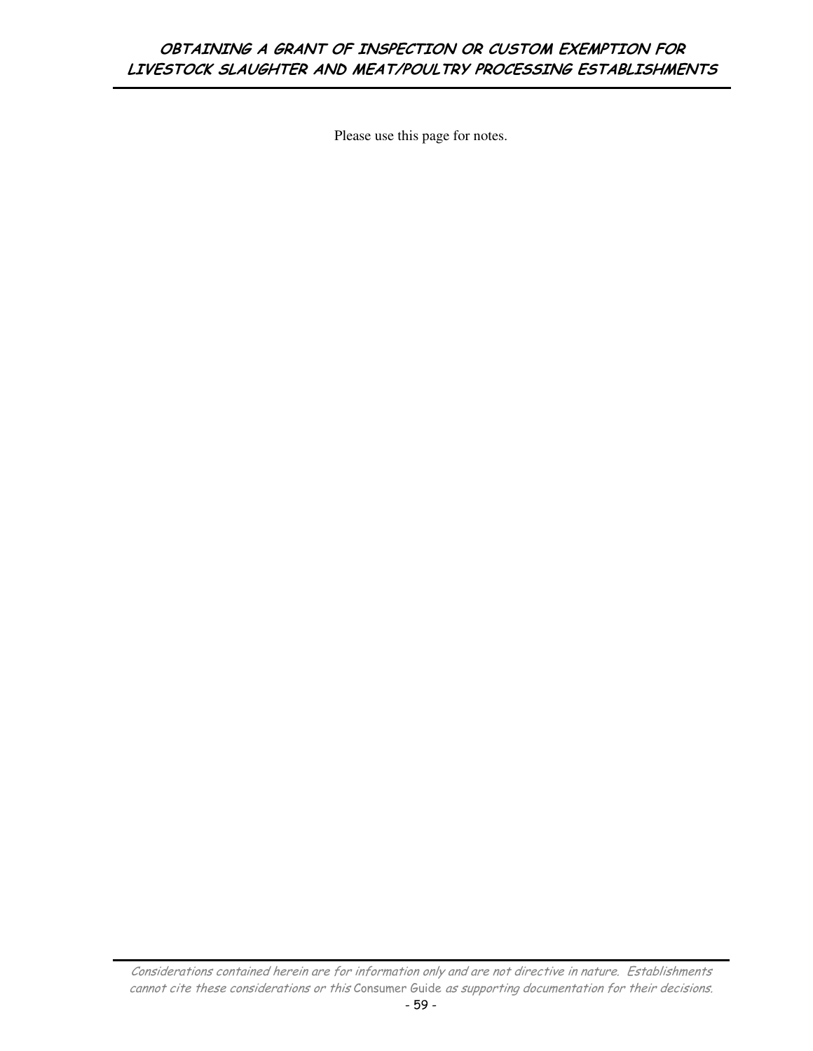Please use this page for notes.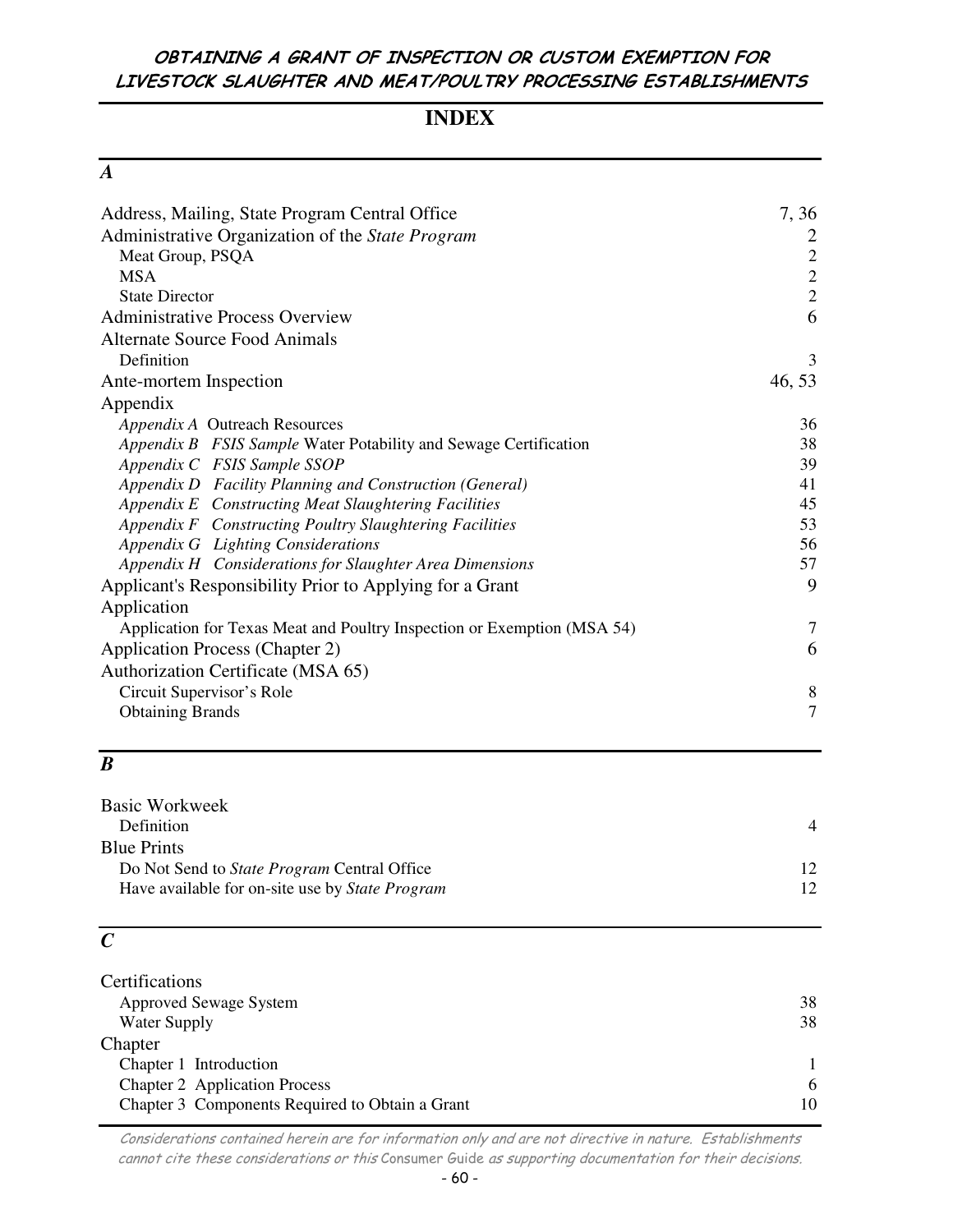# INDEX

## *A*

| | |
|---|---|
| Address, Mailing, State Program Central Office | 7, 36 |
| Administrative Organization of the *State Program* | 2 |
| Meat Group, PSQA | 2 |
| MSA | 2 |
| State Director | 2 |
| Administrative Process Overview | 6 |
| Alternate Source Food Animals | |
| Definition | 3 |
| Ante-mortem Inspection | 46, 53 |
| Appendix | |
| *Appendix A* Outreach Resources | 36 |
| *Appendix B FSIS Sample* Water Potability and Sewage Certification | 38 |
| *Appendix C FSIS Sample SSOP* | 39 |
| *Appendix D Facility Planning and Construction (General)* | 41 |
| *Appendix E Constructing Meat Slaughtering Facilities* | 45 |
| *Appendix F Constructing Poultry Slaughtering Facilities* | 53 |
| *Appendix G Lighting Considerations* | 56 |
| *Appendix H Considerations for Slaughter Area Dimensions* | 57 |
| Applicant's Responsibility Prior to Applying for a Grant | 9 |
| Application | |
| Application for Texas Meat and Poultry Inspection or Exemption (MSA 54) | 7 |
| Application Process (Chapter 2) | 6 |
| Authorization Certificate (MSA 65) | |
| Circuit Supervisor's Role | 8 |
| Obtaining Brands | 7 |

## *B*

| | |
|---|---|
| Basic Workweek | |
| Definition | 4 |
| Blue Prints | |
| Do Not Send to *State Program* Central Office | 12 |
| Have available for on-site use by *State Program* | 12 |

## *C*

| | |
|---|---|
| Certifications | |
| Approved Sewage System | 38 |
| Water Supply | 38 |
| Chapter | |
| Chapter 1 Introduction | 1 |
| Chapter 2 Application Process | 6 |
| Chapter 3 Components Required to Obtain a Grant | 10 |

*Considerations contained herein are for information only and are not directive in nature. Establishments cannot cite these considerations or this* Consumer Guide *as supporting documentation for their decisions.*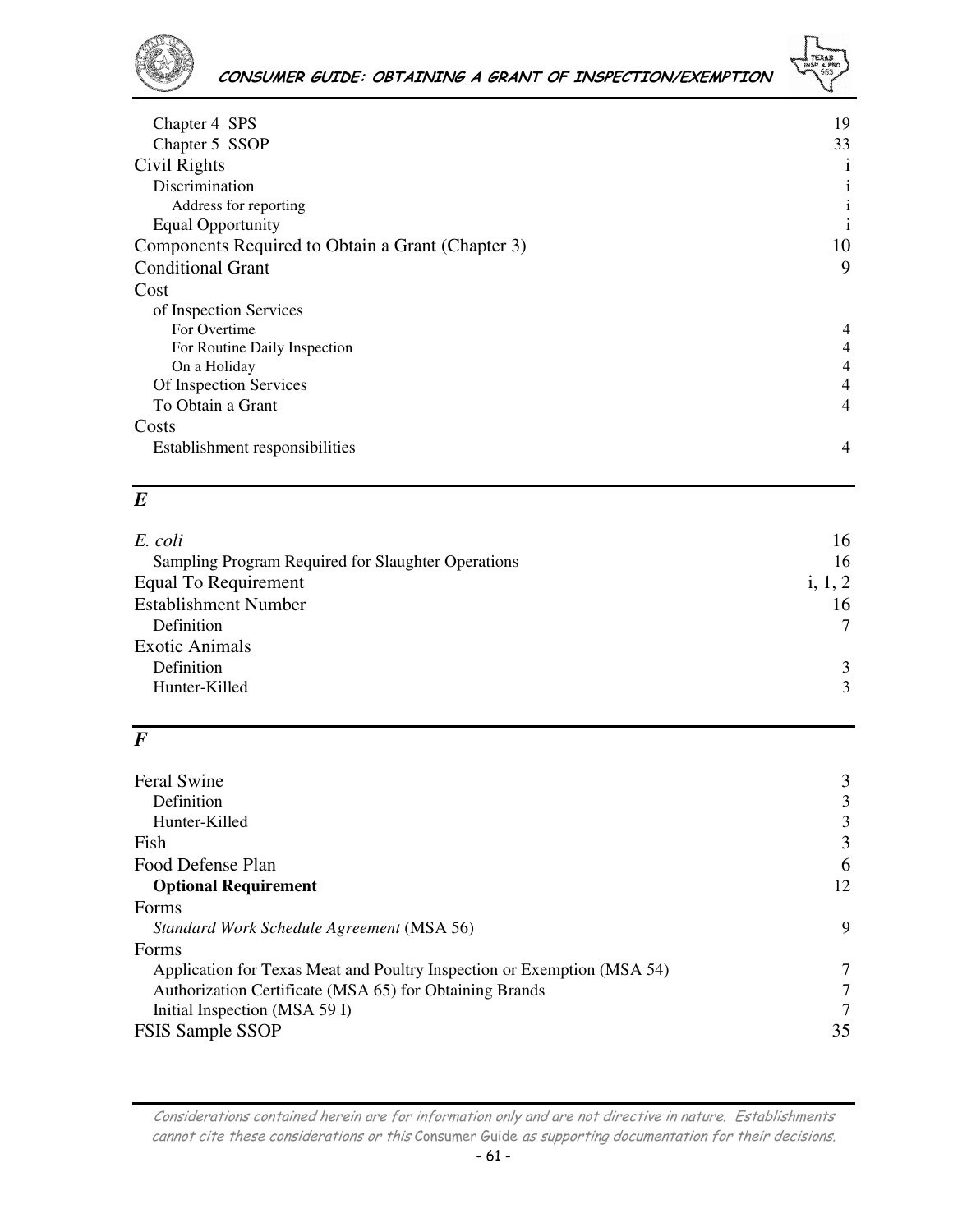Chapter 4 SPS 19
Chapter 5 SSOP 33
Civil Rights i
Discrimination i
Address for reporting i
Equal Opportunity i
Components Required to Obtain a Grant (Chapter 3) 10
Conditional Grant 9
Cost
of Inspection Services
For Overtime 4
For Routine Daily Inspection 4
On a Holiday 4
Of Inspection Services 4
To Obtain a Grant 4
Costs
Establishment responsibilities 4

## *E*

*E. coli* 16
Sampling Program Required for Slaughter Operations 16
Equal To Requirement i, 1, 2
Establishment Number 16
Definition 7
Exotic Animals
Definition 3
Hunter-Killed 3

## *F*

Feral Swine 3
Definition 3
Hunter-Killed 3
Fish 3
Food Defense Plan 6
**Optional Requirement** 12
Forms
*Standard Work Schedule Agreement* (MSA 56) 9
Forms
Application for Texas Meat and Poultry Inspection or Exemption (MSA 54) 7
Authorization Certificate (MSA 65) for Obtaining Brands 7
Initial Inspection (MSA 59 I) 7
FSIS Sample SSOP 35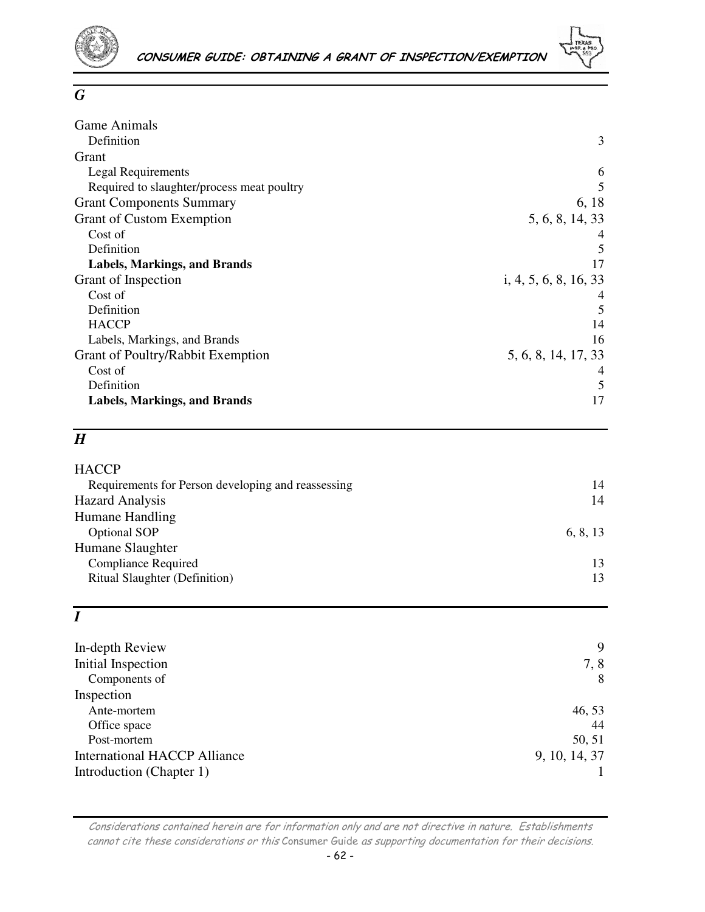## *G*

| | |
|---|---|
| Game Animals | |
| Definition | 3 |
| Grant | |
| Legal Requirements | 6 |
| Required to slaughter/process meat poultry | 5 |
| Grant Components Summary | 6, 18 |
| Grant of Custom Exemption | 5, 6, 8, 14, 33 |
| Cost of | 4 |
| Definition | 5 |
| **Labels, Markings, and Brands** | 17 |
| Grant of Inspection | i, 4, 5, 6, 8, 16, 33 |
| Cost of | 4 |
| Definition | 5 |
| HACCP | 14 |
| Labels, Markings, and Brands | 16 |
| Grant of Poultry/Rabbit Exemption | 5, 6, 8, 14, 17, 33 |
| Cost of | 4 |
| Definition | 5 |
| **Labels, Markings, and Brands** | 17 |

## *H*

| | |
|---|---|
| HACCP | |
| Requirements for Person developing and reassessing | 14 |
| Hazard Analysis | 14 |
| Humane Handling | |
| Optional SOP | 6, 8, 13 |
| Humane Slaughter | |
| Compliance Required | 13 |
| Ritual Slaughter (Definition) | 13 |

## *I*

| | |
|---|---|
| In-depth Review | 9 |
| Initial Inspection | 7, 8 |
| Components of | 8 |
| Inspection | |
| Ante-mortem | 46, 53 |
| Office space | 44 |
| Post-mortem | 50, 51 |
| International HACCP Alliance | 9, 10, 14, 37 |
| Introduction (Chapter 1) | 1 |

*Considerations contained herein are for information only and are not directive in nature. Establishments cannot cite these considerations or this* Consumer Guide *as supporting documentation for their decisions.*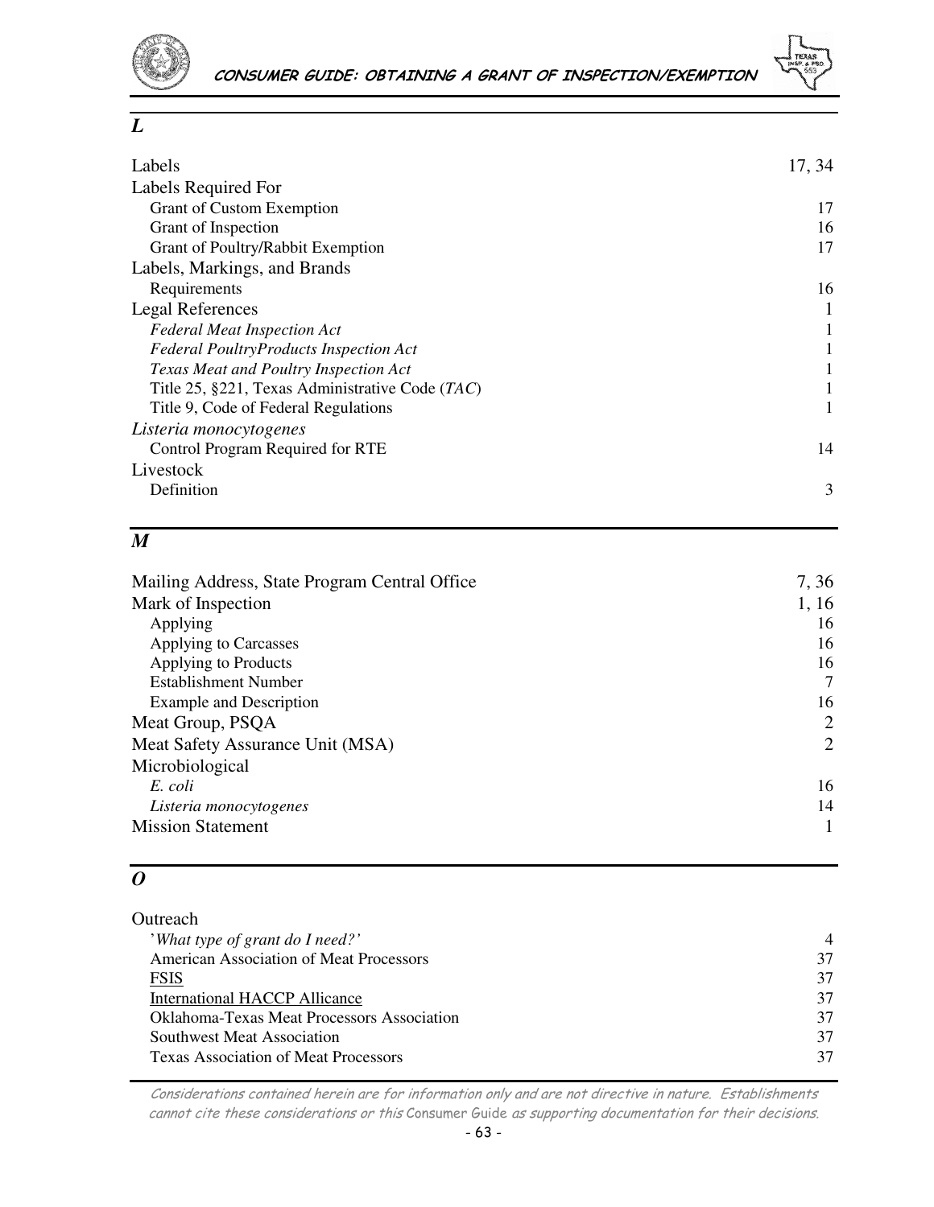## *L*

| | |
|---|---|
| Labels | 17, 34 |
| Labels Required For | |
| Grant of Custom Exemption | 17 |
| Grant of Inspection | 16 |
| Grant of Poultry/Rabbit Exemption | 17 |
| Labels, Markings, and Brands | |
| Requirements | 16 |
| Legal References | 1 |
| *Federal Meat Inspection Act* | 1 |
| *Federal PoultryProducts Inspection Act* | 1 |
| *Texas Meat and Poultry Inspection Act* | 1 |
| Title 25, §221, Texas Administrative Code (*TAC*) | 1 |
| Title 9, Code of Federal Regulations | 1 |
| *Listeria monocytogenes* | |
| Control Program Required for RTE | 14 |
| Livestock | |
| Definition | 3 |

## *M*

| | |
|---|---|
| Mailing Address, State Program Central Office | 7, 36 |
| Mark of Inspection | 1, 16 |
| Applying | 16 |
| Applying to Carcasses | 16 |
| Applying to Products | 16 |
| Establishment Number | 7 |
| Example and Description | 16 |
| Meat Group, PSQA | 2 |
| Meat Safety Assurance Unit (MSA) | 2 |
| Microbiological | |
| *E. coli* | 16 |
| *Listeria monocytogenes* | 14 |
| Mission Statement | 1 |

## *O*

| | |
|---|---|
| Outreach | |
| '*What type of grant do I need?'* | 4 |
| American Association of Meat Processors | 37 |
| FSIS | 37 |
| International HACCP Allicance | 37 |
| Oklahoma-Texas Meat Processors Association | 37 |
| Southwest Meat Association | 37 |
| Texas Association of Meat Processors | 37 |

*Considerations contained herein are for information only and are not directive in nature. Establishments cannot cite these considerations or this* Consumer Guide *as supporting documentation for their decisions.*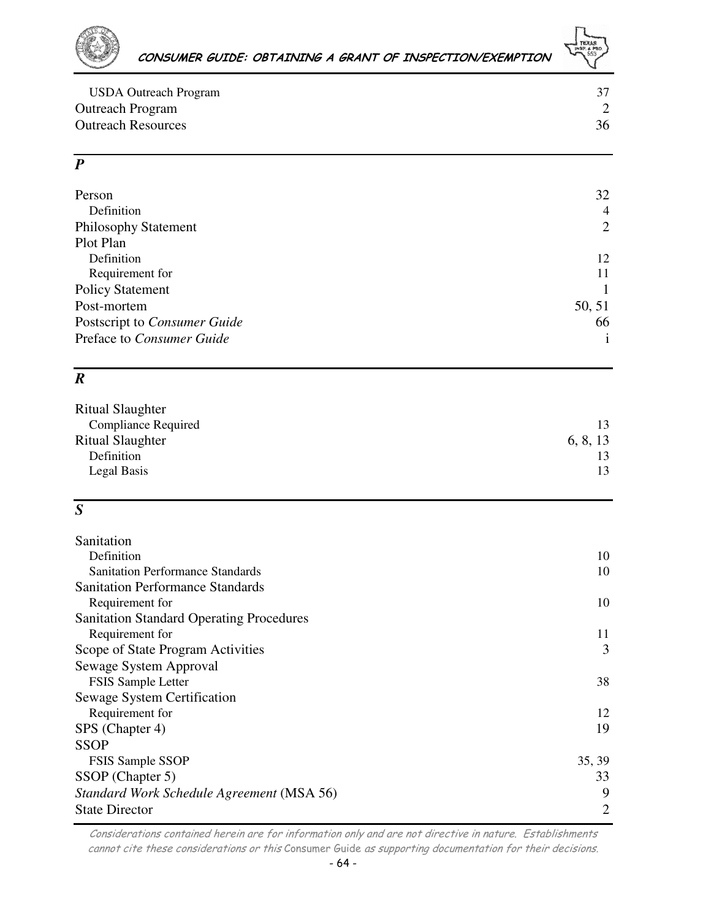| | |
|---|---|
| USDA Outreach Program | 37 |
| Outreach Program | 2 |
| Outreach Resources | 36 |

## *P*

| | |
|---|---|
| Person | 32 |
| Definition | 4 |
| Philosophy Statement | 2 |
| Plot Plan | |
| Definition | 12 |
| Requirement for | 11 |
| Policy Statement | 1 |
| Post-mortem | 50, 51 |
| Postscript to *Consumer Guide* | 66 |
| Preface to *Consumer Guide* | i |

## *R*

| | |
|---|---|
| Ritual Slaughter | |
| Compliance Required | 13 |
| Ritual Slaughter | 6, 8, 13 |
| Definition | 13 |
| Legal Basis | 13 |

## *S*

| | |
|---|---|
| Sanitation | |
| Definition | 10 |
| Sanitation Performance Standards | 10 |
| Sanitation Performance Standards | |
| Requirement for | 10 |
| Sanitation Standard Operating Procedures | |
| Requirement for | 11 |
| Scope of State Program Activities | 3 |
| Sewage System Approval | |
| FSIS Sample Letter | 38 |
| Sewage System Certification | |
| Requirement for | 12 |
| SPS (Chapter 4) | 19 |
| SSOP | |
| FSIS Sample SSOP | 35, 39 |
| SSOP (Chapter 5) | 33 |
| *Standard Work Schedule Agreement* (MSA 56) | 9 |
| State Director | 2 |

*Considerations contained herein are for information only and are not directive in nature. Establishments cannot cite these considerations or this* Consumer Guide *as supporting documentation for their decisions.*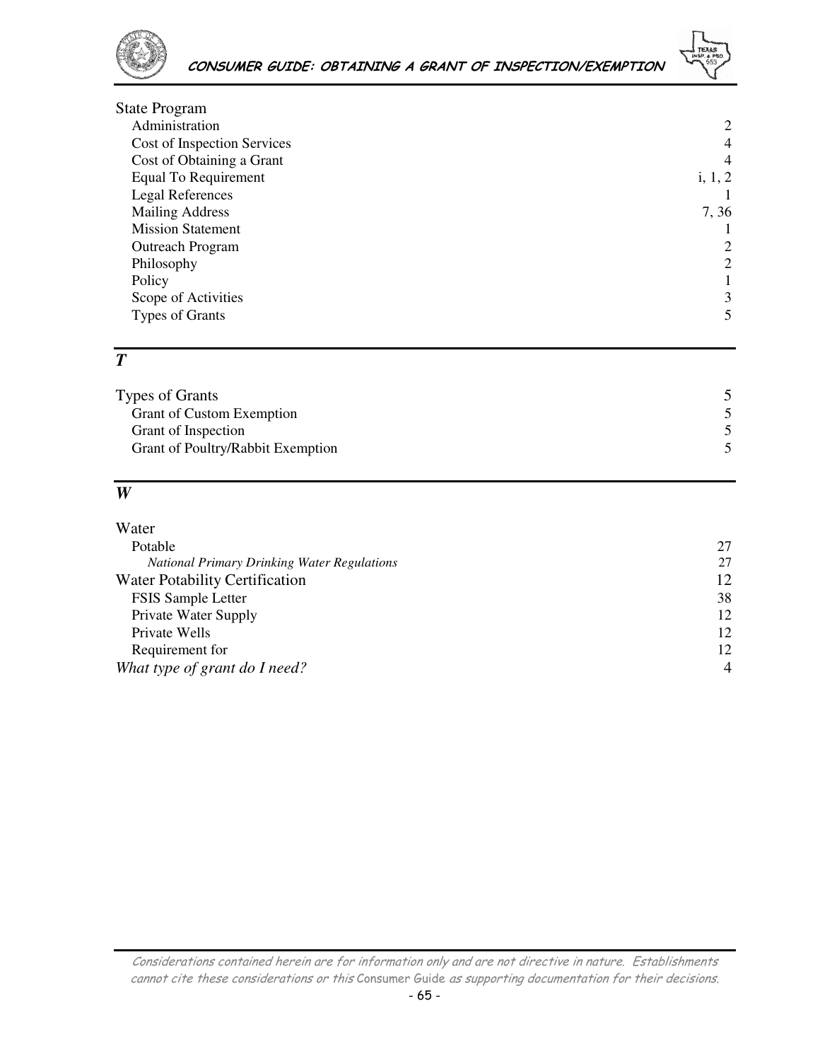State Program

- Administration 2
- Cost of Inspection Services 4
- Cost of Obtaining a Grant 4
- Equal To Requirement i, 1, 2
- Legal References 1
- Mailing Address 7, 36
- Mission Statement 1
- Outreach Program 2
- Philosophy 2
- Policy 1
- Scope of Activities 3
- Types of Grants 5

## *T*

Types of Grants 5

- Grant of Custom Exemption 5
- Grant of Inspection 5
- Grant of Poultry/Rabbit Exemption 5

## *W*

Water

- Potable 27
  - *National Primary Drinking Water Regulations* 27

Water Potability Certification 12

- FSIS Sample Letter 38
- Private Water Supply 12
- Private Wells 12
- Requirement for 12

*What type of grant do I need?* 4

*Considerations contained herein are for information only and are not directive in nature. Establishments cannot cite these considerations or this* Consumer Guide *as supporting documentation for their decisions.*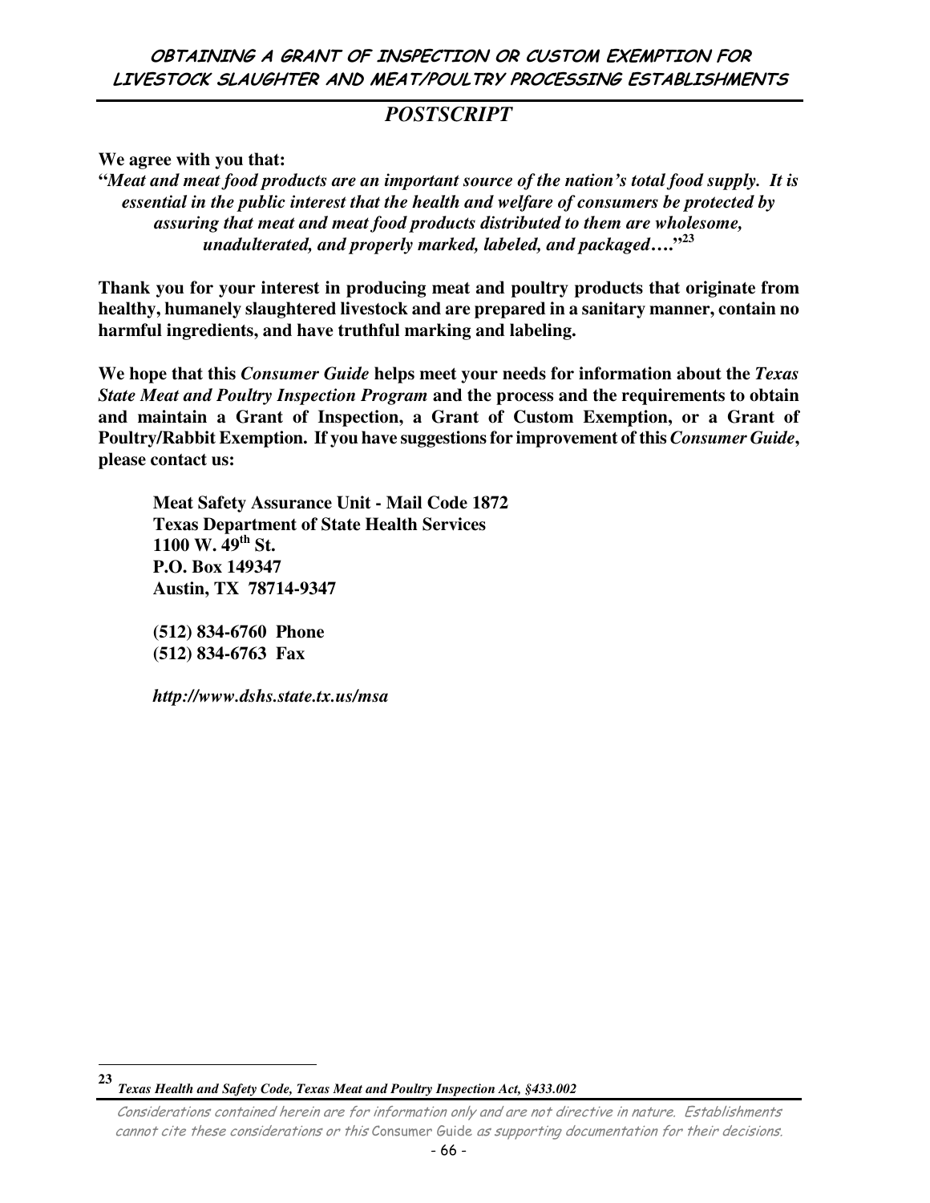## *POSTSCRIPT*

**We agree with you that:**

***"Meat and meat food products are an important source of the nation's total food supply. It is essential in the public interest that the health and welfare of consumers be protected by assuring that meat and meat food products distributed to them are wholesome, unadulterated, and properly marked, labeled, and packaged…."*[23]**

**Thank you for your interest in producing meat and poultry products that originate from healthy, humanely slaughtered livestock and are prepared in a sanitary manner, contain no harmful ingredients, and have truthful marking and labeling.**

**We hope that this *Consumer Guide* helps meet your needs for information about the *Texas State Meat and Poultry Inspection Program* and the process and the requirements to obtain and maintain a Grant of Inspection, a Grant of Custom Exemption, or a Grant of Poultry/Rabbit Exemption. If you have suggestions for improvement of this *Consumer Guide*, please contact us:**

**Meat Safety Assurance Unit - Mail Code 1872**
**Texas Department of State Health Services**
**1100 W. 49th St.**
**P.O. Box 149347**
**Austin, TX 78714-9347**

**(512) 834-6760 Phone**
**(512) 834-6763 Fax**

***http://www.dshs.state.tx.us/msa***

---

[23] ***Texas Health and Safety Code, Texas Meat and Poultry Inspection Act, §433.002***

*Considerations contained herein are for information only and are not directive in nature. Establishments cannot cite these considerations or this* Consumer Guide *as supporting documentation for their decisions.*